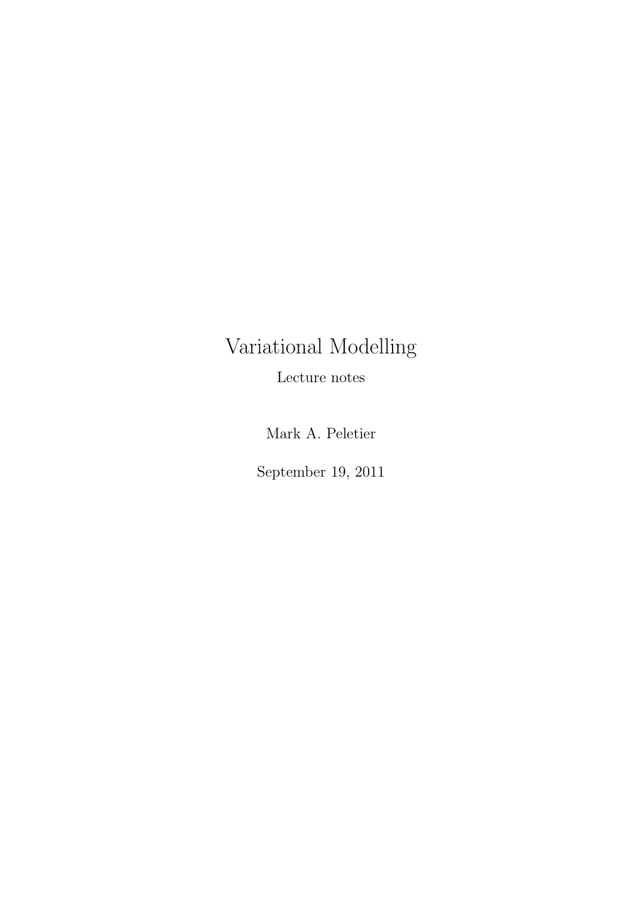# Variational Modelling

Lecture notes

Mark A. Peletier

September 19, 2011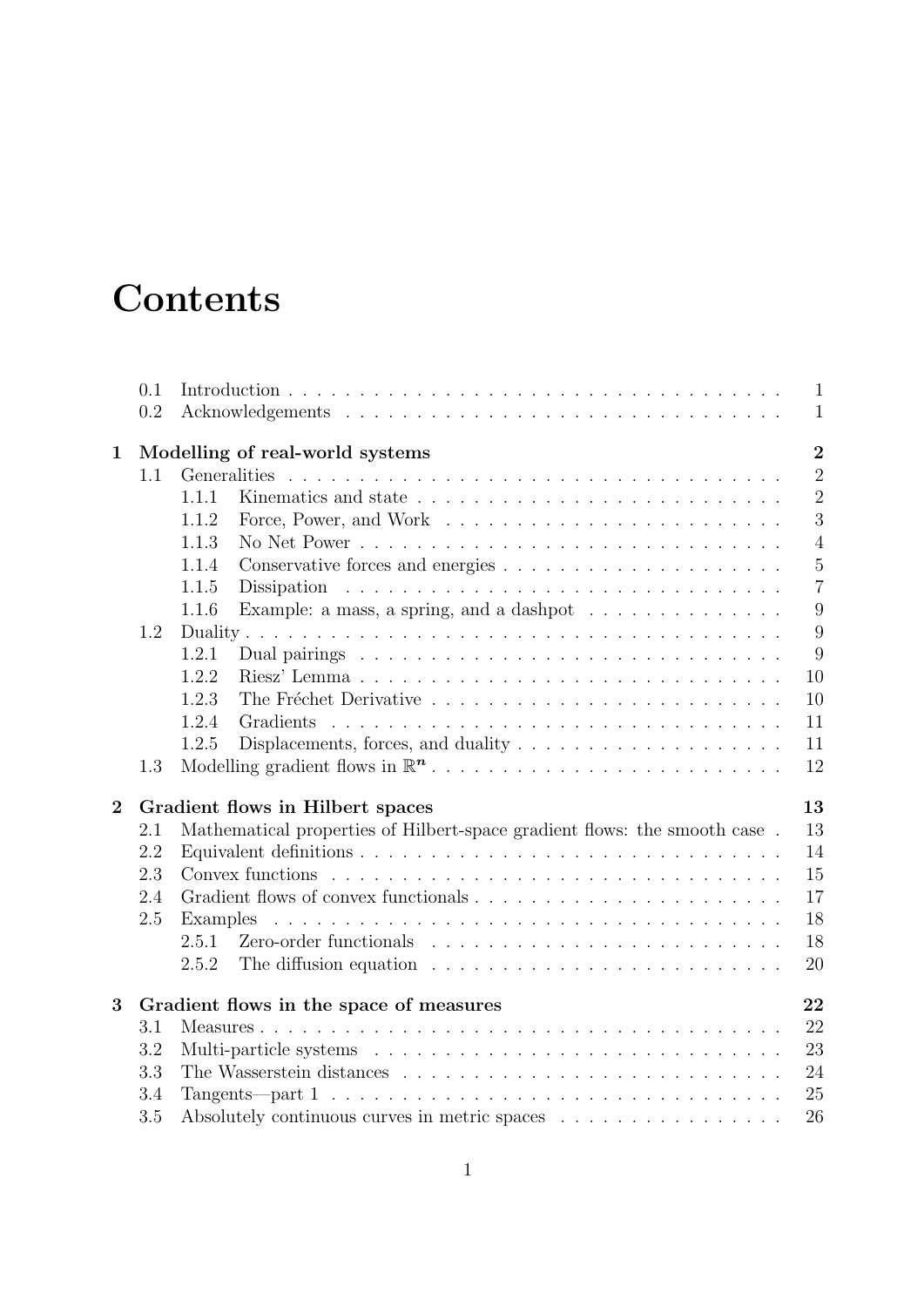# Contents

| | | |
|---|---|---|
| 0.1 | Introduction | 1 |
| 0.2 | Acknowledgements | 1 |
| **1** | **Modelling of real-world systems** | **2** |
| 1.1 | Generalities | 2 |
| 1.1.1 | Kinematics and state | 2 |
| 1.1.2 | Force, Power, and Work | 3 |
| 1.1.3 | No Net Power | 4 |
| 1.1.4 | Conservative forces and energies | 5 |
| 1.1.5 | Dissipation | 7 |
| 1.1.6 | Example: a mass, a spring, and a dashpot | 9 |
| 1.2 | Duality | 9 |
| 1.2.1 | Dual pairings | 9 |
| 1.2.2 | Riesz' Lemma | 10 |
| 1.2.3 | The Fréchet Derivative | 10 |
| 1.2.4 | Gradients | 11 |
| 1.2.5 | Displacements, forces, and duality | 11 |
| 1.3 | Modelling gradient flows in $\mathbb{R}^n$ | 12 |
| **2** | **Gradient flows in Hilbert spaces** | **13** |
| 2.1 | Mathematical properties of Hilbert-space gradient flows: the smooth case | 13 |
| 2.2 | Equivalent definitions | 14 |
| 2.3 | Convex functions | 15 |
| 2.4 | Gradient flows of convex functionals | 17 |
| 2.5 | Examples | 18 |
| 2.5.1 | Zero-order functionals | 18 |
| 2.5.2 | The diffusion equation | 20 |
| **3** | **Gradient flows in the space of measures** | **22** |
| 3.1 | Measures | 22 |
| 3.2 | Multi-particle systems | 23 |
| 3.3 | The Wasserstein distances | 24 |
| 3.4 | Tangents—part 1 | 25 |
| 3.5 | Absolutely continuous curves in metric spaces | 26 |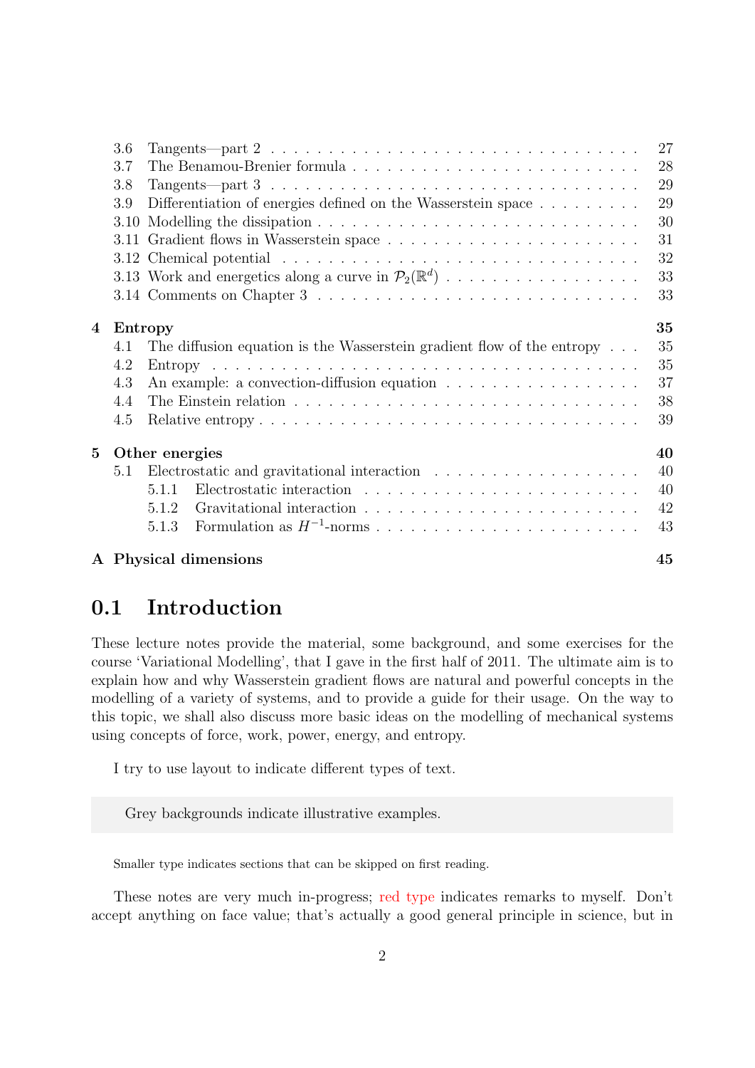3.6 Tangents—part 2 . . . 27
3.7 The Benamou-Brenier formula . . . 28
3.8 Tangents—part 3 . . . 29
3.9 Differentiation of energies defined on the Wasserstein space . . . 29
3.10 Modelling the dissipation . . . 30
3.11 Gradient flows in Wasserstein space . . . 31
3.12 Chemical potential . . . 32
3.13 Work and energetics along a curve in $\mathcal{P}_2(\mathbb{R}^d)$ . . . 33
3.14 Comments on Chapter 3 . . . 33

**4 Entropy** **35**
4.1 The diffusion equation is the Wasserstein gradient flow of the entropy . . . 35
4.2 Entropy . . . 35
4.3 An example: a convection-diffusion equation . . . 37
4.4 The Einstein relation . . . 38
4.5 Relative entropy . . . 39

**5 Other energies** **40**
5.1 Electrostatic and gravitational interaction . . . 40
5.1.1 Electrostatic interaction . . . 40
5.1.2 Gravitational interaction . . . 42
5.1.3 Formulation as $H^{-1}$-norms . . . 43

**A Physical dimensions** **45**

## 0.1 Introduction

These lecture notes provide the material, some background, and some exercises for the course 'Variational Modelling', that I gave in the first half of 2011. The ultimate aim is to explain how and why Wasserstein gradient flows are natural and powerful concepts in the modelling of a variety of systems, and to provide a guide for their usage. On the way to this topic, we shall also discuss more basic ideas on the modelling of mechanical systems using concepts of force, work, power, energy, and entropy.

I try to use layout to indicate different types of text.

> Grey backgrounds indicate illustrative examples.

Smaller type indicates sections that can be skipped on first reading.

These notes are very much in-progress; red type indicates remarks to myself. Don't accept anything on face value; that's actually a good general principle in science, but in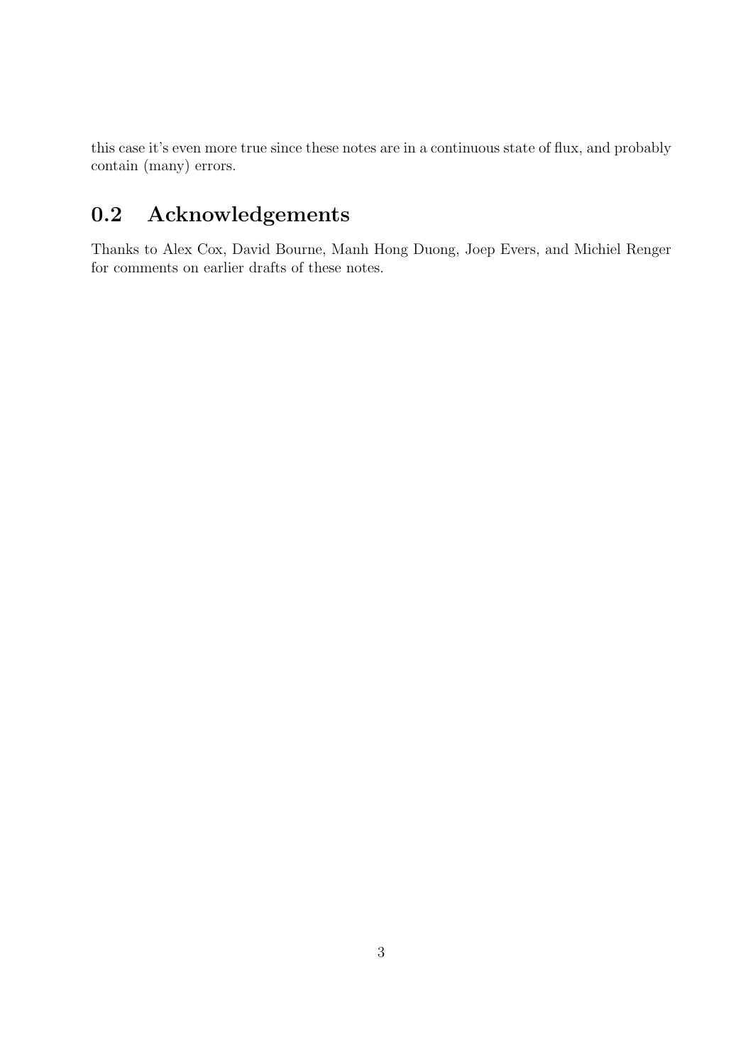this case it's even more true since these notes are in a continuous state of flux, and probably contain (many) errors.

## 0.2 Acknowledgements

Thanks to Alex Cox, David Bourne, Manh Hong Duong, Joep Evers, and Michiel Renger for comments on earlier drafts of these notes.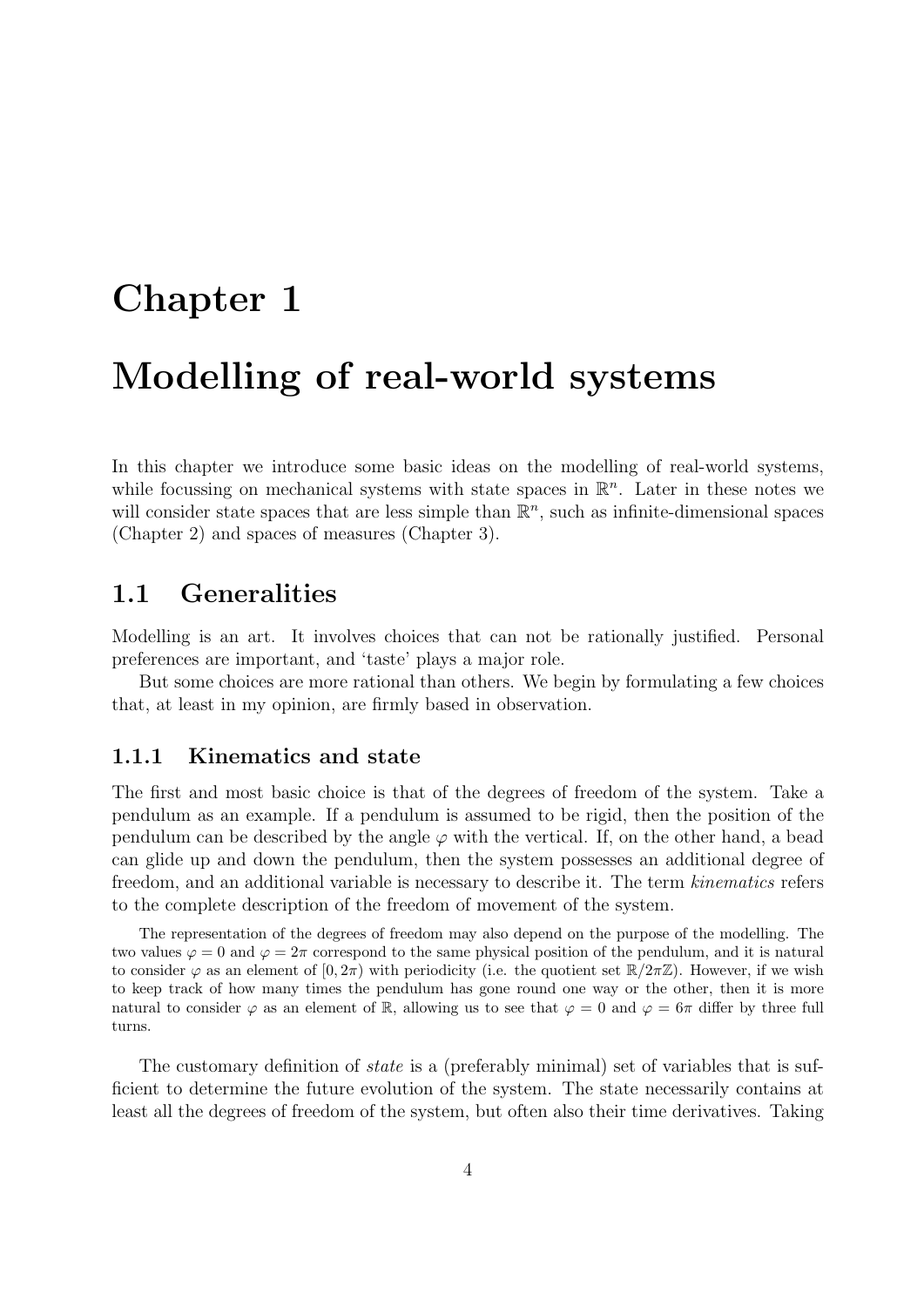# Chapter 1

# Modelling of real-world systems

In this chapter we introduce some basic ideas on the modelling of real-world systems, while focussing on mechanical systems with state spaces in $\mathbb{R}^n$. Later in these notes we will consider state spaces that are less simple than $\mathbb{R}^n$, such as infinite-dimensional spaces (Chapter 2) and spaces of measures (Chapter 3).

## 1.1 Generalities

Modelling is an art. It involves choices that can not be rationally justified. Personal preferences are important, and 'taste' plays a major role.

But some choices are more rational than others. We begin by formulating a few choices that, at least in my opinion, are firmly based in observation.

### 1.1.1 Kinematics and state

The first and most basic choice is that of the degrees of freedom of the system. Take a pendulum as an example. If a pendulum is assumed to be rigid, then the position of the pendulum can be described by the angle $\varphi$ with the vertical. If, on the other hand, a bead can glide up and down the pendulum, then the system possesses an additional degree of freedom, and an additional variable is necessary to describe it. The term *kinematics* refers to the complete description of the freedom of movement of the system.

The representation of the degrees of freedom may also depend on the purpose of the modelling. The two values $\varphi = 0$ and $\varphi = 2\pi$ correspond to the same physical position of the pendulum, and it is natural to consider $\varphi$ as an element of $[0, 2\pi)$ with periodicity (i.e. the quotient set $\mathbb{R}/2\pi\mathbb{Z}$). However, if we wish to keep track of how many times the pendulum has gone round one way or the other, then it is more natural to consider $\varphi$ as an element of $\mathbb{R}$, allowing us to see that $\varphi = 0$ and $\varphi = 6\pi$ differ by three full turns.

The customary definition of *state* is a (preferably minimal) set of variables that is sufficient to determine the future evolution of the system. The state necessarily contains at least all the degrees of freedom of the system, but often also their time derivatives. Taking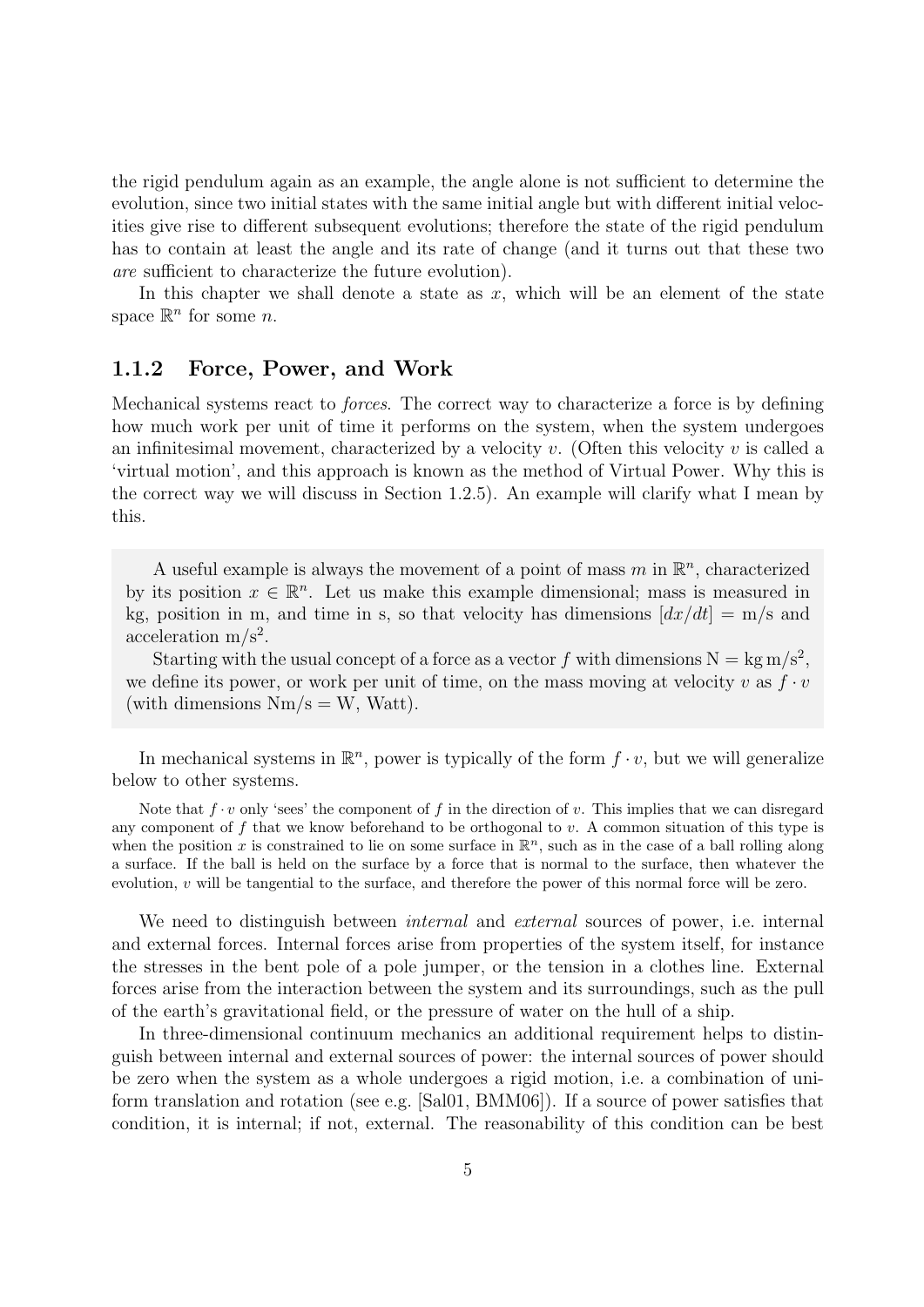the rigid pendulum again as an example, the angle alone is not sufficient to determine the evolution, since two initial states with the same initial angle but with different initial velocities give rise to different subsequent evolutions; therefore the state of the rigid pendulum has to contain at least the angle and its rate of change (and it turns out that these two *are* sufficient to characterize the future evolution).

In this chapter we shall denote a state as $x$, which will be an element of the state space $\mathbb{R}^n$ for some $n$.

### 1.1.2 Force, Power, and Work

Mechanical systems react to *forces*. The correct way to characterize a force is by defining how much work per unit of time it performs on the system, when the system undergoes an infinitesimal movement, characterized by a velocity $v$. (Often this velocity $v$ is called a 'virtual motion', and this approach is known as the method of Virtual Power. Why this is the correct way we will discuss in Section 1.2.5). An example will clarify what I mean by this.

> A useful example is always the movement of a point of mass $m$ in $\mathbb{R}^n$, characterized by its position $x \in \mathbb{R}^n$. Let us make this example dimensional; mass is measured in kg, position in m, and time in s, so that velocity has dimensions $[dx/dt] = \text{m/s}$ and acceleration $\text{m/s}^2$.
>
> Starting with the usual concept of a force as a vector $f$ with dimensions $\text{N} = \text{kg m/s}^2$, we define its power, or work per unit of time, on the mass moving at velocity $v$ as $f \cdot v$ (with dimensions $\text{Nm/s} = \text{W}$, Watt).

In mechanical systems in $\mathbb{R}^n$, power is typically of the form $f \cdot v$, but we will generalize below to other systems.

Note that $f \cdot v$ only 'sees' the component of $f$ in the direction of $v$. This implies that we can disregard any component of $f$ that we know beforehand to be orthogonal to $v$. A common situation of this type is when the position $x$ is constrained to lie on some surface in $\mathbb{R}^n$, such as in the case of a ball rolling along a surface. If the ball is held on the surface by a force that is normal to the surface, then whatever the evolution, $v$ will be tangential to the surface, and therefore the power of this normal force will be zero.

We need to distinguish between *internal* and *external* sources of power, i.e. internal and external forces. Internal forces arise from properties of the system itself, for instance the stresses in the bent pole of a pole jumper, or the tension in a clothes line. External forces arise from the interaction between the system and its surroundings, such as the pull of the earth's gravitational field, or the pressure of water on the hull of a ship.

In three-dimensional continuum mechanics an additional requirement helps to distinguish between internal and external sources of power: the internal sources of power should be zero when the system as a whole undergoes a rigid motion, i.e. a combination of uniform translation and rotation (see e.g. [Sal01, BMM06]). If a source of power satisfies that condition, it is internal; if not, external. The reasonability of this condition can be best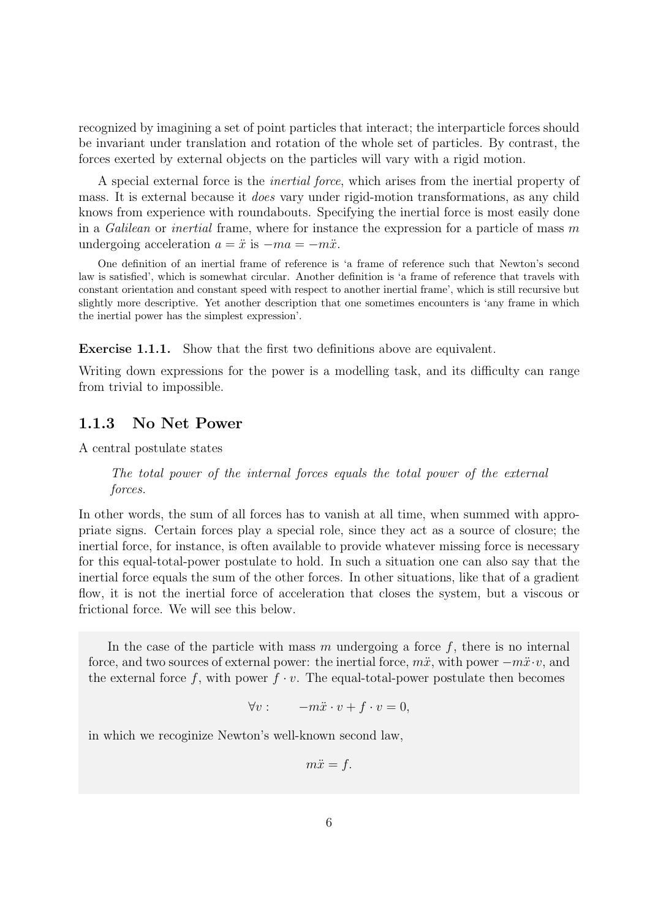recognized by imagining a set of point particles that interact; the interparticle forces should be invariant under translation and rotation of the whole set of particles. By contrast, the forces exerted by external objects on the particles will vary with a rigid motion.

A special external force is the *inertial force*, which arises from the inertial property of mass. It is external because it *does* vary under rigid-motion transformations, as any child knows from experience with roundabouts. Specifying the inertial force is most easily done in a *Galilean* or *inertial* frame, where for instance the expression for a particle of mass $m$ undergoing acceleration $a = \ddot{x}$ is $-ma = -m\ddot{x}$.

One definition of an inertial frame of reference is 'a frame of reference such that Newton's second law is satisfied', which is somewhat circular. Another definition is 'a frame of reference that travels with constant orientation and constant speed with respect to another inertial frame', which is still recursive but slightly more descriptive. Yet another description that one sometimes encounters is 'any frame in which the inertial power has the simplest expression'.

**Exercise 1.1.1.** Show that the first two definitions above are equivalent.

Writing down expressions for the power is a modelling task, and its difficulty can range from trivial to impossible.

### 1.1.3 No Net Power

A central postulate states

> *The total power of the internal forces equals the total power of the external forces.*

In other words, the sum of all forces has to vanish at all time, when summed with appropriate signs. Certain forces play a special role, since they act as a source of closure; the inertial force, for instance, is often available to provide whatever missing force is necessary for this equal-total-power postulate to hold. In such a situation one can also say that the inertial force equals the sum of the other forces. In other situations, like that of a gradient flow, it is not the inertial force of acceleration that closes the system, but a viscous or frictional force. We will see this below.

In the case of the particle with mass $m$ undergoing a force $f$, there is no internal force, and two sources of external power: the inertial force, $m\ddot{x}$, with power $-m\ddot{x}\cdot v$, and the external force $f$, with power $f \cdot v$. The equal-total-power postulate then becomes

$$\forall v : \qquad -m\ddot{x} \cdot v + f \cdot v = 0,$$

in which we recoginize Newton's well-known second law,

$$m\ddot{x} = f.$$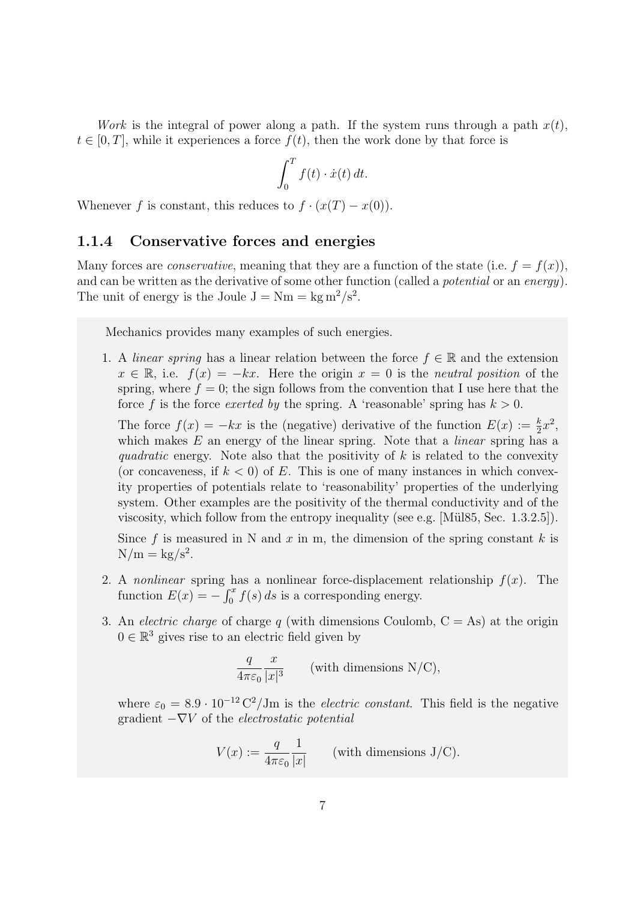*Work* is the integral of power along a path. If the system runs through a path $x(t)$, $t \in [0, T]$, while it experiences a force $f(t)$, then the work done by that force is

$$\int_0^T f(t) \cdot \dot{x}(t)\, dt.$$

Whenever $f$ is constant, this reduces to $f \cdot (x(T) - x(0))$.

### 1.1.4 Conservative forces and energies

Many forces are *conservative*, meaning that they are a function of the state (i.e. $f = f(x)$), and can be written as the derivative of some other function (called a *potential* or an *energy*). The unit of energy is the Joule $\mathrm{J} = \mathrm{Nm} = \mathrm{kg\, m^2/s^2}$.

Mechanics provides many examples of such energies.

1. A *linear spring* has a linear relation between the force $f \in \mathbb{R}$ and the extension $x \in \mathbb{R}$, i.e. $f(x) = -kx$. Here the origin $x = 0$ is the *neutral position* of the spring, where $f = 0$; the sign follows from the convention that I use here that the force $f$ is the force *exerted by* the spring. A 'reasonable' spring has $k > 0$.

   The force $f(x) = -kx$ is the (negative) derivative of the function $E(x) := \frac{k}{2}x^2$, which makes $E$ an energy of the linear spring. Note that a *linear* spring has a *quadratic* energy. Note also that the positivity of $k$ is related to the convexity (or concaveness, if $k < 0$) of $E$. This is one of many instances in which convexity properties of potentials relate to 'reasonability' properties of the underlying system. Other examples are the positivity of the thermal conductivity and of the viscosity, which follow from the entropy inequality (see e.g. [Mül85, Sec. 1.3.2.5]).

   Since $f$ is measured in N and $x$ in m, the dimension of the spring constant $k$ is $\mathrm{N/m} = \mathrm{kg/s^2}$.

2. A *nonlinear* spring has a nonlinear force-displacement relationship $f(x)$. The function $E(x) = -\int_0^x f(s)\, ds$ is a corresponding energy.

3. An *electric charge* of charge $q$ (with dimensions Coulomb, $\mathrm{C} = \mathrm{As}$) at the origin $0 \in \mathbb{R}^3$ gives rise to an electric field given by

$$\frac{q}{4\pi\varepsilon_0} \frac{x}{|x|^3} \qquad \text{(with dimensions N/C)},$$

   where $\varepsilon_0 = 8.9 \cdot 10^{-12}\, \mathrm{C^2/Jm}$ is the *electric constant*. This field is the negative gradient $-\nabla V$ of the *electrostatic potential*

$$V(x) := \frac{q}{4\pi\varepsilon_0} \frac{1}{|x|} \qquad \text{(with dimensions J/C)}.$$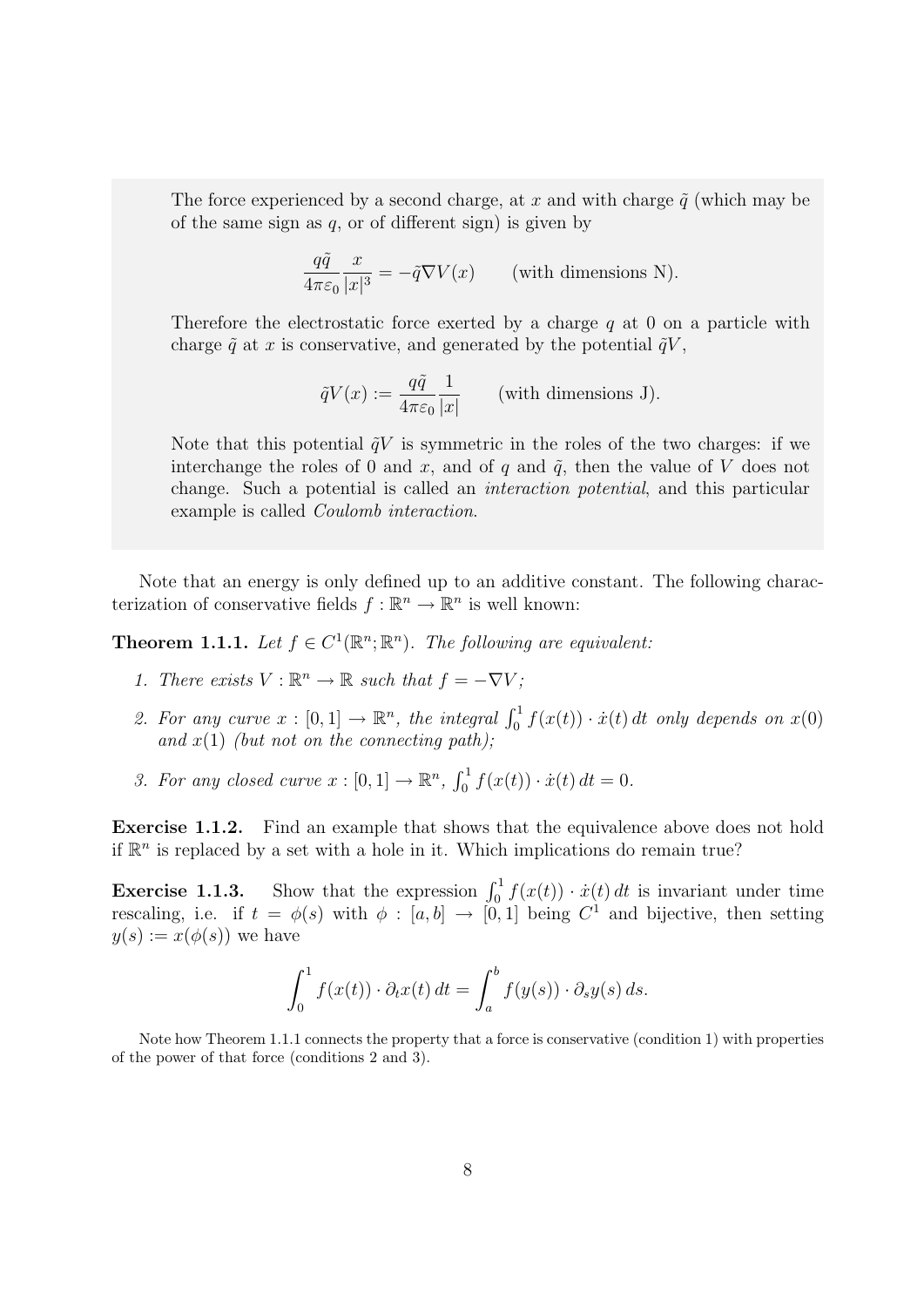The force experienced by a second charge, at $x$ and with charge $\tilde{q}$ (which may be of the same sign as $q$, or of different sign) is given by

$$\frac{q\tilde{q}}{4\pi\varepsilon_0}\frac{x}{|x|^3} = -\tilde{q}\nabla V(x) \qquad \text{(with dimensions N).}$$

Therefore the electrostatic force exerted by a charge $q$ at 0 on a particle with charge $\tilde{q}$ at $x$ is conservative, and generated by the potential $\tilde{q}V$,

$$\tilde{q}V(x) := \frac{q\tilde{q}}{4\pi\varepsilon_0}\frac{1}{|x|} \qquad \text{(with dimensions J).}$$

Note that this potential $\tilde{q}V$ is symmetric in the roles of the two charges: if we interchange the roles of 0 and $x$, and of $q$ and $\tilde{q}$, then the value of $V$ does not change. Such a potential is called an *interaction potential*, and this particular example is called *Coulomb interaction*.

Note that an energy is only defined up to an additive constant. The following characterization of conservative fields $f : \mathbb{R}^n \to \mathbb{R}^n$ is well known:

**Theorem 1.1.1.** *Let $f \in C^1(\mathbb{R}^n;\mathbb{R}^n)$. The following are equivalent:*

1. *There exists $V : \mathbb{R}^n \to \mathbb{R}$ such that $f = -\nabla V$;*
2. *For any curve $x : [0,1] \to \mathbb{R}^n$, the integral $\int_0^1 f(x(t)) \cdot \dot{x}(t)\,dt$ only depends on $x(0)$ and $x(1)$ (but not on the connecting path);*
3. *For any closed curve $x : [0,1] \to \mathbb{R}^n$, $\int_0^1 f(x(t)) \cdot \dot{x}(t)\,dt = 0$.*

**Exercise 1.1.2.** Find an example that shows that the equivalence above does not hold if $\mathbb{R}^n$ is replaced by a set with a hole in it. Which implications do remain true?

**Exercise 1.1.3.** Show that the expression $\int_0^1 f(x(t)) \cdot \dot{x}(t)\,dt$ is invariant under time rescaling, i.e. if $t = \phi(s)$ with $\phi : [a,b] \to [0,1]$ being $C^1$ and bijective, then setting $y(s) := x(\phi(s))$ we have

$$\int_0^1 f(x(t)) \cdot \partial_t x(t)\,dt = \int_a^b f(y(s)) \cdot \partial_s y(s)\,ds.$$

Note how Theorem 1.1.1 connects the property that a force is conservative (condition 1) with properties of the power of that force (conditions 2 and 3).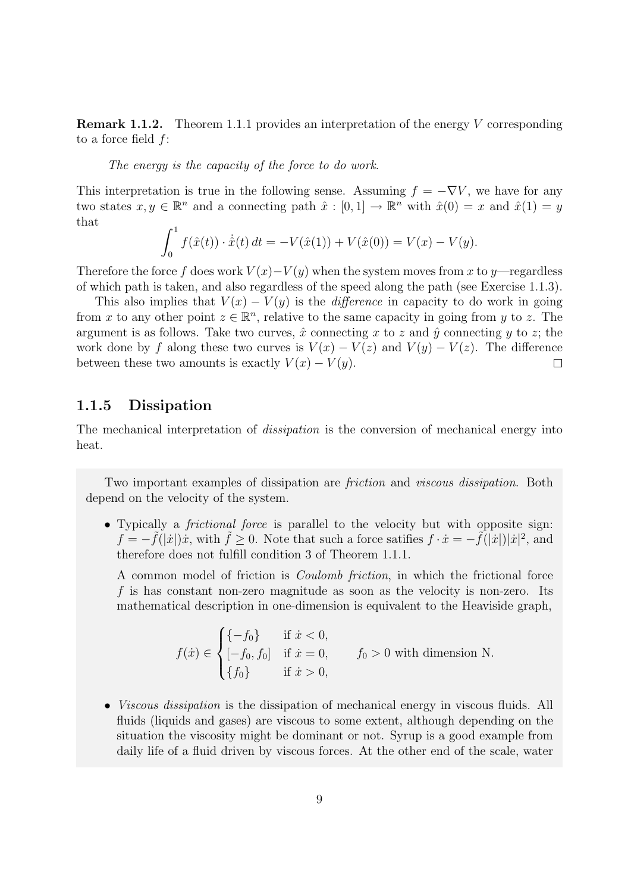**Remark 1.1.2.** Theorem 1.1.1 provides an interpretation of the energy $V$ corresponding to a force field $f$:

*The energy is the capacity of the force to do work.*

This interpretation is true in the following sense. Assuming $f = -\nabla V$, we have for any two states $x, y \in \mathbb{R}^n$ and a connecting path $\hat{x} : [0,1] \to \mathbb{R}^n$ with $\hat{x}(0) = x$ and $\hat{x}(1) = y$ that

$$\int_0^1 f(\hat{x}(t)) \cdot \dot{\hat{x}}(t)\, dt = -V(\hat{x}(1)) + V(\hat{x}(0)) = V(x) - V(y).$$

Therefore the force $f$ does work $V(x) - V(y)$ when the system moves from $x$ to $y$—regardless of which path is taken, and also regardless of the speed along the path (see Exercise 1.1.3).

This also implies that $V(x) - V(y)$ is the *difference* in capacity to do work in going from $x$ to any other point $z \in \mathbb{R}^n$, relative to the same capacity in going from $y$ to $z$. The argument is as follows. Take two curves, $\hat{x}$ connecting $x$ to $z$ and $\hat{y}$ connecting $y$ to $z$; the work done by $f$ along these two curves is $V(x) - V(z)$ and $V(y) - V(z)$. The difference between these two amounts is exactly $V(x) - V(y)$. □

### 1.1.5 Dissipation

The mechanical interpretation of *dissipation* is the conversion of mechanical energy into heat.

Two important examples of dissipation are *friction* and *viscous dissipation*. Both depend on the velocity of the system.

- Typically a *frictional force* is parallel to the velocity but with opposite sign: $f = -\tilde{f}(|\dot{x}|)\dot{x}$, with $\tilde{f} \geq 0$. Note that such a force satifies $f \cdot \dot{x} = -\tilde{f}(|\dot{x}|)|\dot{x}|^2$, and therefore does not fulfill condition 3 of Theorem 1.1.1.

  A common model of friction is *Coulomb friction*, in which the frictional force $f$ is has constant non-zero magnitude as soon as the velocity is non-zero. Its mathematical description in one-dimension is equivalent to the Heaviside graph,

$$f(\dot{x}) \in \begin{cases} \{-f_0\} & \text{if } \dot{x} < 0, \\ [-f_0, f_0] & \text{if } \dot{x} = 0, \\ \{f_0\} & \text{if } \dot{x} > 0, \end{cases} \qquad f_0 > 0 \text{ with dimension N.}$$

- *Viscous dissipation* is the dissipation of mechanical energy in viscous fluids. All fluids (liquids and gases) are viscous to some extent, although depending on the situation the viscosity might be dominant or not. Syrup is a good example from daily life of a fluid driven by viscous forces. At the other end of the scale, water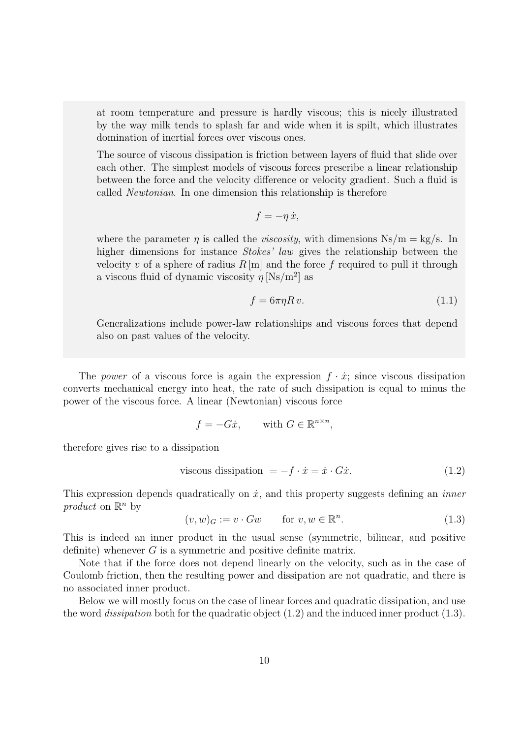at room temperature and pressure is hardly viscous; this is nicely illustrated by the way milk tends to splash far and wide when it is spilt, which illustrates domination of inertial forces over viscous ones.

The source of viscous dissipation is friction between layers of fluid that slide over each other. The simplest models of viscous forces prescribe a linear relationship between the force and the velocity difference or velocity gradient. Such a fluid is called *Newtonian*. In one dimension this relationship is therefore

$$f = -\eta\, \dot{x},$$

where the parameter $\eta$ is called the *viscosity*, with dimensions $\mathrm{Ns/m} = \mathrm{kg/s}$. In higher dimensions for instance *Stokes' law* gives the relationship between the velocity $v$ of a sphere of radius $R\,[\mathrm{m}]$ and the force $f$ required to pull it through a viscous fluid of dynamic viscosity $\eta\,[\mathrm{Ns/m^2}]$ as

$$f = 6\pi\eta R\, v. \tag{1.1}$$

Generalizations include power-law relationships and viscous forces that depend also on past values of the velocity.

The *power* of a viscous force is again the expression $f \cdot \dot{x}$; since viscous dissipation converts mechanical energy into heat, the rate of such dissipation is equal to minus the power of the viscous force. A linear (Newtonian) viscous force

$$f = -G\dot{x}, \qquad \text{with } G \in \mathbb{R}^{n\times n},$$

therefore gives rise to a dissipation

$$\text{viscous dissipation } = -f \cdot \dot{x} = \dot{x} \cdot G\dot{x}. \tag{1.2}$$

This expression depends quadratically on $\dot{x}$, and this property suggests defining an *inner product* on $\mathbb{R}^n$ by

$$(v, w)_G := v \cdot Gw \qquad \text{for } v, w \in \mathbb{R}^n. \tag{1.3}$$

This is indeed an inner product in the usual sense (symmetric, bilinear, and positive definite) whenever $G$ is a symmetric and positive definite matrix.

Note that if the force does not depend linearly on the velocity, such as in the case of Coulomb friction, then the resulting power and dissipation are not quadratic, and there is no associated inner product.

Below we will mostly focus on the case of linear forces and quadratic dissipation, and use the word *dissipation* both for the quadratic object (1.2) and the induced inner product (1.3).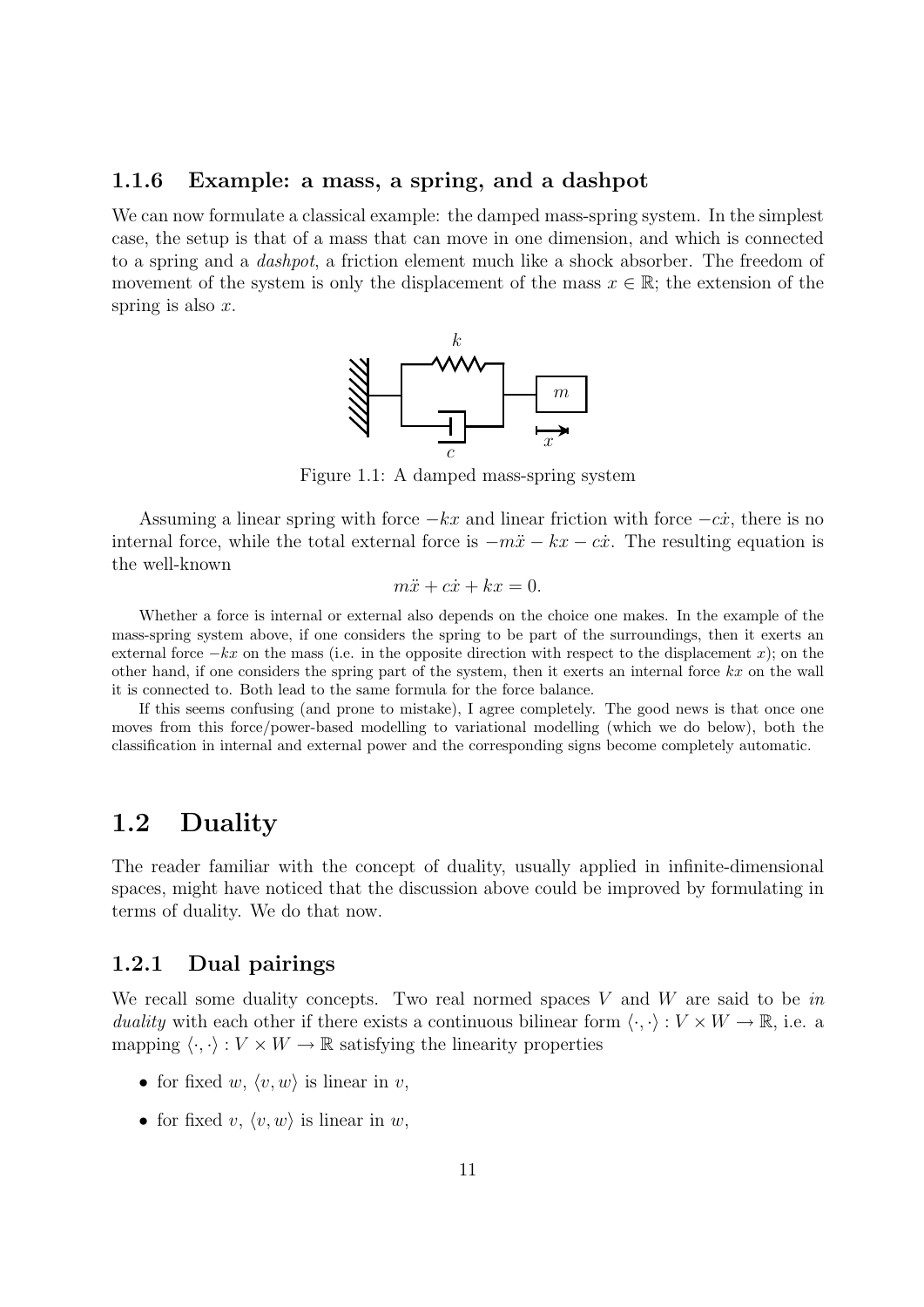### 1.1.6 Example: a mass, a spring, and a dashpot

We can now formulate a classical example: the damped mass-spring system. In the simplest case, the setup is that of a mass that can move in one dimension, and which is connected to a spring and a *dashpot*, a friction element much like a shock absorber. The freedom of movement of the system is only the displacement of the mass $x \in \mathbb{R}$; the extension of the spring is also $x$.

Figure 1.1: A damped mass-spring system

Assuming a linear spring with force $-kx$ and linear friction with force $-c\dot{x}$, there is no internal force, while the total external force is $-m\ddot{x} - kx - c\dot{x}$. The resulting equation is the well-known

$$m\ddot{x} + c\dot{x} + kx = 0.$$

Whether a force is internal or external also depends on the choice one makes. In the example of the mass-spring system above, if one considers the spring to be part of the surroundings, then it exerts an external force $-kx$ on the mass (i.e. in the opposite direction with respect to the displacement $x$); on the other hand, if one considers the spring part of the system, then it exerts an internal force $kx$ on the wall it is connected to. Both lead to the same formula for the force balance.

If this seems confusing (and prone to mistake), I agree completely. The good news is that once one moves from this force/power-based modelling to variational modelling (which we do below), both the classification in internal and external power and the corresponding signs become completely automatic.

## 1.2 Duality

The reader familiar with the concept of duality, usually applied in infinite-dimensional spaces, might have noticed that the discussion above could be improved by formulating in terms of duality. We do that now.

### 1.2.1 Dual pairings

We recall some duality concepts. Two real normed spaces $V$ and $W$ are said to be *in duality* with each other if there exists a continuous bilinear form $\langle \cdot, \cdot \rangle : V \times W \to \mathbb{R}$, i.e. a mapping $\langle \cdot, \cdot \rangle : V \times W \to \mathbb{R}$ satisfying the linearity properties

- for fixed $w$, $\langle v, w \rangle$ is linear in $v$,
- for fixed $v$, $\langle v, w \rangle$ is linear in $w$,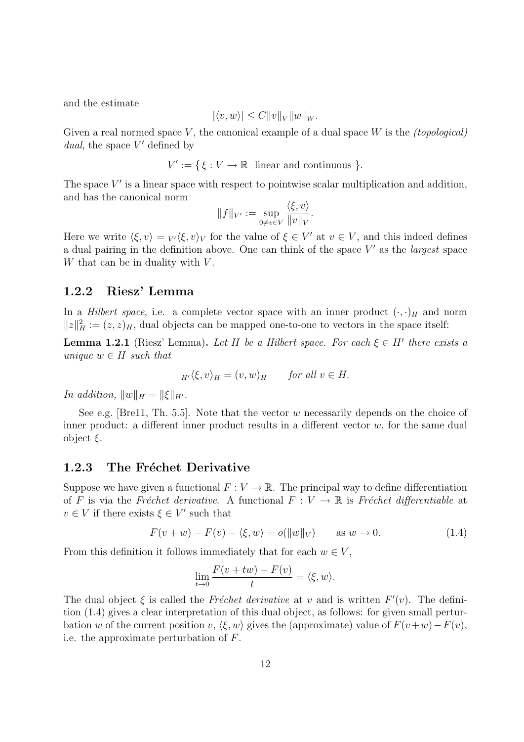and the estimate

$$|\langle v, w\rangle| \le C\|v\|_V \|w\|_W.$$

Given a real normed space $V$, the canonical example of a dual space $W$ is the *(topological) dual*, the space $V'$ defined by

$$V' := \{\, \xi : V \to \mathbb{R} \;\text{ linear and continuous }\}.$$

The space $V'$ is a linear space with respect to pointwise scalar multiplication and addition, and has the canonical norm

$$\|f\|_{V'} := \sup_{0\neq v\in V} \frac{\langle \xi, v\rangle}{\|v\|_V}.$$

Here we write $\langle \xi, v\rangle = {}_{V'}\langle \xi, v\rangle_V$ for the value of $\xi \in V'$ at $v \in V$, and this indeed defines a dual pairing in the definition above. One can think of the space $V'$ as the *largest* space $W$ that can be in duality with $V$.

### 1.2.2 Riesz' Lemma

In a *Hilbert space*, i.e. a complete vector space with an inner product $(\cdot,\cdot)_H$ and norm $\|z\|_H^2 := (z, z)_H$, dual objects can be mapped one-to-one to vectors in the space itself:

**Lemma 1.2.1** (Riesz' Lemma)**.** *Let $H$ be a Hilbert space. For each $\xi \in H'$ there exists a unique $w \in H$ such that*

$${}_{H'}\langle \xi, v\rangle_H = (v, w)_H \qquad \textit{for all } v \in H.$$

*In addition, $\|w\|_H = \|\xi\|_{H'}$.*

See e.g. [Bre11, Th. 5.5]. Note that the vector $w$ necessarily depends on the choice of inner product: a different inner product results in a different vector $w$, for the same dual object $\xi$.

### 1.2.3 The Fréchet Derivative

Suppose we have given a functional $F : V \to \mathbb{R}$. The principal way to define differentiation of $F$ is via the *Fréchet derivative*. A functional $F : V \to \mathbb{R}$ is *Fréchet differentiable* at $v \in V$ if there exists $\xi \in V'$ such that

$$F(v + w) - F(v) - \langle \xi, w\rangle = o(\|w\|_V) \qquad \text{as } w \to 0. \tag{1.4}$$

From this definition it follows immediately that for each $w \in V$,

$$\lim_{t\to 0} \frac{F(v + tw) - F(v)}{t} = \langle \xi, w\rangle.$$

The dual object $\xi$ is called the *Fréchet derivative* at $v$ and is written $F'(v)$. The definition (1.4) gives a clear interpretation of this dual object, as follows: for given small perturbation $w$ of the current position $v$, $\langle \xi, w\rangle$ gives the (approximate) value of $F(v+w)-F(v)$, i.e. the approximate perturbation of $F$.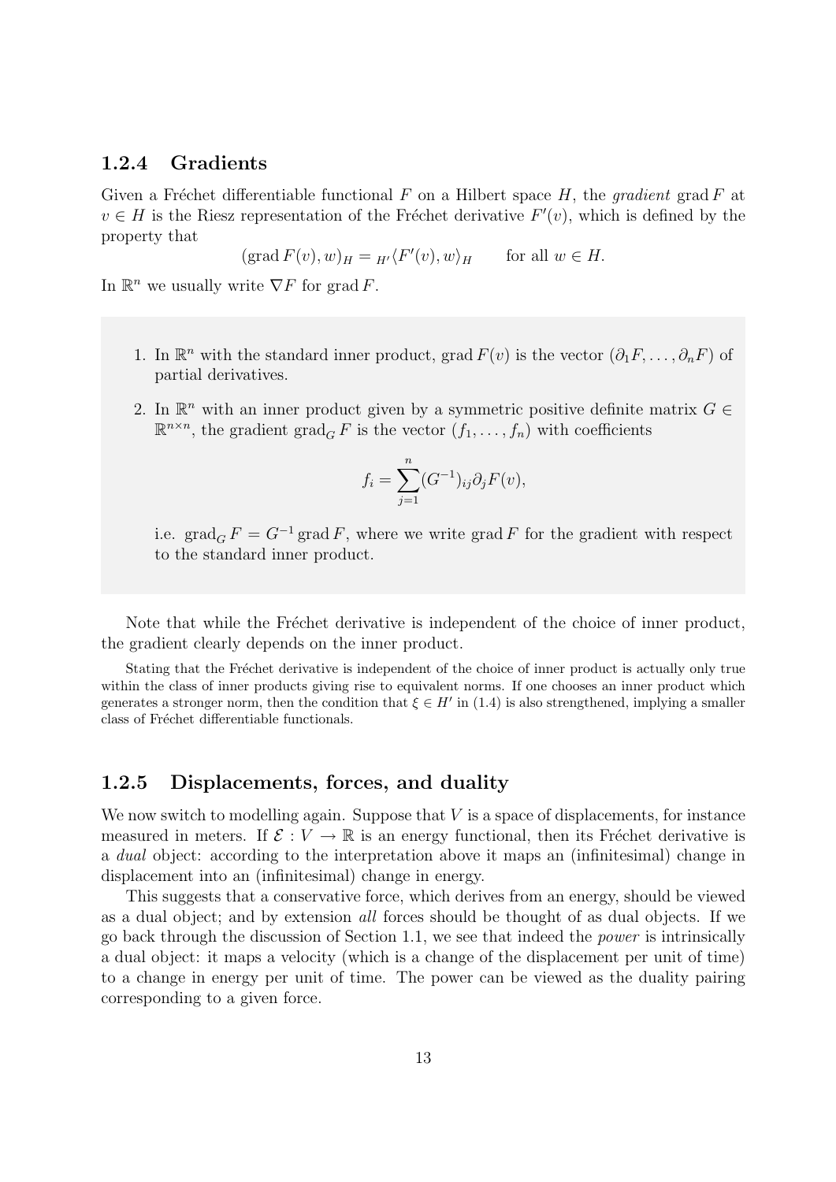### 1.2.4 Gradients

Given a Fréchet differentiable functional $F$ on a Hilbert space $H$, the *gradient* $\operatorname{grad} F$ at $v \in H$ is the Riesz representation of the Fréchet derivative $F'(v)$, which is defined by the property that

$$(\operatorname{grad} F(v), w)_H = {}_{H'}\langle F'(v), w \rangle_H \qquad \text{for all } w \in H.$$

In $\mathbb{R}^n$ we usually write $\nabla F$ for $\operatorname{grad} F$.

1. In $\mathbb{R}^n$ with the standard inner product, $\operatorname{grad} F(v)$ is the vector $(\partial_1 F, \dots, \partial_n F)$ of partial derivatives.

2. In $\mathbb{R}^n$ with an inner product given by a symmetric positive definite matrix $G \in \mathbb{R}^{n \times n}$, the gradient $\operatorname{grad}_G F$ is the vector $(f_1, \dots, f_n)$ with coefficients

$$f_i = \sum_{j=1}^{n} (G^{-1})_{ij} \partial_j F(v),$$

i.e. $\operatorname{grad}_G F = G^{-1} \operatorname{grad} F$, where we write $\operatorname{grad} F$ for the gradient with respect to the standard inner product.

Note that while the Fréchet derivative is independent of the choice of inner product, the gradient clearly depends on the inner product.

Stating that the Fréchet derivative is independent of the choice of inner product is actually only true within the class of inner products giving rise to equivalent norms. If one chooses an inner product which generates a stronger norm, then the condition that $\xi \in H'$ in (1.4) is also strengthened, implying a smaller class of Fréchet differentiable functionals.

### 1.2.5 Displacements, forces, and duality

We now switch to modelling again. Suppose that $V$ is a space of displacements, for instance measured in meters. If $\mathcal{E} : V \to \mathbb{R}$ is an energy functional, then its Fréchet derivative is a *dual* object: according to the interpretation above it maps an (infinitesimal) change in displacement into an (infinitesimal) change in energy.

This suggests that a conservative force, which derives from an energy, should be viewed as a dual object; and by extension *all* forces should be thought of as dual objects. If we go back through the discussion of Section 1.1, we see that indeed the *power* is intrinsically a dual object: it maps a velocity (which is a change of the displacement per unit of time) to a change in energy per unit of time. The power can be viewed as the duality pairing corresponding to a given force.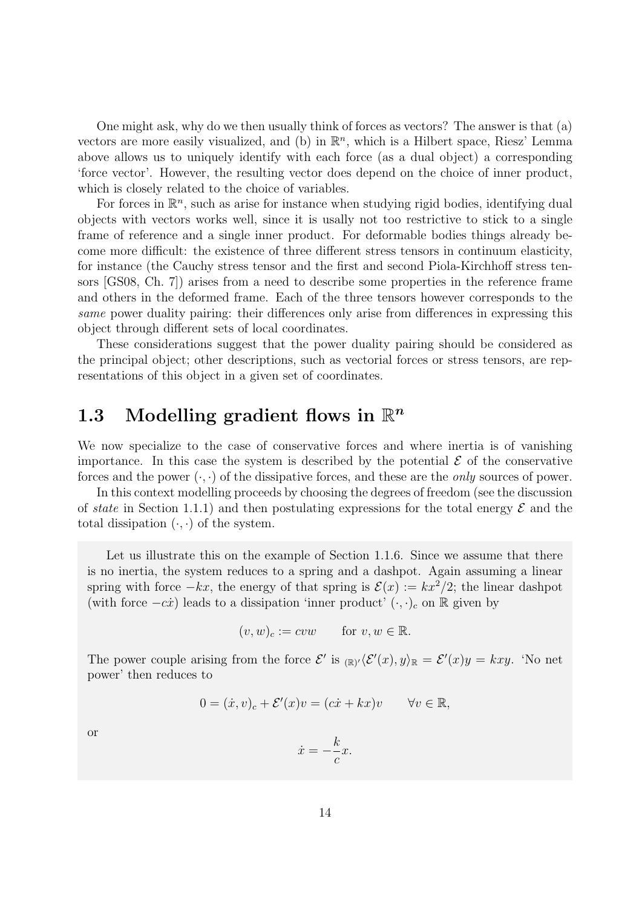One might ask, why do we then usually think of forces as vectors? The answer is that (a) vectors are more easily visualized, and (b) in $\mathbb{R}^n$, which is a Hilbert space, Riesz' Lemma above allows us to uniquely identify with each force (as a dual object) a corresponding 'force vector'. However, the resulting vector does depend on the choice of inner product, which is closely related to the choice of variables.

For forces in $\mathbb{R}^n$, such as arise for instance when studying rigid bodies, identifying dual objects with vectors works well, since it is usally not too restrictive to stick to a single frame of reference and a single inner product. For deformable bodies things already become more difficult: the existence of three different stress tensors in continuum elasticity, for instance (the Cauchy stress tensor and the first and second Piola-Kirchhoff stress tensors [GS08, Ch. 7]) arises from a need to describe some properties in the reference frame and others in the deformed frame. Each of the three tensors however corresponds to the *same* power duality pairing: their differences only arise from differences in expressing this object through different sets of local coordinates.

These considerations suggest that the power duality pairing should be considered as the principal object; other descriptions, such as vectorial forces or stress tensors, are representations of this object in a given set of coordinates.

## 1.3 Modelling gradient flows in $\mathbb{R}^n$

We now specialize to the case of conservative forces and where inertia is of vanishing importance. In this case the system is described by the potential $\mathcal{E}$ of the conservative forces and the power $(\cdot,\cdot)$ of the dissipative forces, and these are the *only* sources of power.

In this context modelling proceeds by choosing the degrees of freedom (see the discussion of *state* in Section 1.1.1) and then postulating expressions for the total energy $\mathcal{E}$ and the total dissipation $(\cdot,\cdot)$ of the system.

Let us illustrate this on the example of Section 1.1.6. Since we assume that there is no inertia, the system reduces to a spring and a dashpot. Again assuming a linear spring with force $-kx$, the energy of that spring is $\mathcal{E}(x) := kx^2/2$; the linear dashpot (with force $-c\dot{x}$) leads to a dissipation 'inner product' $(\cdot,\cdot)_c$ on $\mathbb{R}$ given by

$$(v,w)_c := cvw \qquad \text{for } v,w \in \mathbb{R}.$$

The power couple arising from the force $\mathcal{E}'$ is ${}_{(\mathbb{R})'}\langle \mathcal{E}'(x), y\rangle_{\mathbb{R}} = \mathcal{E}'(x)y = kxy$. 'No net power' then reduces to

$$0 = (\dot{x}, v)_c + \mathcal{E}'(x)v = (c\dot{x} + kx)v \qquad \forall v \in \mathbb{R},$$

or

$$\dot{x} = -\frac{k}{c}x.$$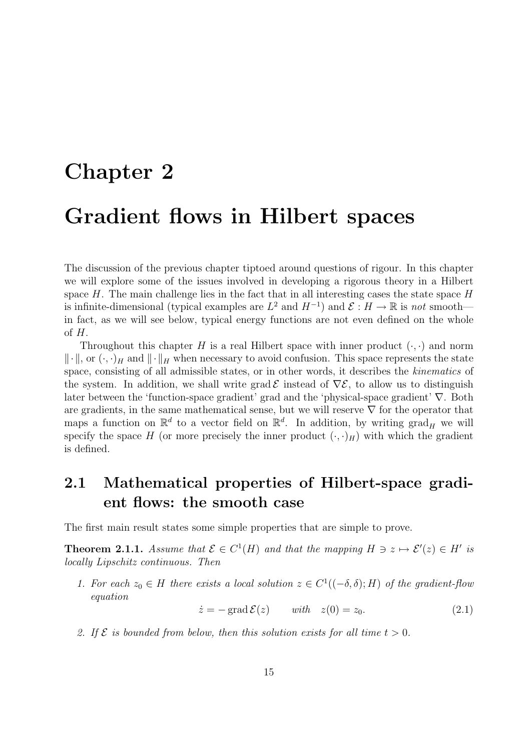# Chapter 2

# Gradient flows in Hilbert spaces

The discussion of the previous chapter tiptoed around questions of rigour. In this chapter we will explore some of the issues involved in developing a rigorous theory in a Hilbert space $H$. The main challenge lies in the fact that in all interesting cases the state space $H$ is infinite-dimensional (typical examples are $L^2$ and $H^{-1}$) and $\mathcal{E} : H \to \mathbb{R}$ is *not* smooth—in fact, as we will see below, typical energy functions are not even defined on the whole of $H$.

Throughout this chapter $H$ is a real Hilbert space with inner product $(\cdot, \cdot)$ and norm $\|\cdot\|$, or $(\cdot, \cdot)_H$ and $\|\cdot\|_H$ when necessary to avoid confusion. This space represents the state space, consisting of all admissible states, or in other words, it describes the *kinematics* of the system. In addition, we shall write $\operatorname{grad} \mathcal{E}$ instead of $\nabla \mathcal{E}$, to allow us to distinguish later between the 'function-space gradient' grad and the 'physical-space gradient' $\nabla$. Both are gradients, in the same mathematical sense, but we will reserve $\nabla$ for the operator that maps a function on $\mathbb{R}^d$ to a vector field on $\mathbb{R}^d$. In addition, by writing $\operatorname{grad}_H$ we will specify the space $H$ (or more precisely the inner product $(\cdot, \cdot)_H$) with which the gradient is defined.

## 2.1 Mathematical properties of Hilbert-space gradient flows: the smooth case

The first main result states some simple properties that are simple to prove.

**Theorem 2.1.1.** *Assume that $\mathcal{E} \in C^1(H)$ and that the mapping $H \ni z \mapsto \mathcal{E}'(z) \in H'$ is locally Lipschitz continuous. Then*

1. *For each $z_0 \in H$ there exists a local solution $z \in C^1((-\delta, \delta); H)$ of the gradient-flow equation*

$$\dot{z} = -\operatorname{grad} \mathcal{E}(z) \qquad \text{with} \quad z(0) = z_0. \tag{2.1}$$

2. *If $\mathcal{E}$ is bounded from below, then this solution exists for all time $t > 0$.*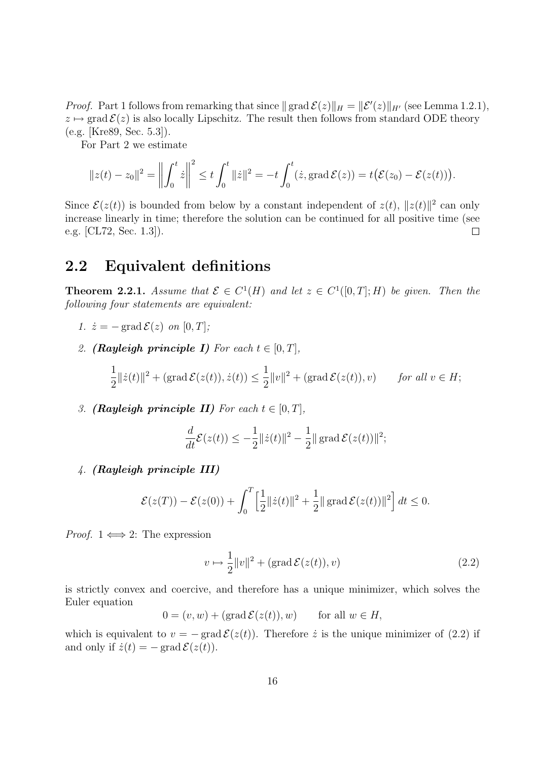*Proof.* Part 1 follows from remarking that since $\|\operatorname{grad}\mathcal{E}(z)\|_H = \|\mathcal{E}'(z)\|_{H'}$ (see Lemma 1.2.1), $z \mapsto \operatorname{grad}\mathcal{E}(z)$ is also locally Lipschitz. The result then follows from standard ODE theory (e.g. [Kre89, Sec. 5.3]).

For Part 2 we estimate

$$\|z(t) - z_0\|^2 = \left\|\int_0^t \dot z\right\|^2 \le t\int_0^t \|\dot z\|^2 = -t\int_0^t (\dot z, \operatorname{grad}\mathcal{E}(z)) = t\big(\mathcal{E}(z_0) - \mathcal{E}(z(t))\big).$$

Since $\mathcal{E}(z(t))$ is bounded from below by a constant independent of $z(t)$, $\|z(t)\|^2$ can only increase linearly in time; therefore the solution can be continued for all positive time (see e.g. [CL72, Sec. 1.3]). □

## 2.2 Equivalent definitions

**Theorem 2.2.1.** *Assume that $\mathcal{E} \in C^1(H)$ and let $z \in C^1([0,T];H)$ be given. Then the following four statements are equivalent:*

1. $\dot z = -\operatorname{grad}\mathcal{E}(z)$ *on* $[0,T]$;
2. ***(Rayleigh principle I)*** *For each* $t \in [0,T]$,
$$\frac{1}{2}\|\dot z(t)\|^2 + (\operatorname{grad}\mathcal{E}(z(t)), \dot z(t)) \le \frac{1}{2}\|v\|^2 + (\operatorname{grad}\mathcal{E}(z(t)), v) \qquad \textit{for all } v \in H;$$
3. ***(Rayleigh principle II)*** *For each* $t \in [0,T]$,
$$\frac{d}{dt}\mathcal{E}(z(t)) \le -\frac{1}{2}\|\dot z(t)\|^2 - \frac{1}{2}\|\operatorname{grad}\mathcal{E}(z(t))\|^2;$$
4. ***(Rayleigh principle III)***
$$\mathcal{E}(z(T)) - \mathcal{E}(z(0)) + \int_0^T \Big[\frac{1}{2}\|\dot z(t)\|^2 + \frac{1}{2}\|\operatorname{grad}\mathcal{E}(z(t))\|^2\Big]\,dt \le 0.$$

*Proof.* $1 \Longleftrightarrow 2$: The expression

$$v \mapsto \frac{1}{2}\|v\|^2 + (\operatorname{grad}\mathcal{E}(z(t)), v) \tag{2.2}$$

is strictly convex and coercive, and therefore has a unique minimizer, which solves the Euler equation

$$0 = (v, w) + (\operatorname{grad}\mathcal{E}(z(t)), w) \qquad \text{for all } w \in H,$$

which is equivalent to $v = -\operatorname{grad}\mathcal{E}(z(t))$. Therefore $\dot z$ is the unique minimizer of (2.2) if and only if $\dot z(t) = -\operatorname{grad}\mathcal{E}(z(t))$.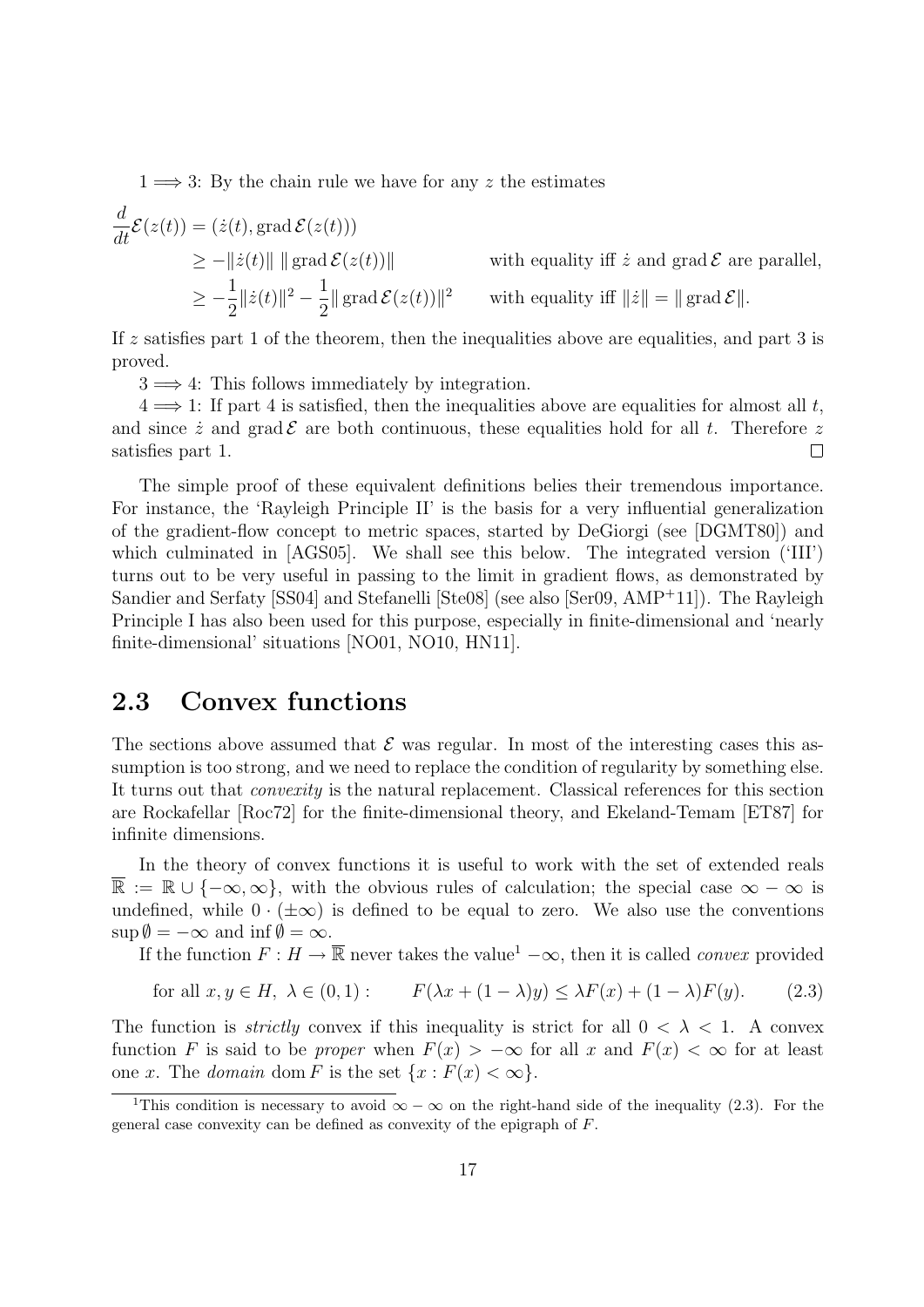$1 \Longrightarrow 3$: By the chain rule we have for any $z$ the estimates

$$
\begin{aligned}
\frac{d}{dt}\mathcal{E}(z(t)) &= (\dot z(t), \operatorname{grad}\mathcal{E}(z(t))) \\
&\geq -\|\dot z(t)\|\,\|\operatorname{grad}\mathcal{E}(z(t))\| \qquad \text{with equality iff } \dot z \text{ and } \operatorname{grad}\mathcal{E} \text{ are parallel,} \\
&\geq -\frac{1}{2}\|\dot z(t)\|^2 - \frac{1}{2}\|\operatorname{grad}\mathcal{E}(z(t))\|^2 \qquad \text{with equality iff } \|\dot z\| = \|\operatorname{grad}\mathcal{E}\|.
\end{aligned}
$$

If $z$ satisfies part 1 of the theorem, then the inequalities above are equalities, and part 3 is proved.

$3 \Longrightarrow 4$: This follows immediately by integration.

$4 \Longrightarrow 1$: If part 4 is satisfied, then the inequalities above are equalities for almost all $t$, and since $\dot z$ and $\operatorname{grad}\mathcal{E}$ are both continuous, these equalities hold for all $t$. Therefore $z$ satisfies part 1. □

The simple proof of these equivalent definitions belies their tremendous importance. For instance, the 'Rayleigh Principle II' is the basis for a very influential generalization of the gradient-flow concept to metric spaces, started by DeGiorgi (see [DGMT80]) and which culminated in [AGS05]. We shall see this below. The integrated version ('III') turns out to be very useful in passing to the limit in gradient flows, as demonstrated by Sandier and Serfaty [SS04] and Stefanelli [Ste08] (see also [Ser09, AMP+11]). The Rayleigh Principle I has also been used for this purpose, especially in finite-dimensional and 'nearly finite-dimensional' situations [NO01, NO10, HN11].

## 2.3 Convex functions

The sections above assumed that $\mathcal{E}$ was regular. In most of the interesting cases this assumption is too strong, and we need to replace the condition of regularity by something else. It turns out that *convexity* is the natural replacement. Classical references for this section are Rockafellar [Roc72] for the finite-dimensional theory, and Ekeland-Temam [ET87] for infinite dimensions.

In the theory of convex functions it is useful to work with the set of extended reals $\overline{\mathbb{R}} := \mathbb{R} \cup \{-\infty, \infty\}$, with the obvious rules of calculation; the special case $\infty - \infty$ is undefined, while $0 \cdot (\pm\infty)$ is defined to be equal to zero. We also use the conventions $\sup \emptyset = -\infty$ and $\inf \emptyset = \infty$.

If the function $F : H \to \overline{\mathbb{R}}$ never takes the value[1] $-\infty$, then it is called *convex* provided

$$
\text{for all } x, y \in H,\ \lambda \in (0,1): \qquad F(\lambda x + (1-\lambda)y) \leq \lambda F(x) + (1-\lambda)F(y). \tag{2.3}
$$

The function is *strictly* convex if this inequality is strict for all $0 < \lambda < 1$. A convex function $F$ is said to be *proper* when $F(x) > -\infty$ for all $x$ and $F(x) < \infty$ for at least one $x$. The *domain* $\operatorname{dom} F$ is the set $\{x : F(x) < \infty\}$.

[1] This condition is necessary to avoid $\infty - \infty$ on the right-hand side of the inequality (2.3). For the general case convexity can be defined as convexity of the epigraph of $F$.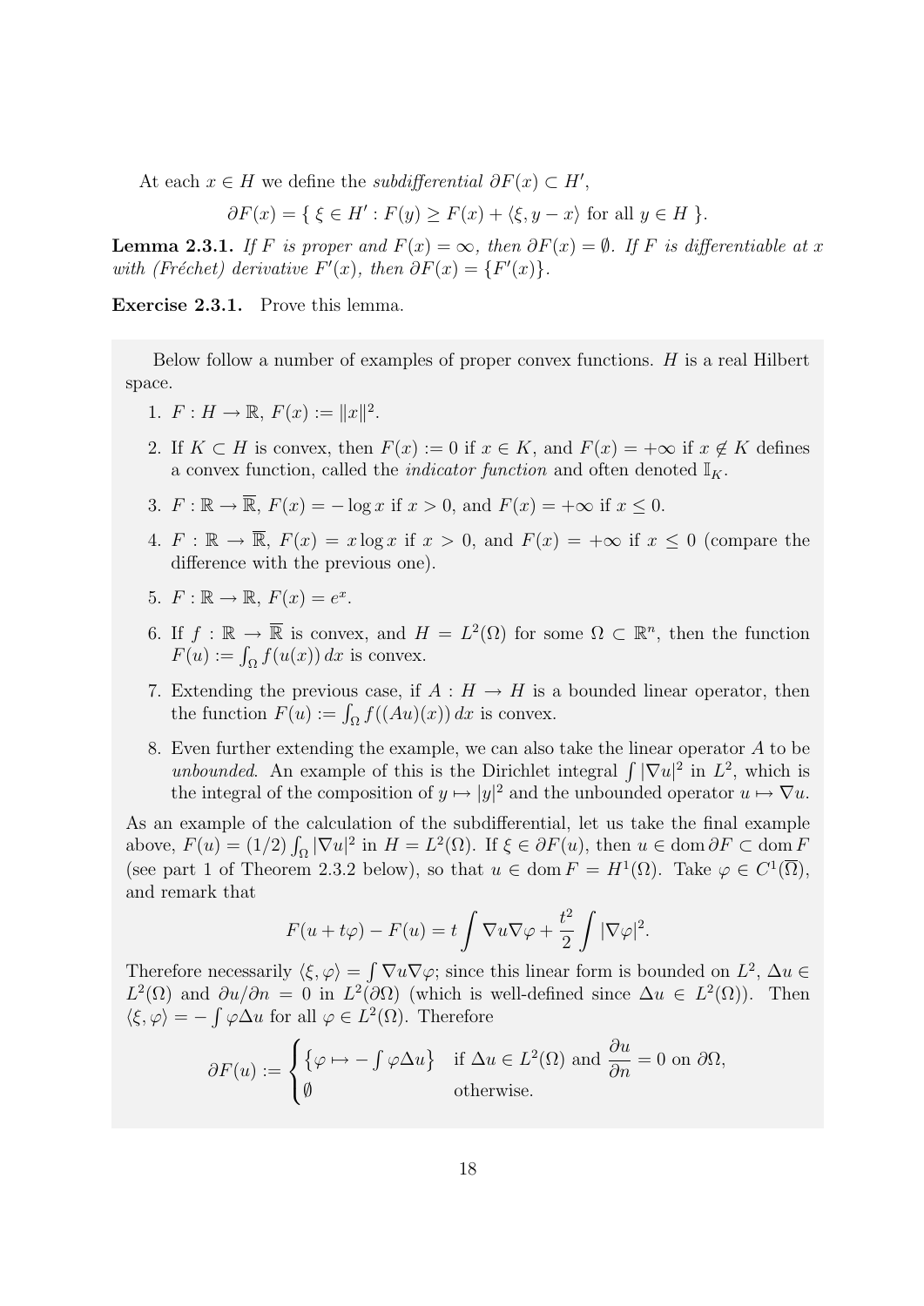At each $x \in H$ we define the *subdifferential* $\partial F(x) \subset H'$,

$$\partial F(x) = \{ \xi \in H' : F(y) \geq F(x) + \langle \xi, y - x \rangle \text{ for all } y \in H \}.$$

**Lemma 2.3.1.** *If $F$ is proper and $F(x) = \infty$, then $\partial F(x) = \emptyset$. If $F$ is differentiable at $x$ with (Fréchet) derivative $F'(x)$, then $\partial F(x) = \{F'(x)\}$.*

**Exercise 2.3.1.** Prove this lemma.

Below follow a number of examples of proper convex functions. $H$ is a real Hilbert space.

1. $F : H \to \mathbb{R}$, $F(x) := \|x\|^2$.
2. If $K \subset H$ is convex, then $F(x) := 0$ if $x \in K$, and $F(x) = +\infty$ if $x \notin K$ defines a convex function, called the *indicator function* and often denoted $\mathbb{I}_K$.
3. $F : \mathbb{R} \to \overline{\mathbb{R}}$, $F(x) = -\log x$ if $x > 0$, and $F(x) = +\infty$ if $x \leq 0$.
4. $F : \mathbb{R} \to \overline{\mathbb{R}}$, $F(x) = x \log x$ if $x > 0$, and $F(x) = +\infty$ if $x \leq 0$ (compare the difference with the previous one).
5. $F : \mathbb{R} \to \mathbb{R}$, $F(x) = e^x$.
6. If $f : \mathbb{R} \to \overline{\mathbb{R}}$ is convex, and $H = L^2(\Omega)$ for some $\Omega \subset \mathbb{R}^n$, then the function $F(u) := \int_\Omega f(u(x))\, dx$ is convex.
7. Extending the previous case, if $A : H \to H$ is a bounded linear operator, then the function $F(u) := \int_\Omega f((Au)(x))\, dx$ is convex.
8. Even further extending the example, we can also take the linear operator $A$ to be *unbounded*. An example of this is the Dirichlet integral $\int |\nabla u|^2$ in $L^2$, which is the integral of the composition of $y \mapsto |y|^2$ and the unbounded operator $u \mapsto \nabla u$.

As an example of the calculation of the subdifferential, let us take the final example above, $F(u) = (1/2) \int_\Omega |\nabla u|^2$ in $H = L^2(\Omega)$. If $\xi \in \partial F(u)$, then $u \in \operatorname{dom} \partial F \subset \operatorname{dom} F$ (see part 1 of Theorem 2.3.2 below), so that $u \in \operatorname{dom} F = H^1(\Omega)$. Take $\varphi \in C^1(\overline{\Omega})$, and remark that

$$F(u + t\varphi) - F(u) = t \int \nabla u \nabla \varphi + \frac{t^2}{2} \int |\nabla \varphi|^2.$$

Therefore necessarily $\langle \xi, \varphi \rangle = \int \nabla u \nabla \varphi$; since this linear form is bounded on $L^2$, $\Delta u \in L^2(\Omega)$ and $\partial u / \partial n = 0$ in $L^2(\partial\Omega)$ (which is well-defined since $\Delta u \in L^2(\Omega)$). Then $\langle \xi, \varphi \rangle = -\int \varphi \Delta u$ for all $\varphi \in L^2(\Omega)$. Therefore

$$\partial F(u) := \begin{cases} \left\{ \varphi \mapsto -\int \varphi \Delta u \right\} & \text{if } \Delta u \in L^2(\Omega) \text{ and } \dfrac{\partial u}{\partial n} = 0 \text{ on } \partial\Omega, \\ \emptyset & \text{otherwise.} \end{cases}$$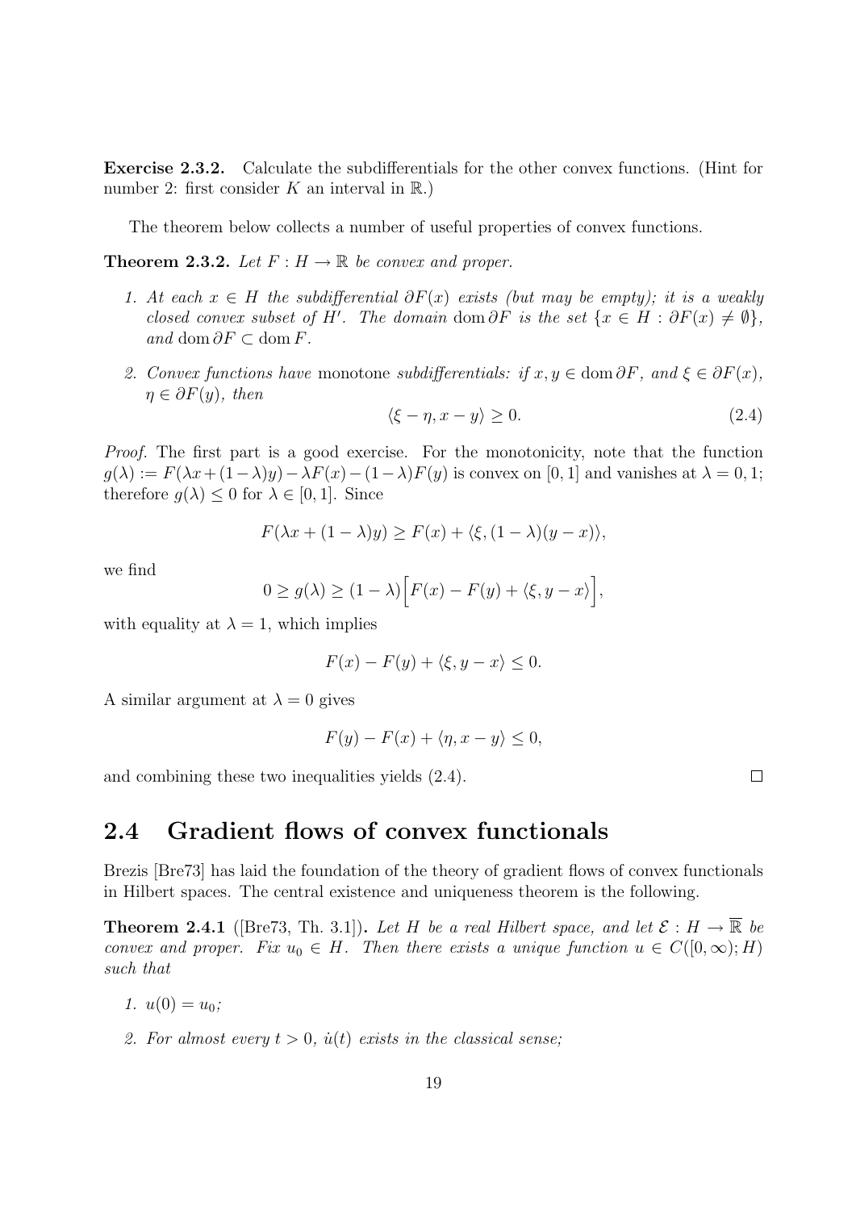**Exercise 2.3.2.** Calculate the subdifferentials for the other convex functions. (Hint for number 2: first consider $K$ an interval in $\mathbb{R}$.)

The theorem below collects a number of useful properties of convex functions.

**Theorem 2.3.2.** *Let $F : H \to \mathbb{R}$ be convex and proper.*

1. *At each $x \in H$ the subdifferential $\partial F(x)$ exists (but may be empty); it is a weakly closed convex subset of $H'$. The domain $\operatorname{dom} \partial F$ is the set $\{x \in H : \partial F(x) \neq \emptyset\}$, and $\operatorname{dom} \partial F \subset \operatorname{dom} F$.*
2. *Convex functions have* monotone *subdifferentials: if $x, y \in \operatorname{dom} \partial F$, and $\xi \in \partial F(x)$, $\eta \in \partial F(y)$, then*
$$\langle \xi - \eta, x - y \rangle \geq 0. \tag{2.4}$$

*Proof.* The first part is a good exercise. For the monotonicity, note that the function $g(\lambda) := F(\lambda x + (1-\lambda)y) - \lambda F(x) - (1-\lambda)F(y)$ is convex on $[0, 1]$ and vanishes at $\lambda = 0, 1$; therefore $g(\lambda) \leq 0$ for $\lambda \in [0, 1]$. Since

$$F(\lambda x + (1-\lambda)y) \geq F(x) + \langle \xi, (1-\lambda)(y - x) \rangle,$$

we find

$$0 \geq g(\lambda) \geq (1-\lambda)\Big[F(x) - F(y) + \langle \xi, y - x \rangle\Big],$$

with equality at $\lambda = 1$, which implies

$$F(x) - F(y) + \langle \xi, y - x \rangle \leq 0.$$

A similar argument at $\lambda = 0$ gives

$$F(y) - F(x) + \langle \eta, x - y \rangle \leq 0,$$

and combining these two inequalities yields (2.4). □

## 2.4 Gradient flows of convex functionals

Brezis [Bre73] has laid the foundation of the theory of gradient flows of convex functionals in Hilbert spaces. The central existence and uniqueness theorem is the following.

**Theorem 2.4.1** ([Bre73, Th. 3.1])**.** *Let $H$ be a real Hilbert space, and let $\mathcal{E} : H \to \overline{\mathbb{R}}$ be convex and proper. Fix $u_0 \in H$. Then there exists a unique function $u \in C([0, \infty); H)$ such that*

1. *$u(0) = u_0$;*
2. *For almost every $t > 0$, $\dot{u}(t)$ exists in the classical sense;*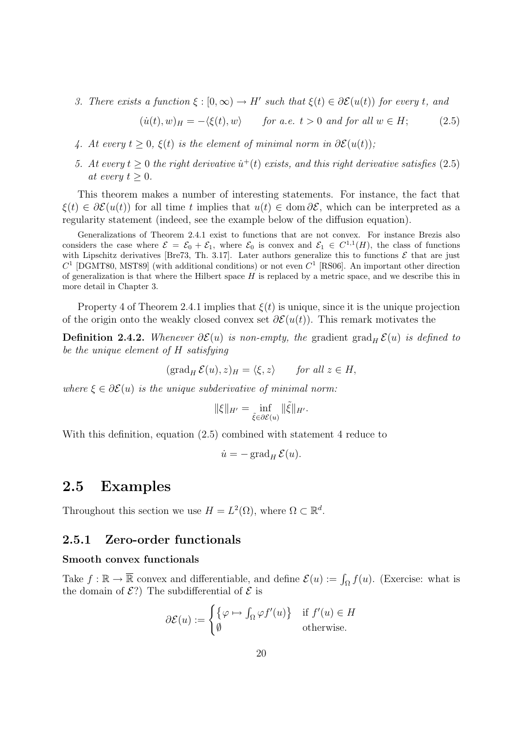3. *There exists a function $\xi : [0, \infty) \to H'$ such that $\xi(t) \in \partial\mathcal{E}(u(t))$ for every $t$, and*

$$(\dot{u}(t), w)_H = -\langle \xi(t), w \rangle \qquad \text{for a.e. } t > 0 \text{ and for all } w \in H; \tag{2.5}$$

4. *At every $t \geq 0$, $\xi(t)$ is the element of minimal norm in $\partial\mathcal{E}(u(t))$;*
5. *At every $t \geq 0$ the right derivative $\dot{u}^+(t)$ exists, and this right derivative satisfies* (2.5) *at every $t \geq 0$.*

This theorem makes a number of interesting statements. For instance, the fact that $\xi(t) \in \partial\mathcal{E}(u(t))$ for all time $t$ implies that $u(t) \in \operatorname{dom} \partial\mathcal{E}$, which can be interpreted as a regularity statement (indeed, see the example below of the diffusion equation).

Generalizations of Theorem 2.4.1 exist to functions that are not convex. For instance Brezis also considers the case where $\mathcal{E} = \mathcal{E}_0 + \mathcal{E}_1$, where $\mathcal{E}_0$ is convex and $\mathcal{E}_1 \in C^{1,1}(H)$, the class of functions with Lipschitz derivatives [Bre73, Th. 3.17]. Later authors generalize this to functions $\mathcal{E}$ that are just $C^1$ [DGMT80, MST89] (with additional conditions) or not even $C^1$ [RS06]. An important other direction of generalization is that where the Hilbert space $H$ is replaced by a metric space, and we describe this in more detail in Chapter 3.

Property 4 of Theorem 2.4.1 implies that $\xi(t)$ is unique, since it is the unique projection of the origin onto the weakly closed convex set $\partial\mathcal{E}(u(t))$. This remark motivates the

**Definition 2.4.2.** *Whenever $\partial\mathcal{E}(u)$ is non-empty, the* gradient $\operatorname{grad}_H \mathcal{E}(u)$ *is defined to be the unique element of $H$ satisfying*

$$(\operatorname{grad}_H \mathcal{E}(u), z)_H = \langle \xi, z \rangle \qquad \text{for all } z \in H,$$

*where $\xi \in \partial\mathcal{E}(u)$ is the unique subderivative of minimal norm:*

$$\|\xi\|_{H'} = \inf_{\tilde{\xi} \in \partial\mathcal{E}(u)} \|\tilde{\xi}\|_{H'}.$$

With this definition, equation (2.5) combined with statement 4 reduce to

$$\dot{u} = -\operatorname{grad}_H \mathcal{E}(u).$$

## 2.5 Examples

Throughout this section we use $H = L^2(\Omega)$, where $\Omega \subset \mathbb{R}^d$.

### 2.5.1 Zero-order functionals

#### Smooth convex functionals

Take $f : \mathbb{R} \to \overline{\mathbb{R}}$ convex and differentiable, and define $\mathcal{E}(u) := \int_\Omega f(u)$. (Exercise: what is the domain of $\mathcal{E}$?) The subdifferential of $\mathcal{E}$ is

$$\partial\mathcal{E}(u) := \begin{cases} \left\{ \varphi \mapsto \int_\Omega \varphi f'(u) \right\} & \text{if } f'(u) \in H \\ \emptyset & \text{otherwise.} \end{cases}$$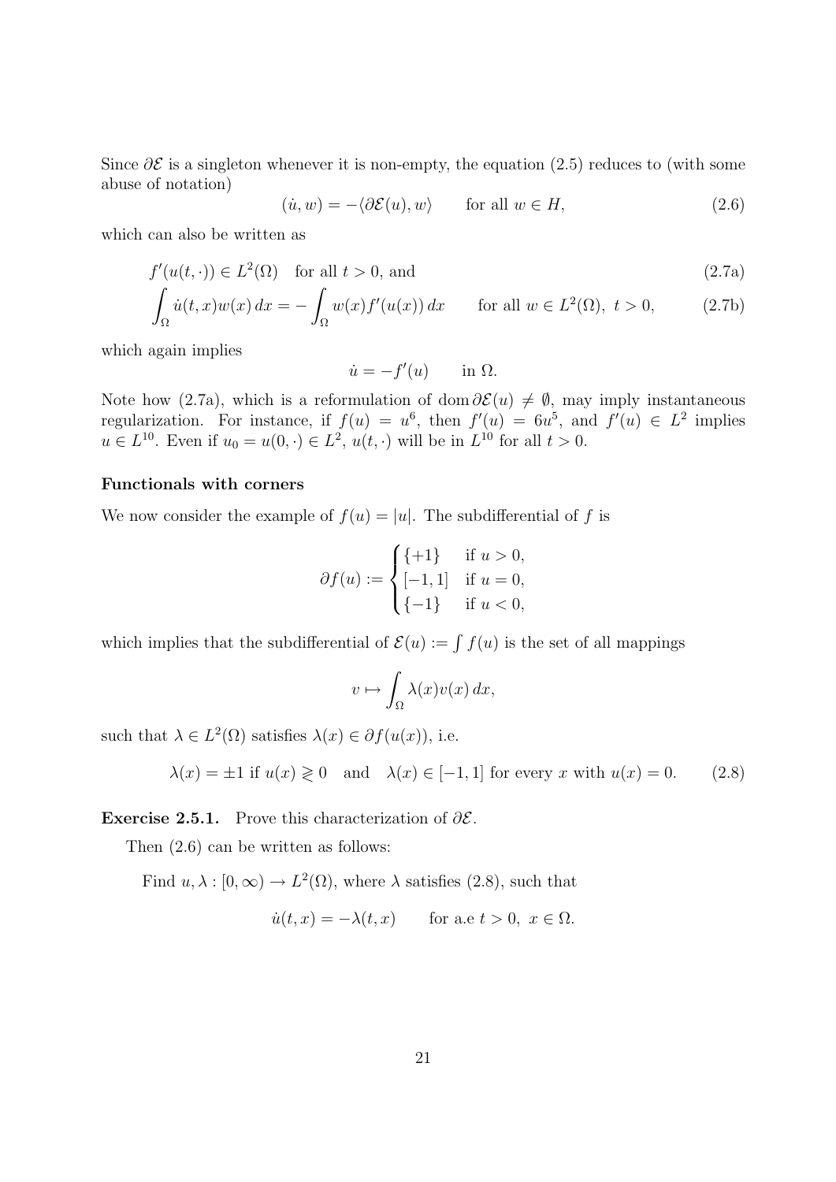Since $\partial\mathcal{E}$ is a singleton whenever it is non-empty, the equation (2.5) reduces to (with some abuse of notation)

$$(\dot{u}, w) = -\langle \partial\mathcal{E}(u), w\rangle \qquad \text{for all } w \in H, \tag{2.6}$$

which can also be written as

$$f'(u(t,\cdot)) \in L^2(\Omega) \quad \text{for all } t > 0, \text{ and} \tag{2.7a}$$

$$\int_\Omega \dot{u}(t,x)w(x)\,dx = -\int_\Omega w(x)f'(u(x))\,dx \qquad \text{for all } w \in L^2(\Omega),\ t>0, \tag{2.7b}$$

which again implies

$$\dot{u} = -f'(u) \qquad \text{in } \Omega.$$

Note how (2.7a), which is a reformulation of $\operatorname{dom}\partial\mathcal{E}(u) \neq \emptyset$, may imply instantaneous regularization. For instance, if $f(u) = u^6$, then $f'(u) = 6u^5$, and $f'(u) \in L^2$ implies $u \in L^{10}$. Even if $u_0 = u(0,\cdot) \in L^2$, $u(t,\cdot)$ will be in $L^{10}$ for all $t > 0$.

**Functionals with corners**

We now consider the example of $f(u) = |u|$. The subdifferential of $f$ is

$$\partial f(u) := \begin{cases} \{+1\} & \text{if } u > 0, \\ [-1,1] & \text{if } u = 0, \\ \{-1\} & \text{if } u < 0, \end{cases}$$

which implies that the subdifferential of $\mathcal{E}(u) := \int f(u)$ is the set of all mappings

$$v \mapsto \int_\Omega \lambda(x)v(x)\,dx,$$

such that $\lambda \in L^2(\Omega)$ satisfies $\lambda(x) \in \partial f(u(x))$, i.e.

$$\lambda(x) = \pm 1 \text{ if } u(x) \gtrless 0 \quad \text{and} \quad \lambda(x) \in [-1,1] \text{ for every } x \text{ with } u(x) = 0. \tag{2.8}$$

**Exercise 2.5.1.** Prove this characterization of $\partial\mathcal{E}$.

Then (2.6) can be written as follows:

Find $u, \lambda : [0,\infty) \to L^2(\Omega)$, where $\lambda$ satisfies (2.8), such that

$$\dot{u}(t,x) = -\lambda(t,x) \qquad \text{for a.e } t > 0,\ x \in \Omega.$$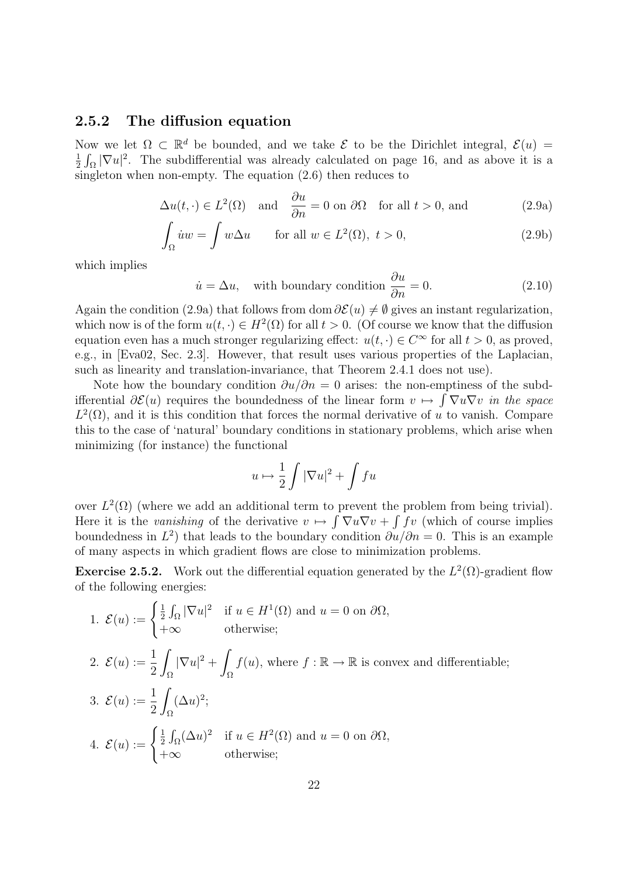### 2.5.2 The diffusion equation

Now we let $\Omega \subset \mathbb{R}^d$ be bounded, and we take $\mathcal{E}$ to be the Dirichlet integral, $\mathcal{E}(u) = \frac{1}{2}\int_\Omega |\nabla u|^2$. The subdifferential was already calculated on page 16, and as above it is a singleton when non-empty. The equation (2.6) then reduces to

$$\Delta u(t,\cdot) \in L^2(\Omega) \quad \text{and} \quad \frac{\partial u}{\partial n} = 0 \text{ on } \partial\Omega \quad \text{for all } t > 0, \text{ and} \tag{2.9a}$$

$$\int_\Omega \dot{u} w = \int w \Delta u \qquad \text{for all } w \in L^2(\Omega),\ t > 0, \tag{2.9b}$$

which implies

$$\dot{u} = \Delta u, \quad \text{with boundary condition } \frac{\partial u}{\partial n} = 0. \tag{2.10}$$

Again the condition (2.9a) that follows from $\operatorname{dom} \partial\mathcal{E}(u) \neq \emptyset$ gives an instant regularization, which now is of the form $u(t,\cdot) \in H^2(\Omega)$ for all $t > 0$. (Of course we know that the diffusion equation even has a much stronger regularizing effect: $u(t,\cdot) \in C^\infty$ for all $t > 0$, as proved, e.g., in [Eva02, Sec. 2.3]. However, that result uses various properties of the Laplacian, such as linearity and translation-invariance, that Theorem 2.4.1 does not use).

Note how the boundary condition $\partial u/\partial n = 0$ arises: the non-emptiness of the subdifferential $\partial\mathcal{E}(u)$ requires the boundedness of the linear form $v \mapsto \int \nabla u \nabla v$ *in the space* $L^2(\Omega)$, and it is this condition that forces the normal derivative of $u$ to vanish. Compare this to the case of 'natural' boundary conditions in stationary problems, which arise when minimizing (for instance) the functional

$$u \mapsto \frac{1}{2}\int |\nabla u|^2 + \int f u$$

over $L^2(\Omega)$ (where we add an additional term to prevent the problem from being trivial). Here it is the *vanishing* of the derivative $v \mapsto \int \nabla u \nabla v + \int f v$ (which of course implies boundedness in $L^2$) that leads to the boundary condition $\partial u/\partial n = 0$. This is an example of many aspects in which gradient flows are close to minimization problems.

**Exercise 2.5.2.** Work out the differential equation generated by the $L^2(\Omega)$-gradient flow of the following energies:

1. $\mathcal{E}(u) := \begin{cases} \frac{1}{2}\int_\Omega |\nabla u|^2 & \text{if } u \in H^1(\Omega) \text{ and } u = 0 \text{ on } \partial\Omega, \\ +\infty & \text{otherwise;} \end{cases}$

2. $\mathcal{E}(u) := \dfrac{1}{2}\displaystyle\int_\Omega |\nabla u|^2 + \int_\Omega f(u)$, where $f : \mathbb{R} \to \mathbb{R}$ is convex and differentiable;

3. $\mathcal{E}(u) := \dfrac{1}{2}\displaystyle\int_\Omega (\Delta u)^2$;

4. $\mathcal{E}(u) := \begin{cases} \frac{1}{2}\int_\Omega (\Delta u)^2 & \text{if } u \in H^2(\Omega) \text{ and } u = 0 \text{ on } \partial\Omega, \\ +\infty & \text{otherwise;} \end{cases}$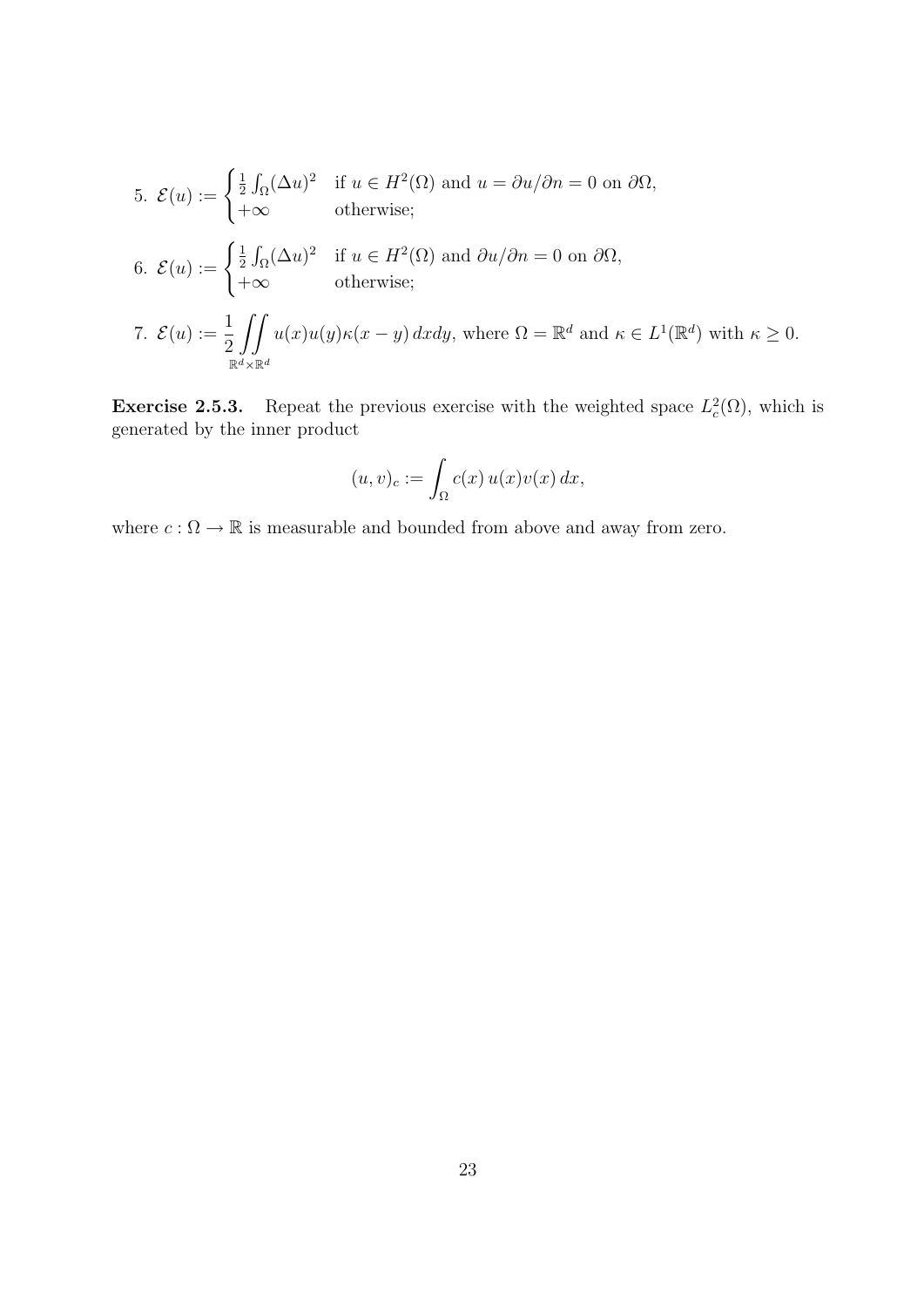5. $\mathcal{E}(u) := \begin{cases} \frac{1}{2}\int_\Omega (\Delta u)^2 & \text{if } u \in H^2(\Omega) \text{ and } u = \partial u/\partial n = 0 \text{ on } \partial\Omega, \\ +\infty & \text{otherwise;} \end{cases}$

6. $\mathcal{E}(u) := \begin{cases} \frac{1}{2}\int_\Omega (\Delta u)^2 & \text{if } u \in H^2(\Omega) \text{ and } \partial u/\partial n = 0 \text{ on } \partial\Omega, \\ +\infty & \text{otherwise;} \end{cases}$

7. $\mathcal{E}(u) := \dfrac{1}{2} \displaystyle\iint\limits_{\mathbb{R}^d \times \mathbb{R}^d} u(x)u(y)\kappa(x-y)\,dxdy$, where $\Omega = \mathbb{R}^d$ and $\kappa \in L^1(\mathbb{R}^d)$ with $\kappa \geq 0$.

**Exercise 2.5.3.** Repeat the previous exercise with the weighted space $L^2_c(\Omega)$, which is generated by the inner product

$$(u, v)_c := \int_\Omega c(x)\, u(x)v(x)\, dx,$$

where $c : \Omega \to \mathbb{R}$ is measurable and bounded from above and away from zero.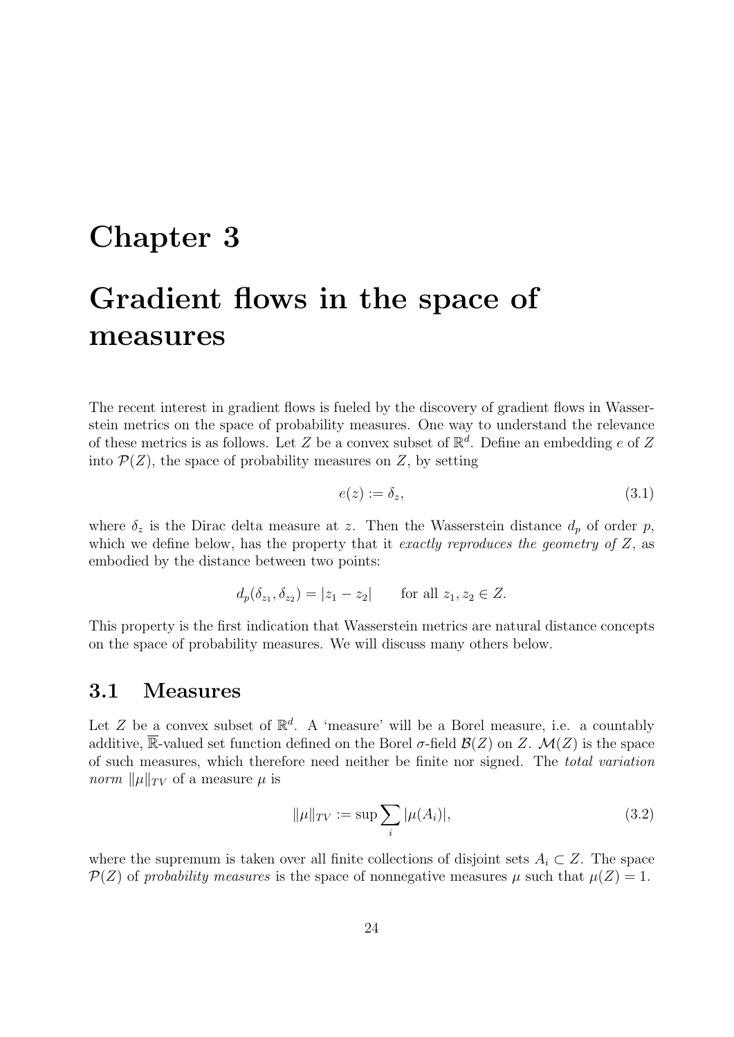# Chapter 3

# Gradient flows in the space of measures

The recent interest in gradient flows is fueled by the discovery of gradient flows in Wasserstein metrics on the space of probability measures. One way to understand the relevance of these metrics is as follows. Let $Z$ be a convex subset of $\mathbb{R}^d$. Define an embedding $e$ of $Z$ into $\mathcal{P}(Z)$, the space of probability measures on $Z$, by setting

$$e(z) := \delta_z, \tag{3.1}$$

where $\delta_z$ is the Dirac delta measure at $z$. Then the Wasserstein distance $d_p$ of order $p$, which we define below, has the property that it *exactly reproduces the geometry of* $Z$, as embodied by the distance between two points:

$$d_p(\delta_{z_1}, \delta_{z_2}) = |z_1 - z_2| \qquad \text{for all } z_1, z_2 \in Z.$$

This property is the first indication that Wasserstein metrics are natural distance concepts on the space of probability measures. We will discuss many others below.

## 3.1 Measures

Let $Z$ be a convex subset of $\mathbb{R}^d$. A 'measure' will be a Borel measure, i.e. a countably additive, $\overline{\mathbb{R}}$-valued set function defined on the Borel $\sigma$-field $\mathcal{B}(Z)$ on $Z$. $\mathcal{M}(Z)$ is the space of such measures, which therefore need neither be finite nor signed. The *total variation norm* $\|\mu\|_{TV}$ of a measure $\mu$ is

$$\|\mu\|_{TV} := \sup \sum_i |\mu(A_i)|, \tag{3.2}$$

where the supremum is taken over all finite collections of disjoint sets $A_i \subset Z$. The space $\mathcal{P}(Z)$ of *probability measures* is the space of nonnegative measures $\mu$ such that $\mu(Z) = 1$.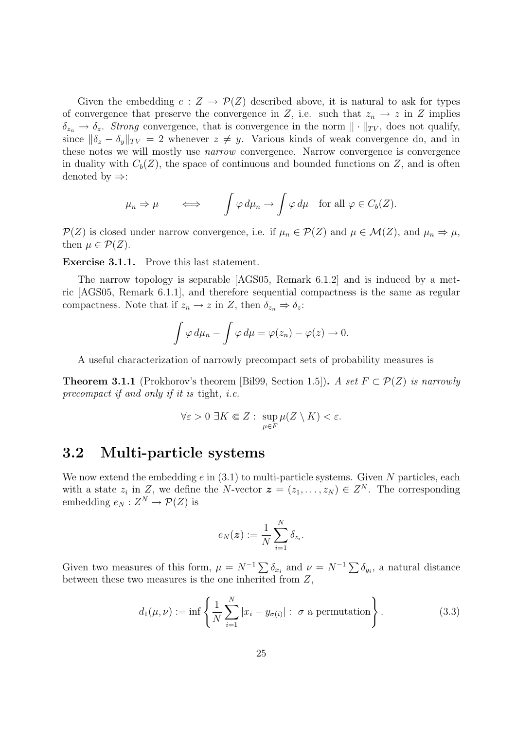Given the embedding $e : Z \to \mathcal{P}(Z)$ described above, it is natural to ask for types of convergence that preserve the convergence in $Z$, i.e. such that $z_n \to z$ in $Z$ implies $\delta_{z_n} \to \delta_z$. *Strong* convergence, that is convergence in the norm $\| \cdot \|_{TV}$, does not qualify, since $\|\delta_z - \delta_y\|_{TV} = 2$ whenever $z \neq y$. Various kinds of weak convergence do, and in these notes we will mostly use *narrow* convergence. Narrow convergence is convergence in duality with $C_b(Z)$, the space of continuous and bounded functions on $Z$, and is often denoted by $\Rightarrow$:

$$\mu_n \Rightarrow \mu \qquad \Longleftrightarrow \qquad \int \varphi \, d\mu_n \to \int \varphi \, d\mu \quad \text{for all } \varphi \in C_b(Z).$$

$\mathcal{P}(Z)$ is closed under narrow convergence, i.e. if $\mu_n \in \mathcal{P}(Z)$ and $\mu \in \mathcal{M}(Z)$, and $\mu_n \Rightarrow \mu$, then $\mu \in \mathcal{P}(Z)$.

**Exercise 3.1.1.** Prove this last statement.

The narrow topology is separable [AGS05, Remark 6.1.2] and is induced by a metric [AGS05, Remark 6.1.1], and therefore sequential compactness is the same as regular compactness. Note that if $z_n \to z$ in $Z$, then $\delta_{z_n} \Rightarrow \delta_z$:

$$\int \varphi \, d\mu_n - \int \varphi \, d\mu = \varphi(z_n) - \varphi(z) \to 0.$$

A useful characterization of narrowly precompact sets of probability measures is

**Theorem 3.1.1** (Prokhorov's theorem [Bil99, Section 1.5])**.** *A set $F \subset \mathcal{P}(Z)$ is narrowly precompact if and only if it is* tight*, i.e.*

$$\forall \varepsilon > 0 \; \exists K \Subset Z : \; \sup_{\mu \in F} \mu(Z \setminus K) < \varepsilon.$$

## 3.2 Multi-particle systems

We now extend the embedding $e$ in (3.1) to multi-particle systems. Given $N$ particles, each with a state $z_i$ in $Z$, we define the $N$-vector $\boldsymbol{z} = (z_1, \ldots, z_N) \in Z^N$. The corresponding embedding $e_N : Z^N \to \mathcal{P}(Z)$ is

$$e_N(\boldsymbol{z}) := \frac{1}{N} \sum_{i=1}^{N} \delta_{z_i}.$$

Given two measures of this form, $\mu = N^{-1} \sum \delta_{x_i}$ and $\nu = N^{-1} \sum \delta_{y_i}$, a natural distance between these two measures is the one inherited from $Z$,

$$d_1(\mu, \nu) := \inf \left\{ \frac{1}{N} \sum_{i=1}^{N} |x_i - y_{\sigma(i)}| : \; \sigma \text{ a permutation} \right\}. \tag{3.3}$$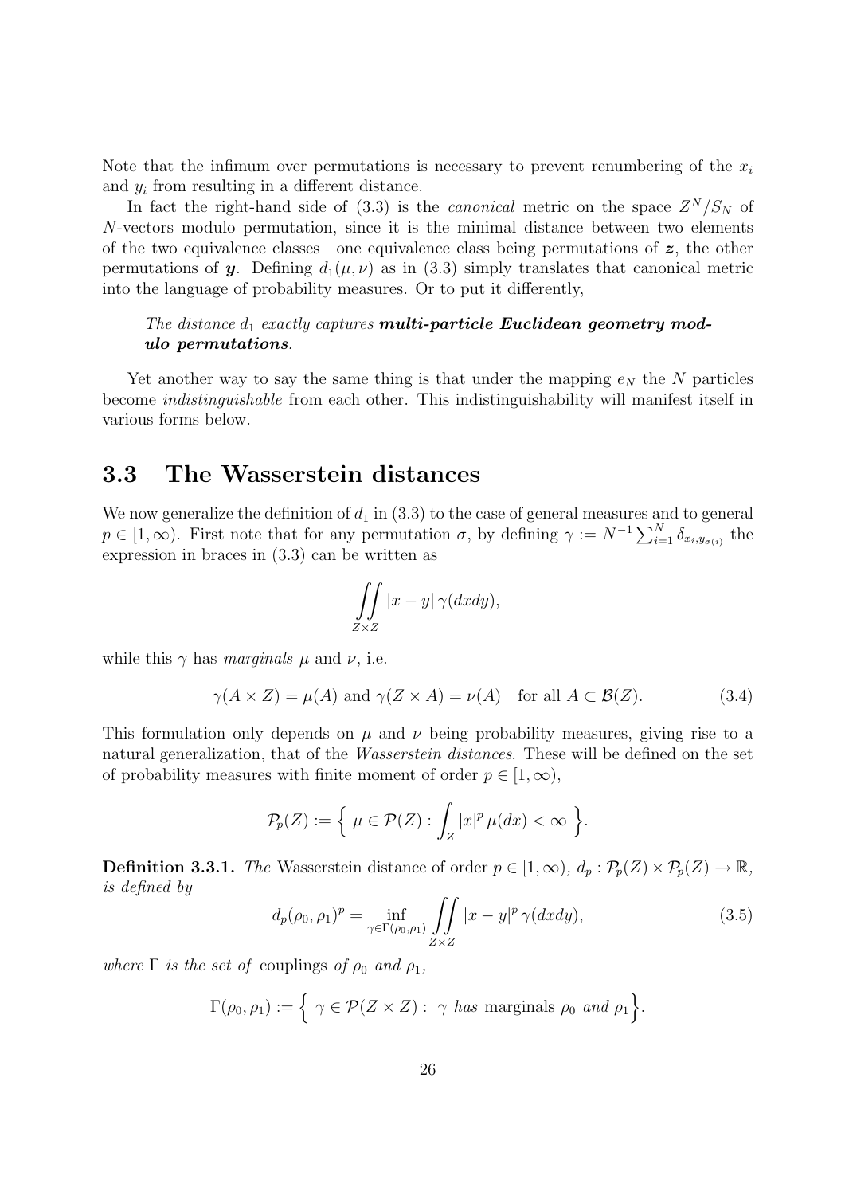Note that the infimum over permutations is necessary to prevent renumbering of the $x_i$ and $y_i$ from resulting in a different distance.

In fact the right-hand side of (3.3) is the *canonical* metric on the space $Z^N/S_N$ of $N$-vectors modulo permutation, since it is the minimal distance between two elements of the two equivalence classes—one equivalence class being permutations of $\boldsymbol{z}$, the other permutations of $\boldsymbol{y}$. Defining $d_1(\mu, \nu)$ as in (3.3) simply translates that canonical metric into the language of probability measures. Or to put it differently,

> *The distance $d_1$ exactly captures **multi-particle Euclidean geometry modulo permutations**.*

Yet another way to say the same thing is that under the mapping $e_N$ the $N$ particles become *indistinguishable* from each other. This indistinguishability will manifest itself in various forms below.

## 3.3 The Wasserstein distances

We now generalize the definition of $d_1$ in (3.3) to the case of general measures and to general $p \in [1, \infty)$. First note that for any permutation $\sigma$, by defining $\gamma := N^{-1} \sum_{i=1}^N \delta_{x_i, y_{\sigma(i)}}$ the expression in braces in (3.3) can be written as

$$\iint\limits_{Z \times Z} |x - y| \, \gamma(dxdy),$$

while this $\gamma$ has *marginals* $\mu$ and $\nu$, i.e.

$$\gamma(A \times Z) = \mu(A) \text{ and } \gamma(Z \times A) = \nu(A) \quad \text{for all } A \subset \mathcal{B}(Z). \tag{3.4}$$

This formulation only depends on $\mu$ and $\nu$ being probability measures, giving rise to a natural generalization, that of the *Wasserstein distances*. These will be defined on the set of probability measures with finite moment of order $p \in [1, \infty)$,

$$\mathcal{P}_p(Z) := \Big\{ \; \mu \in \mathcal{P}(Z) : \int_Z |x|^p \, \mu(dx) < \infty \; \Big\}.$$

**Definition 3.3.1.** *The* Wasserstein distance of order $p \in [1, \infty)$*,* $d_p : \mathcal{P}_p(Z) \times \mathcal{P}_p(Z) \to \mathbb{R}$*, is defined by*

$$d_p(\rho_0, \rho_1)^p = \inf_{\gamma \in \Gamma(\rho_0, \rho_1)} \iint\limits_{Z \times Z} |x - y|^p \, \gamma(dxdy), \tag{3.5}$$

*where* $\Gamma$ *is the set of* couplings *of* $\rho_0$ *and* $\rho_1$*,*

$$\Gamma(\rho_0, \rho_1) := \Big\{ \; \gamma \in \mathcal{P}(Z \times Z) : \; \gamma \textit{ has } \text{marginals } \rho_0 \textit{ and } \rho_1 \Big\}.$$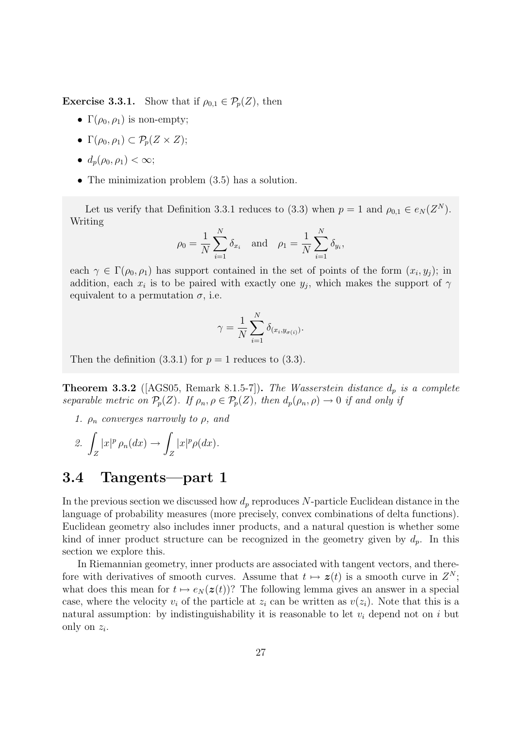**Exercise 3.3.1.** Show that if $\rho_{0,1} \in \mathcal{P}_p(Z)$, then

- $\Gamma(\rho_0, \rho_1)$ is non-empty;
- $\Gamma(\rho_0, \rho_1) \subset \mathcal{P}_p(Z \times Z)$;
- $d_p(\rho_0, \rho_1) < \infty$;
- The minimization problem (3.5) has a solution.

Let us verify that Definition 3.3.1 reduces to (3.3) when $p = 1$ and $\rho_{0,1} \in e_N(Z^N)$. Writing

$$\rho_0 = \frac{1}{N} \sum_{i=1}^{N} \delta_{x_i} \quad \text{and} \quad \rho_1 = \frac{1}{N} \sum_{i=1}^{N} \delta_{y_i},$$

each $\gamma \in \Gamma(\rho_0, \rho_1)$ has support contained in the set of points of the form $(x_i, y_j)$; in addition, each $x_i$ is to be paired with exactly one $y_j$, which makes the support of $\gamma$ equivalent to a permutation $\sigma$, i.e.

$$\gamma = \frac{1}{N} \sum_{i=1}^{N} \delta_{(x_i, y_{\sigma(i)})}.$$

Then the definition (3.3.1) for $p = 1$ reduces to (3.3).

**Theorem 3.3.2** ([AGS05, Remark 8.1.5-7])**.** *The Wasserstein distance $d_p$ is a complete separable metric on $\mathcal{P}_p(Z)$. If $\rho_n, \rho \in \mathcal{P}_p(Z)$, then $d_p(\rho_n, \rho) \to 0$ if and only if*

1. *$\rho_n$ converges narrowly to $\rho$, and*
2. $\displaystyle\int_Z |x|^p \, \rho_n(dx) \to \int_Z |x|^p \rho(dx).$

## 3.4 Tangents—part 1

In the previous section we discussed how $d_p$ reproduces $N$-particle Euclidean distance in the language of probability measures (more precisely, convex combinations of delta functions). Euclidean geometry also includes inner products, and a natural question is whether some kind of inner product structure can be recognized in the geometry given by $d_p$. In this section we explore this.

In Riemannian geometry, inner products are associated with tangent vectors, and therefore with derivatives of smooth curves. Assume that $t \mapsto \boldsymbol{z}(t)$ is a smooth curve in $Z^N$; what does this mean for $t \mapsto e_N(\boldsymbol{z}(t))$? The following lemma gives an answer in a special case, where the velocity $v_i$ of the particle at $z_i$ can be written as $v(z_i)$. Note that this is a natural assumption: by indistinguishability it is reasonable to let $v_i$ depend not on $i$ but only on $z_i$.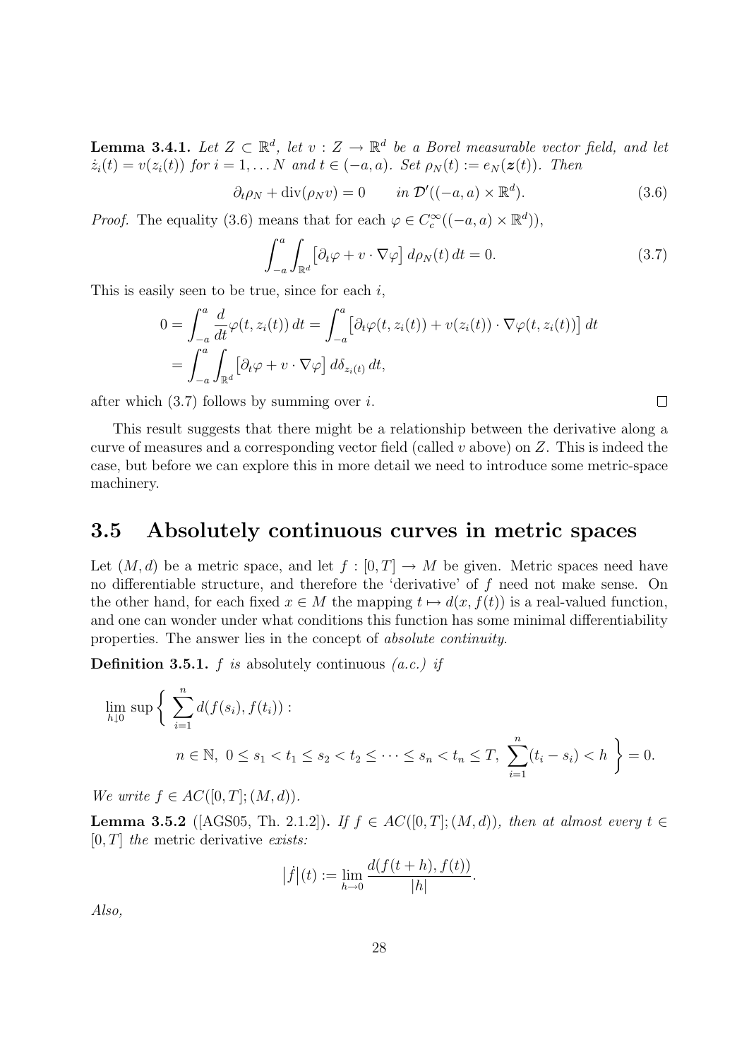**Lemma 3.4.1.** *Let $Z \subset \mathbb{R}^d$, let $v : Z \to \mathbb{R}^d$ be a Borel measurable vector field, and let $\dot{z}_i(t) = v(z_i(t))$ for $i = 1, \dots N$ and $t \in (-a, a)$. Set $\rho_N(t) := e_N(\boldsymbol{z}(t))$. Then*

$$\partial_t \rho_N + \operatorname{div}(\rho_N v) = 0 \qquad \text{in } \mathcal{D}'((-a,a) \times \mathbb{R}^d). \tag{3.6}$$

*Proof.* The equality (3.6) means that for each $\varphi \in C_c^\infty((-a,a) \times \mathbb{R}^d))$,

$$\int_{-a}^{a} \int_{\mathbb{R}^d} \big[\partial_t \varphi + v \cdot \nabla \varphi\big]\, d\rho_N(t)\, dt = 0. \tag{3.7}$$

This is easily seen to be true, since for each $i$,

$$\begin{aligned} 0 &= \int_{-a}^{a} \frac{d}{dt} \varphi(t, z_i(t))\, dt = \int_{-a}^{a} \big[\partial_t \varphi(t, z_i(t)) + v(z_i(t)) \cdot \nabla \varphi(t, z_i(t))\big]\, dt \\ &= \int_{-a}^{a} \int_{\mathbb{R}^d} \big[\partial_t \varphi + v \cdot \nabla \varphi\big]\, d\delta_{z_i(t)}\, dt, \end{aligned}$$

after which (3.7) follows by summing over $i$. $\square$

This result suggests that there might be a relationship between the derivative along a curve of measures and a corresponding vector field (called $v$ above) on $Z$. This is indeed the case, but before we can explore this in more detail we need to introduce some metric-space machinery.

## 3.5 Absolutely continuous curves in metric spaces

Let $(M, d)$ be a metric space, and let $f : [0, T] \to M$ be given. Metric spaces need have no differentiable structure, and therefore the 'derivative' of $f$ need not make sense. On the other hand, for each fixed $x \in M$ the mapping $t \mapsto d(x, f(t))$ is a real-valued function, and one can wonder under what conditions this function has some minimal differentiability properties. The answer lies in the concept of *absolute continuity*.

**Definition 3.5.1.** *$f$ is* absolutely continuous *(a.c.) if*

$$\lim_{h \downarrow 0} \sup \Bigg\{ \sum_{i=1}^{n} d(f(s_i), f(t_i)) : \\ n \in \mathbb{N},\ 0 \le s_1 < t_1 \le s_2 < t_2 \le \dots \le s_n < t_n \le T,\ \sum_{i=1}^{n} (t_i - s_i) < h \Bigg\} = 0.$$

*We write $f \in AC([0,T]; (M, d))$.*

**Lemma 3.5.2** ([AGS05, Th. 2.1.2])**.** *If $f \in AC([0,T]; (M, d))$, then at almost every $t \in [0, T]$* the metric derivative *exists:*

$$\big|\dot{f}\big|(t) := \lim_{h \to 0} \frac{d(f(t+h), f(t))}{|h|}.$$

*Also,*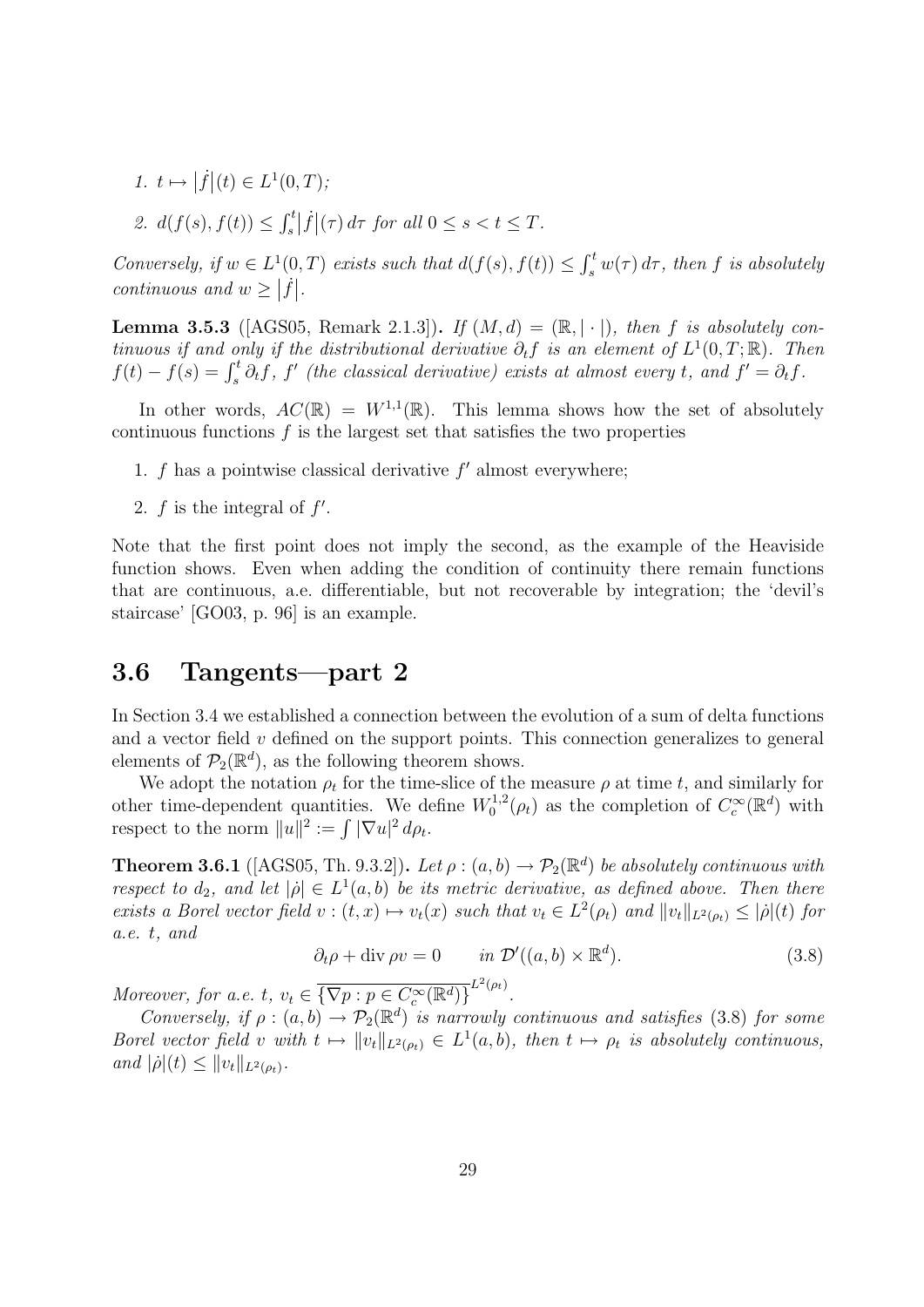1. $t \mapsto |\dot{f}|(t) \in L^1(0,T)$;
2. $d(f(s), f(t)) \le \int_s^t |\dot{f}|(\tau)\, d\tau$ *for all* $0 \le s < t \le T$.

*Conversely, if* $w \in L^1(0,T)$ *exists such that* $d(f(s), f(t)) \le \int_s^t w(\tau)\, d\tau$, *then* $f$ *is absolutely continuous and* $w \ge |\dot{f}|$.

**Lemma 3.5.3** ([AGS05, Remark 2.1.3])**.** *If* $(M, d) = (\mathbb{R}, |\cdot|)$, *then* $f$ *is absolutely continuous if and only if the distributional derivative* $\partial_t f$ *is an element of* $L^1(0,T;\mathbb{R})$. *Then* $f(t) - f(s) = \int_s^t \partial_t f$, $f'$ *(the classical derivative) exists at almost every* $t$, *and* $f' = \partial_t f$.

In other words, $AC(\mathbb{R}) = W^{1,1}(\mathbb{R})$. This lemma shows how the set of absolutely continuous functions $f$ is the largest set that satisfies the two properties

1. $f$ has a pointwise classical derivative $f'$ almost everywhere;
2. $f$ is the integral of $f'$.

Note that the first point does not imply the second, as the example of the Heaviside function shows. Even when adding the condition of continuity there remain functions that are continuous, a.e. differentiable, but not recoverable by integration; the 'devil's staircase' [GO03, p. 96] is an example.

## 3.6 Tangents—part 2

In Section 3.4 we established a connection between the evolution of a sum of delta functions and a vector field $v$ defined on the support points. This connection generalizes to general elements of $\mathcal{P}_2(\mathbb{R}^d)$, as the following theorem shows.

We adopt the notation $\rho_t$ for the time-slice of the measure $\rho$ at time $t$, and similarly for other time-dependent quantities. We define $W_0^{1,2}(\rho_t)$ as the completion of $C_c^\infty(\mathbb{R}^d)$ with respect to the norm $\|u\|^2 := \int |\nabla u|^2\, d\rho_t$.

**Theorem 3.6.1** ([AGS05, Th. 9.3.2])**.** *Let* $\rho : (a,b) \to \mathcal{P}_2(\mathbb{R}^d)$ *be absolutely continuous with respect to* $d_2$, *and let* $|\dot{\rho}| \in L^1(a,b)$ *be its metric derivative, as defined above. Then there exists a Borel vector field* $v : (t,x) \mapsto v_t(x)$ *such that* $v_t \in L^2(\rho_t)$ *and* $\|v_t\|_{L^2(\rho_t)} \le |\dot{\rho}|(t)$ *for a.e.* $t$, *and*

$$\partial_t \rho + \operatorname{div} \rho v = 0 \qquad \text{in } \mathcal{D}'((a,b) \times \mathbb{R}^d). \tag{3.8}$$

*Moreover, for a.e.* $t$, $v_t \in \overline{\{\nabla p : p \in C_c^\infty(\mathbb{R}^d)\}}^{L^2(\rho_t)}$.

*Conversely, if* $\rho : (a,b) \to \mathcal{P}_2(\mathbb{R}^d)$ *is narrowly continuous and satisfies* (3.8) *for some Borel vector field* $v$ *with* $t \mapsto \|v_t\|_{L^2(\rho_t)} \in L^1(a,b)$, *then* $t \mapsto \rho_t$ *is absolutely continuous, and* $|\dot{\rho}|(t) \le \|v_t\|_{L^2(\rho_t)}$.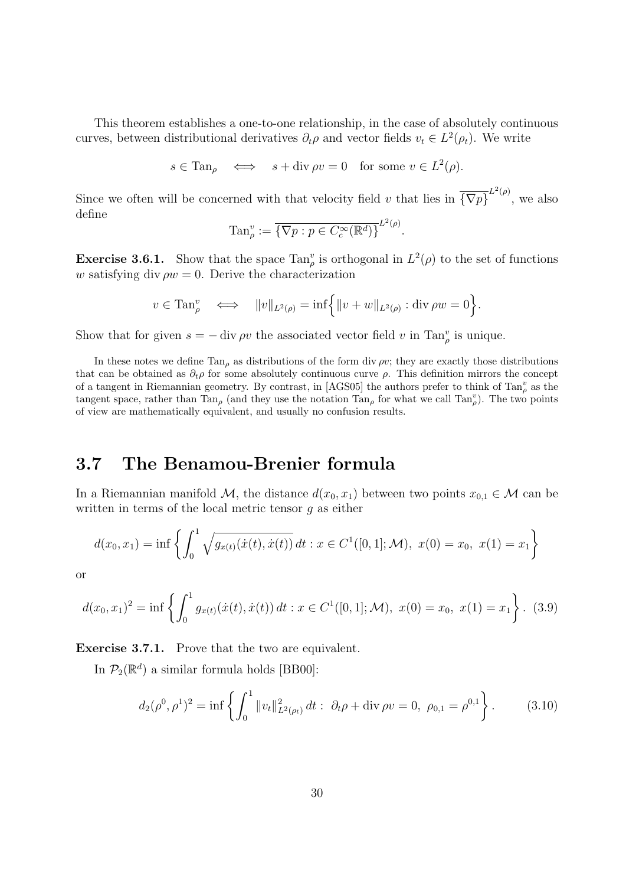This theorem establishes a one-to-one relationship, in the case of absolutely continuous curves, between distributional derivatives $\partial_t \rho$ and vector fields $v_t \in L^2(\rho_t)$. We write

$$s \in \mathrm{Tan}_\rho \quad \Longleftrightarrow \quad s + \operatorname{div} \rho v = 0 \quad \text{for some } v \in L^2(\rho).$$

Since we often will be concerned with that velocity field $v$ that lies in $\overline{\{\nabla p\}}^{L^2(\rho)}$, we also define

$$\mathrm{Tan}^v_\rho := \overline{\{\nabla p : p \in C_c^\infty(\mathbb{R}^d)\}}^{L^2(\rho)}.$$

**Exercise 3.6.1.** Show that the space $\mathrm{Tan}^v_\rho$ is orthogonal in $L^2(\rho)$ to the set of functions $w$ satisfying $\operatorname{div} \rho w = 0$. Derive the characterization

$$v \in \mathrm{Tan}^v_\rho \quad \Longleftrightarrow \quad \|v\|_{L^2(\rho)} = \inf\Big\{ \|v + w\|_{L^2(\rho)} : \operatorname{div} \rho w = 0 \Big\}.$$

Show that for given $s = -\operatorname{div} \rho v$ the associated vector field $v$ in $\mathrm{Tan}^v_\rho$ is unique.

In these notes we define $\mathrm{Tan}_\rho$ as distributions of the form $\operatorname{div} \rho v$; they are exactly those distributions that can be obtained as $\partial_t \rho$ for some absolutely continuous curve $\rho$. This definition mirrors the concept of a tangent in Riemannian geometry. By contrast, in [AGS05] the authors prefer to think of $\mathrm{Tan}^v_\rho$ as the tangent space, rather than $\mathrm{Tan}_\rho$ (and they use the notation $\mathrm{Tan}_\rho$ for what we call $\mathrm{Tan}^v_\rho$). The two points of view are mathematically equivalent, and usually no confusion results.

## 3.7 The Benamou-Brenier formula

In a Riemannian manifold $\mathcal{M}$, the distance $d(x_0, x_1)$ between two points $x_{0,1} \in \mathcal{M}$ can be written in terms of the local metric tensor $g$ as either

$$d(x_0, x_1) = \inf \left\{ \int_0^1 \sqrt{g_{x(t)}(\dot{x}(t), \dot{x}(t))}\, dt : x \in C^1([0,1]; \mathcal{M}),\ x(0) = x_0,\ x(1) = x_1 \right\}$$

or

$$d(x_0, x_1)^2 = \inf \left\{ \int_0^1 g_{x(t)}(\dot{x}(t), \dot{x}(t))\, dt : x \in C^1([0,1]; \mathcal{M}),\ x(0) = x_0,\ x(1) = x_1 \right\}. \quad (3.9)$$

**Exercise 3.7.1.** Prove that the two are equivalent.

In $\mathcal{P}_2(\mathbb{R}^d)$ a similar formula holds [BB00]:

$$d_2(\rho^0, \rho^1)^2 = \inf \left\{ \int_0^1 \|v_t\|^2_{L^2(\rho_t)}\, dt : \ \partial_t \rho + \operatorname{div} \rho v = 0,\ \rho_{0,1} = \rho^{0,1} \right\}. \quad (3.10)$$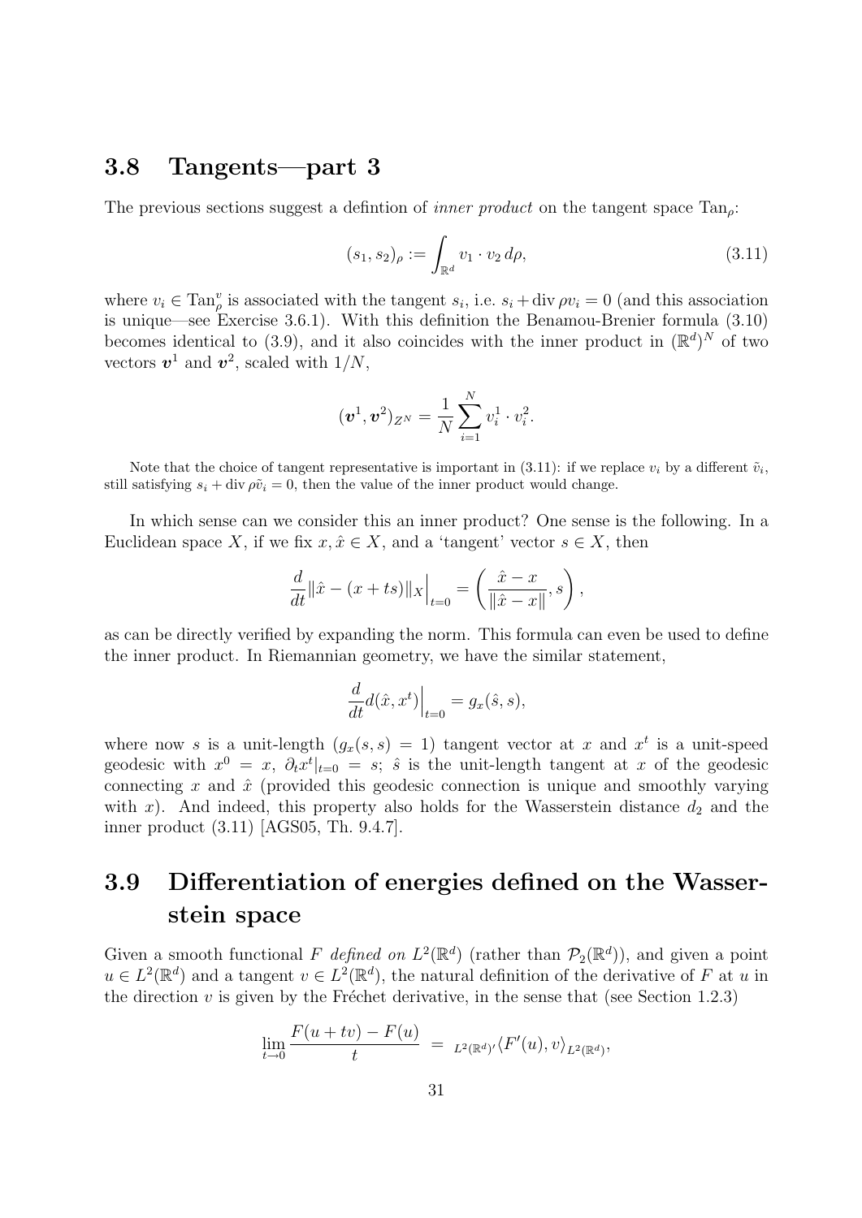## 3.8 Tangents—part 3

The previous sections suggest a defintion of *inner product* on the tangent space $\mathrm{Tan}_\rho$:

$$
(s_1, s_2)_\rho := \int_{\mathbb{R}^d} v_1 \cdot v_2 \, d\rho, \tag{3.11}
$$

where $v_i \in \mathrm{Tan}^v_\rho$ is associated with the tangent $s_i$, i.e. $s_i + \operatorname{div} \rho v_i = 0$ (and this association is unique—see Exercise 3.6.1). With this definition the Benamou-Brenier formula (3.10) becomes identical to (3.9), and it also coincides with the inner product in $(\mathbb{R}^d)^N$ of two vectors $\boldsymbol{v}^1$ and $\boldsymbol{v}^2$, scaled with $1/N$,

$$
(\boldsymbol{v}^1, \boldsymbol{v}^2)_{Z^N} = \frac{1}{N} \sum_{i=1}^N v_i^1 \cdot v_i^2.
$$

Note that the choice of tangent representative is important in (3.11): if we replace $v_i$ by a different $\tilde{v}_i$, still satisfying $s_i + \operatorname{div} \rho \tilde{v}_i = 0$, then the value of the inner product would change.

In which sense can we consider this an inner product? One sense is the following. In a Euclidean space $X$, if we fix $x, \hat{x} \in X$, and a 'tangent' vector $s \in X$, then

$$
\frac{d}{dt} \|\hat{x} - (x + ts)\|_X \Big|_{t=0} = \left( \frac{\hat{x} - x}{\|\hat{x} - x\|}, s \right),
$$

as can be directly verified by expanding the norm. This formula can even be used to define the inner product. In Riemannian geometry, we have the similar statement,

$$
\frac{d}{dt} d(\hat{x}, x^t) \Big|_{t=0} = g_x(\hat{s}, s),
$$

where now $s$ is a unit-length ($g_x(s,s) = 1$) tangent vector at $x$ and $x^t$ is a unit-speed geodesic with $x^0 = x$, $\partial_t x^t|_{t=0} = s$; $\hat{s}$ is the unit-length tangent at $x$ of the geodesic connecting $x$ and $\hat{x}$ (provided this geodesic connection is unique and smoothly varying with $x$). And indeed, this property also holds for the Wasserstein distance $d_2$ and the inner product (3.11) [AGS05, Th. 9.4.7].

## 3.9 Differentiation of energies defined on the Wasserstein space

Given a smooth functional $F$ *defined on* $L^2(\mathbb{R}^d)$ (rather than $\mathcal{P}_2(\mathbb{R}^d)$), and given a point $u \in L^2(\mathbb{R}^d)$ and a tangent $v \in L^2(\mathbb{R}^d)$, the natural definition of the derivative of $F$ at $u$ in the direction $v$ is given by the Fréchet derivative, in the sense that (see Section 1.2.3)

$$
\lim_{t \to 0} \frac{F(u + tv) - F(u)}{t} \;=\; {}_{L^2(\mathbb{R}^d)'}\langle F'(u), v \rangle_{L^2(\mathbb{R}^d)},
$$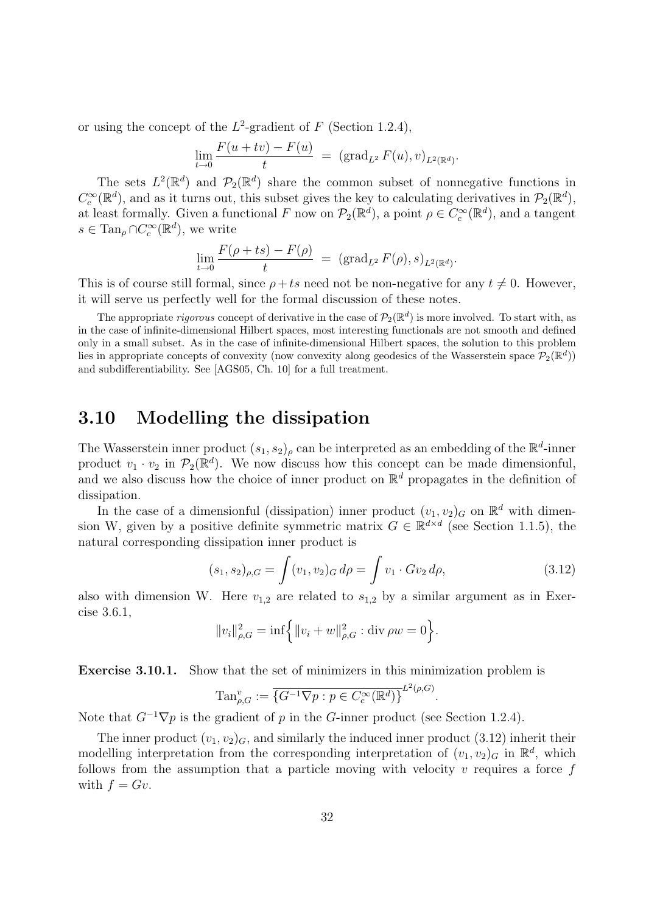or using the concept of the $L^2$-gradient of $F$ (Section 1.2.4),

$$\lim_{t\to 0} \frac{F(u+tv)-F(u)}{t} \;=\; (\operatorname{grad}_{L^2} F(u), v)_{L^2(\mathbb{R}^d)}.$$

The sets $L^2(\mathbb{R}^d)$ and $\mathcal{P}_2(\mathbb{R}^d)$ share the common subset of nonnegative functions in $C_c^\infty(\mathbb{R}^d)$, and as it turns out, this subset gives the key to calculating derivatives in $\mathcal{P}_2(\mathbb{R}^d)$, at least formally. Given a functional $F$ now on $\mathcal{P}_2(\mathbb{R}^d)$, a point $\rho \in C_c^\infty(\mathbb{R}^d)$, and a tangent $s \in \operatorname{Tan}_\rho \cap C_c^\infty(\mathbb{R}^d)$, we write

$$\lim_{t\to 0} \frac{F(\rho+ts)-F(\rho)}{t} \;=\; (\operatorname{grad}_{L^2} F(\rho), s)_{L^2(\mathbb{R}^d)}.$$

This is of course still formal, since $\rho + ts$ need not be non-negative for any $t \neq 0$. However, it will serve us perfectly well for the formal discussion of these notes.

The appropriate *rigorous* concept of derivative in the case of $\mathcal{P}_2(\mathbb{R}^d)$ is more involved. To start with, as in the case of infinite-dimensional Hilbert spaces, most interesting functionals are not smooth and defined only in a small subset. As in the case of infinite-dimensional Hilbert spaces, the solution to this problem lies in appropriate concepts of convexity (now convexity along geodesics of the Wasserstein space $\mathcal{P}_2(\mathbb{R}^d)$) and subdifferentiability. See [AGS05, Ch. 10] for a full treatment.

## 3.10 Modelling the dissipation

The Wasserstein inner product $(s_1, s_2)_\rho$ can be interpreted as an embedding of the $\mathbb{R}^d$-inner product $v_1 \cdot v_2$ in $\mathcal{P}_2(\mathbb{R}^d)$. We now discuss how this concept can be made dimensionful, and we also discuss how the choice of inner product on $\mathbb{R}^d$ propagates in the definition of dissipation.

In the case of a dimensionful (dissipation) inner product $(v_1, v_2)_G$ on $\mathbb{R}^d$ with dimension W, given by a positive definite symmetric matrix $G \in \mathbb{R}^{d\times d}$ (see Section 1.1.5), the natural corresponding dissipation inner product is

$$(s_1, s_2)_{\rho,G} = \int (v_1, v_2)_G \, d\rho = \int v_1 \cdot G v_2 \, d\rho, \tag{3.12}$$

also with dimension W. Here $v_{1,2}$ are related to $s_{1,2}$ by a similar argument as in Exercise 3.6.1,

$$\|v_i\|^2_{\rho,G} = \inf\Big\{ \|v_i + w\|^2_{\rho,G} : \operatorname{div} \rho w = 0 \Big\}.$$

**Exercise 3.10.1.** Show that the set of minimizers in this minimization problem is

$$\operatorname{Tan}^v_{\rho,G} := \overline{\{G^{-1}\nabla p : p \in C_c^\infty(\mathbb{R}^d)\}}^{L^2(\rho,G)}.$$

Note that $G^{-1}\nabla p$ is the gradient of $p$ in the $G$-inner product (see Section 1.2.4).

The inner product $(v_1, v_2)_G$, and similarly the induced inner product (3.12) inherit their modelling interpretation from the corresponding interpretation of $(v_1, v_2)_G$ in $\mathbb{R}^d$, which follows from the assumption that a particle moving with velocity $v$ requires a force $f$ with $f = Gv$.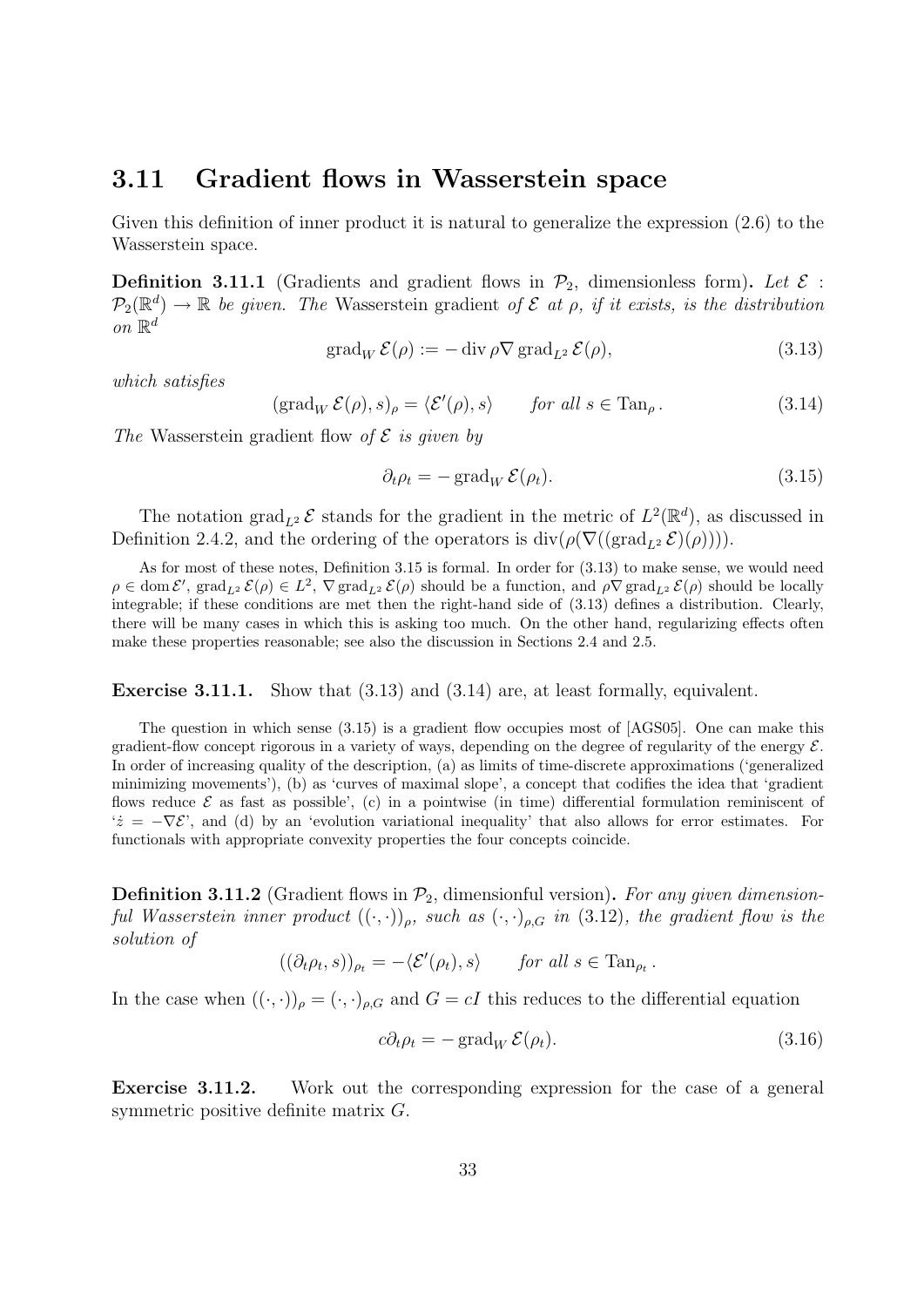## 3.11 Gradient flows in Wasserstein space

Given this definition of inner product it is natural to generalize the expression (2.6) to the Wasserstein space.

**Definition 3.11.1** (Gradients and gradient flows in $\mathcal{P}_2$, dimensionless form)**.** *Let $\mathcal{E} : \mathcal{P}_2(\mathbb{R}^d) \to \mathbb{R}$ be given. The* Wasserstein gradient *of $\mathcal{E}$ at $\rho$, if it exists, is the distribution on $\mathbb{R}^d$*

$$\operatorname{grad}_W \mathcal{E}(\rho) := -\operatorname{div} \rho \nabla \operatorname{grad}_{L^2} \mathcal{E}(\rho), \tag{3.13}$$

*which satisfies*

$$(\operatorname{grad}_W \mathcal{E}(\rho), s)_\rho = \langle \mathcal{E}'(\rho), s \rangle \qquad \text{for all } s \in \operatorname{Tan}_\rho. \tag{3.14}$$

*The* Wasserstein gradient flow *of $\mathcal{E}$ is given by*

$$\partial_t \rho_t = -\operatorname{grad}_W \mathcal{E}(\rho_t). \tag{3.15}$$

The notation $\operatorname{grad}_{L^2} \mathcal{E}$ stands for the gradient in the metric of $L^2(\mathbb{R}^d)$, as discussed in Definition 2.4.2, and the ordering of the operators is $\operatorname{div}(\rho(\nabla((\operatorname{grad}_{L^2} \mathcal{E})(\rho))))$.

As for most of these notes, Definition 3.15 is formal. In order for (3.13) to make sense, we would need $\rho \in \operatorname{dom} \mathcal{E}'$, $\operatorname{grad}_{L^2} \mathcal{E}(\rho) \in L^2$, $\nabla \operatorname{grad}_{L^2} \mathcal{E}(\rho)$ should be a function, and $\rho \nabla \operatorname{grad}_{L^2} \mathcal{E}(\rho)$ should be locally integrable; if these conditions are met then the right-hand side of (3.13) defines a distribution. Clearly, there will be many cases in which this is asking too much. On the other hand, regularizing effects often make these properties reasonable; see also the discussion in Sections 2.4 and 2.5.

**Exercise 3.11.1.** Show that (3.13) and (3.14) are, at least formally, equivalent.

The question in which sense (3.15) is a gradient flow occupies most of [AGS05]. One can make this gradient-flow concept rigorous in a variety of ways, depending on the degree of regularity of the energy $\mathcal{E}$. In order of increasing quality of the description, (a) as limits of time-discrete approximations ('generalized minimizing movements'), (b) as 'curves of maximal slope', a concept that codifies the idea that 'gradient flows reduce $\mathcal{E}$ as fast as possible', (c) in a pointwise (in time) differential formulation reminiscent of '$\dot{z} = -\nabla \mathcal{E}$', and (d) by an 'evolution variational inequality' that also allows for error estimates. For functionals with appropriate convexity properties the four concepts coincide.

**Definition 3.11.2** (Gradient flows in $\mathcal{P}_2$, dimensionful version)**.** *For any given dimensionful Wasserstein inner product $((\cdot,\cdot))_\rho$, such as $(\cdot,\cdot)_{\rho,G}$ in (3.12), the gradient flow is the solution of*

$$((\partial_t \rho_t, s))_{\rho_t} = -\langle \mathcal{E}'(\rho_t), s \rangle \qquad \text{for all } s \in \operatorname{Tan}_{\rho_t}.$$

In the case when $((\cdot,\cdot))_\rho = (\cdot,\cdot)_{\rho,G}$ and $G = cI$ this reduces to the differential equation

$$c \partial_t \rho_t = -\operatorname{grad}_W \mathcal{E}(\rho_t). \tag{3.16}$$

**Exercise 3.11.2.** Work out the corresponding expression for the case of a general symmetric positive definite matrix $G$.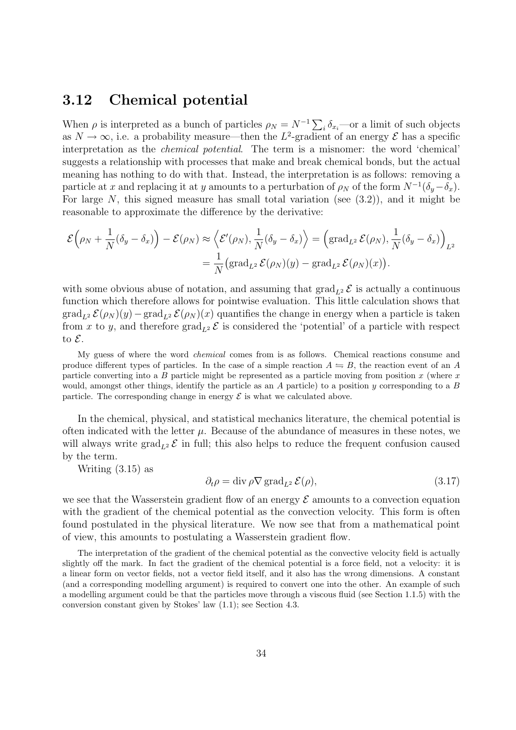## 3.12 Chemical potential

When $\rho$ is interpreted as a bunch of particles $\rho_N = N^{-1}\sum_i \delta_{x_i}$—or a limit of such objects as $N \to \infty$, i.e. a probability measure—then the $L^2$-gradient of an energy $\mathcal{E}$ has a specific interpretation as the *chemical potential*. The term is a misnomer: the word 'chemical' suggests a relationship with processes that make and break chemical bonds, but the actual meaning has nothing to do with that. Instead, the interpretation is as follows: removing a particle at $x$ and replacing it at $y$ amounts to a perturbation of $\rho_N$ of the form $N^{-1}(\delta_y - \delta_x)$. For large $N$, this signed measure has small total variation (see (3.2)), and it might be reasonable to approximate the difference by the derivative:

$$
\begin{aligned}
\mathcal{E}\Big(\rho_N + \frac{1}{N}(\delta_y - \delta_x)\Big) - \mathcal{E}(\rho_N) \approx \Big\langle \mathcal{E}'(\rho_N), \frac{1}{N}(\delta_y - \delta_x)\Big\rangle &= \Big(\operatorname{grad}_{L^2}\mathcal{E}(\rho_N), \frac{1}{N}(\delta_y - \delta_x)\Big)_{L^2} \\
&= \frac{1}{N}\big(\operatorname{grad}_{L^2}\mathcal{E}(\rho_N)(y) - \operatorname{grad}_{L^2}\mathcal{E}(\rho_N)(x)\big).
\end{aligned}
$$

with some obvious abuse of notation, and assuming that $\operatorname{grad}_{L^2}\mathcal{E}$ is actually a continuous function which therefore allows for pointwise evaluation. This little calculation shows that $\operatorname{grad}_{L^2}\mathcal{E}(\rho_N)(y) - \operatorname{grad}_{L^2}\mathcal{E}(\rho_N)(x)$ quantifies the change in energy when a particle is taken from $x$ to $y$, and therefore $\operatorname{grad}_{L^2}\mathcal{E}$ is considered the 'potential' of a particle with respect to $\mathcal{E}$.

My guess of where the word *chemical* comes from is as follows. Chemical reactions consume and produce different types of particles. In the case of a simple reaction $A \leftrightharpoons B$, the reaction event of an $A$ particle converting into a $B$ particle might be represented as a particle moving from position $x$ (where $x$ would, amongst other things, identify the particle as an $A$ particle) to a position $y$ corresponding to a $B$ particle. The corresponding change in energy $\mathcal{E}$ is what we calculated above.

In the chemical, physical, and statistical mechanics literature, the chemical potential is often indicated with the letter $\mu$. Because of the abundance of measures in these notes, we will always write $\operatorname{grad}_{L^2}\mathcal{E}$ in full; this also helps to reduce the frequent confusion caused by the term.

Writing (3.15) as

$$
\partial_t \rho = \operatorname{div} \rho \nabla \operatorname{grad}_{L^2}\mathcal{E}(\rho), \tag{3.17}
$$

we see that the Wasserstein gradient flow of an energy $\mathcal{E}$ amounts to a convection equation with the gradient of the chemical potential as the convection velocity. This form is often found postulated in the physical literature. We now see that from a mathematical point of view, this amounts to postulating a Wasserstein gradient flow.

The interpretation of the gradient of the chemical potential as the convective velocity field is actually slightly off the mark. In fact the gradient of the chemical potential is a force field, not a velocity: it is a linear form on vector fields, not a vector field itself, and it also has the wrong dimensions. A constant (and a corresponding modelling argument) is required to convert one into the other. An example of such a modelling argument could be that the particles move through a viscous fluid (see Section 1.1.5) with the conversion constant given by Stokes' law (1.1); see Section 4.3.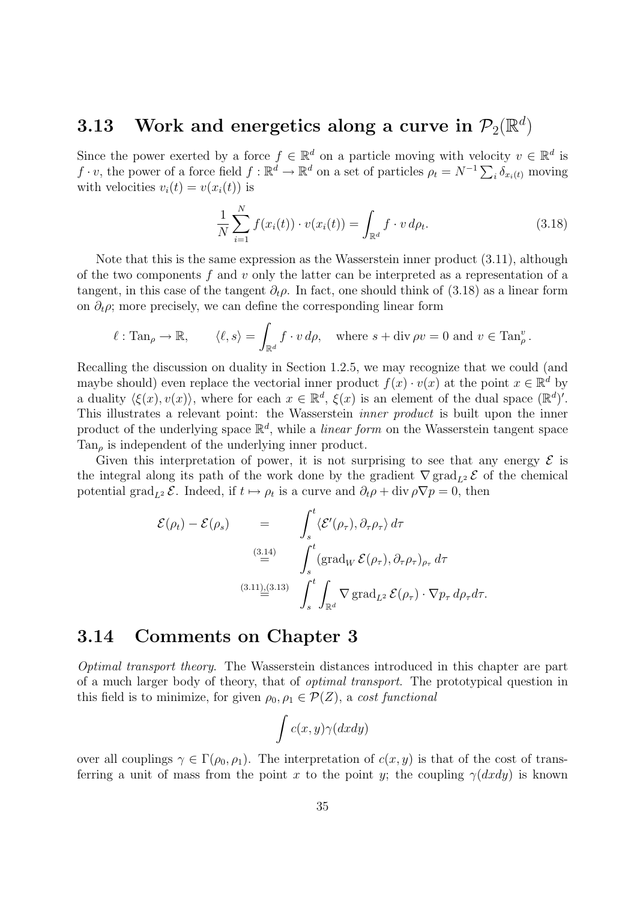## 3.13 Work and energetics along a curve in $\mathcal{P}_2(\mathbb{R}^d)$

Since the power exerted by a force $f \in \mathbb{R}^d$ on a particle moving with velocity $v \in \mathbb{R}^d$ is $f \cdot v$, the power of a force field $f : \mathbb{R}^d \to \mathbb{R}^d$ on a set of particles $\rho_t = N^{-1} \sum_i \delta_{x_i(t)}$ moving with velocities $v_i(t) = v(x_i(t))$ is

$$\frac{1}{N} \sum_{i=1}^{N} f(x_i(t)) \cdot v(x_i(t)) = \int_{\mathbb{R}^d} f \cdot v \, d\rho_t. \tag{3.18}$$

Note that this is the same expression as the Wasserstein inner product (3.11), although of the two components $f$ and $v$ only the latter can be interpreted as a representation of a tangent, in this case of the tangent $\partial_t \rho$. In fact, one should think of (3.18) as a linear form on $\partial_t \rho$; more precisely, we can define the corresponding linear form

$$\ell : \mathrm{Tan}_\rho \to \mathbb{R}, \qquad \langle \ell, s \rangle = \int_{\mathbb{R}^d} f \cdot v \, d\rho, \quad \text{where } s + \operatorname{div} \rho v = 0 \text{ and } v \in \mathrm{Tan}^v_\rho.$$

Recalling the discussion on duality in Section 1.2.5, we may recognize that we could (and maybe should) even replace the vectorial inner product $f(x) \cdot v(x)$ at the point $x \in \mathbb{R}^d$ by a duality $\langle \xi(x), v(x) \rangle$, where for each $x \in \mathbb{R}^d$, $\xi(x)$ is an element of the dual space $(\mathbb{R}^d)'$. This illustrates a relevant point: the Wasserstein *inner product* is built upon the inner product of the underlying space $\mathbb{R}^d$, while a *linear form* on the Wasserstein tangent space $\mathrm{Tan}_\rho$ is independent of the underlying inner product.

Given this interpretation of power, it is not surprising to see that any energy $\mathcal{E}$ is the integral along its path of the work done by the gradient $\nabla \operatorname{grad}_{L^2} \mathcal{E}$ of the chemical potential $\operatorname{grad}_{L^2} \mathcal{E}$. Indeed, if $t \mapsto \rho_t$ is a curve and $\partial_t \rho + \operatorname{div} \rho \nabla p = 0$, then

$$\begin{aligned}
\mathcal{E}(\rho_t) - \mathcal{E}(\rho_s) \quad &= \quad \int_s^t \langle \mathcal{E}'(\rho_\tau), \partial_\tau \rho_\tau \rangle \, d\tau \\
&\overset{(3.14)}{=} \quad \int_s^t (\operatorname{grad}_W \mathcal{E}(\rho_\tau), \partial_\tau \rho_\tau)_{\rho_\tau} \, d\tau \\
&\overset{(3.11),(3.13)}{=} \quad \int_s^t \int_{\mathbb{R}^d} \nabla \operatorname{grad}_{L^2} \mathcal{E}(\rho_\tau) \cdot \nabla p_\tau \, d\rho_\tau d\tau.
\end{aligned}$$

## 3.14 Comments on Chapter 3

*Optimal transport theory.* The Wasserstein distances introduced in this chapter are part of a much larger body of theory, that of *optimal transport*. The prototypical question in this field is to minimize, for given $\rho_0, \rho_1 \in \mathcal{P}(Z)$, a *cost functional*

$$\int c(x, y) \gamma(dxdy)$$

over all couplings $\gamma \in \Gamma(\rho_0, \rho_1)$. The interpretation of $c(x, y)$ is that of the cost of transferring a unit of mass from the point $x$ to the point $y$; the coupling $\gamma(dxdy)$ is known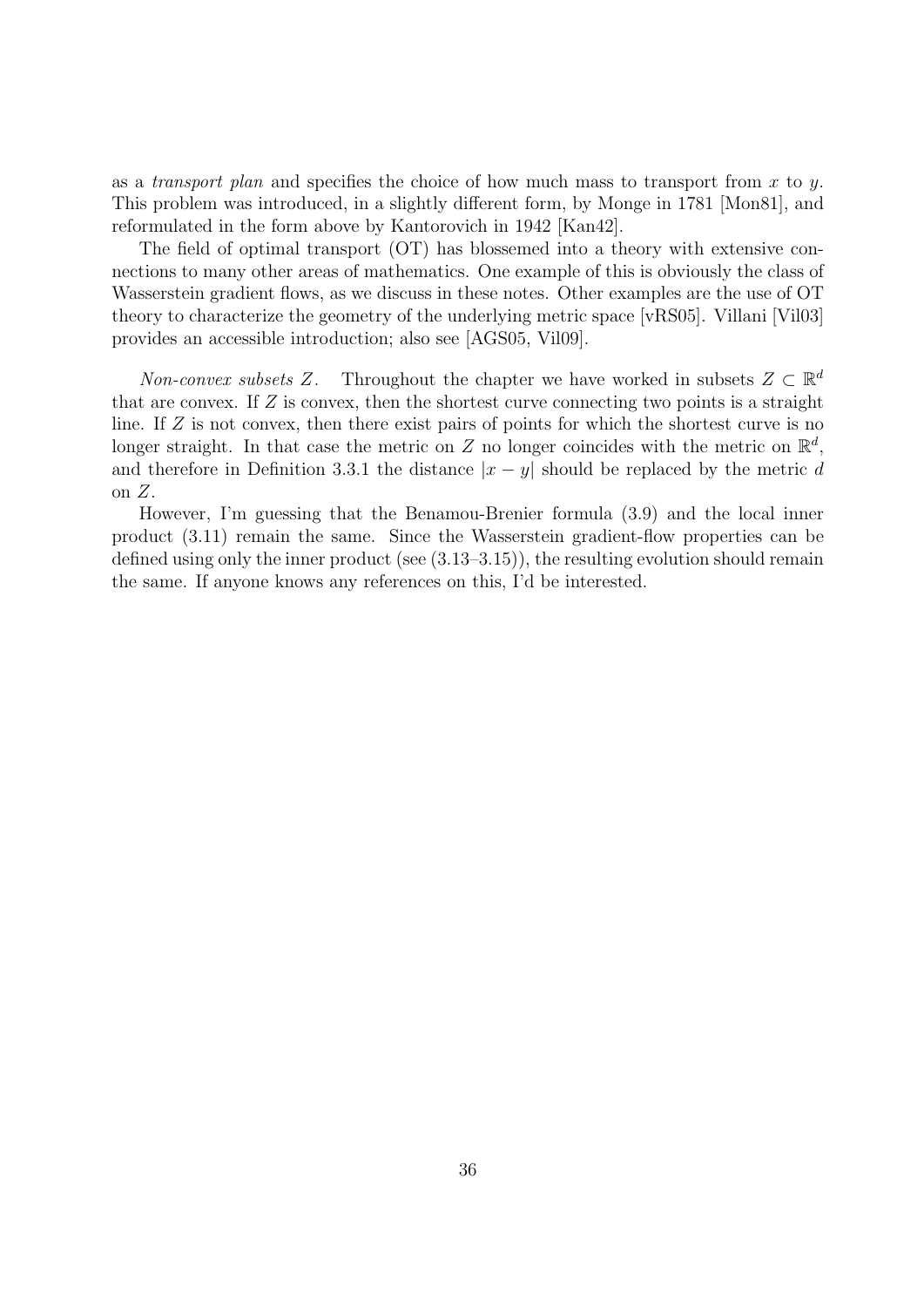as a *transport plan* and specifies the choice of how much mass to transport from $x$ to $y$. This problem was introduced, in a slightly different form, by Monge in 1781 [Mon81], and reformulated in the form above by Kantorovich in 1942 [Kan42].

The field of optimal transport (OT) has blossemed into a theory with extensive connections to many other areas of mathematics. One example of this is obviously the class of Wasserstein gradient flows, as we discuss in these notes. Other examples are the use of OT theory to characterize the geometry of the underlying metric space [vRS05]. Villani [Vil03] provides an accessible introduction; also see [AGS05, Vil09].

*Non-convex subsets $Z$.* Throughout the chapter we have worked in subsets $Z \subset \mathbb{R}^d$ that are convex. If $Z$ is convex, then the shortest curve connecting two points is a straight line. If $Z$ is not convex, then there exist pairs of points for which the shortest curve is no longer straight. In that case the metric on $Z$ no longer coincides with the metric on $\mathbb{R}^d$, and therefore in Definition 3.3.1 the distance $|x - y|$ should be replaced by the metric $d$ on $Z$.

However, I'm guessing that the Benamou-Brenier formula (3.9) and the local inner product (3.11) remain the same. Since the Wasserstein gradient-flow properties can be defined using only the inner product (see (3.13–3.15)), the resulting evolution should remain the same. If anyone knows any references on this, I'd be interested.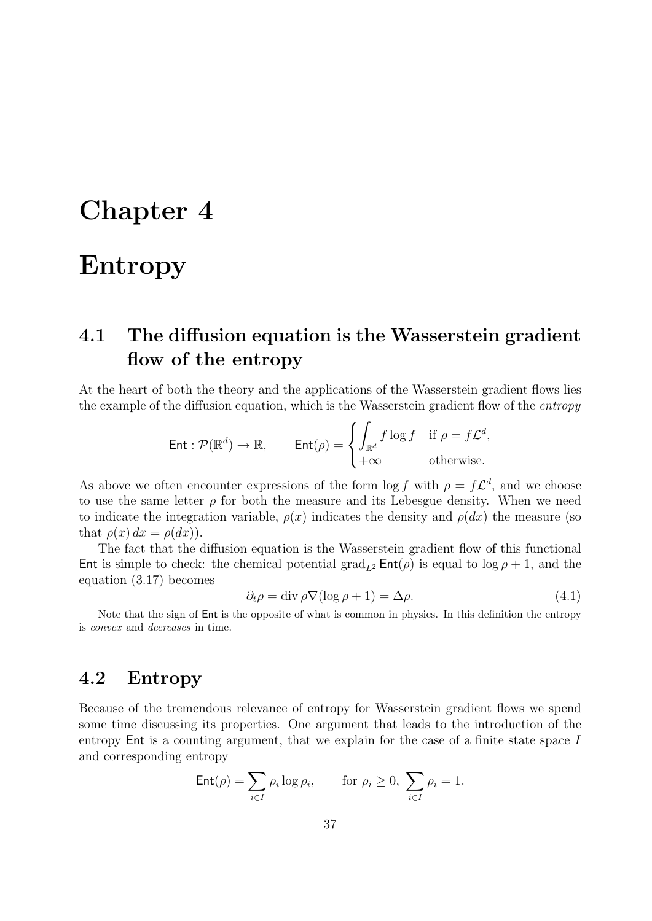# Chapter 4

# Entropy

## 4.1 The diffusion equation is the Wasserstein gradient flow of the entropy

At the heart of both the theory and the applications of the Wasserstein gradient flows lies the example of the diffusion equation, which is the Wasserstein gradient flow of the *entropy*

$$\mathsf{Ent} : \mathcal{P}(\mathbb{R}^d) \to \mathbb{R}, \qquad \mathsf{Ent}(\rho) = \begin{cases} \displaystyle\int_{\mathbb{R}^d} f \log f & \text{if } \rho = f\mathcal{L}^d, \\ +\infty & \text{otherwise.} \end{cases}$$

As above we often encounter expressions of the form $\log f$ with $\rho = f\mathcal{L}^d$, and we choose to use the same letter $\rho$ for both the measure and its Lebesgue density. When we need to indicate the integration variable, $\rho(x)$ indicates the density and $\rho(dx)$ the measure (so that $\rho(x)\,dx = \rho(dx)$).

The fact that the diffusion equation is the Wasserstein gradient flow of this functional $\mathsf{Ent}$ is simple to check: the chemical potential $\operatorname{grad}_{L^2} \mathsf{Ent}(\rho)$ is equal to $\log \rho + 1$, and the equation (3.17) becomes

$$\partial_t \rho = \operatorname{div} \rho \nabla(\log \rho + 1) = \Delta \rho. \tag{4.1}$$

Note that the sign of $\mathsf{Ent}$ is the opposite of what is common in physics. In this definition the entropy is *convex* and *decreases* in time.

## 4.2 Entropy

Because of the tremendous relevance of entropy for Wasserstein gradient flows we spend some time discussing its properties. One argument that leads to the introduction of the entropy $\mathsf{Ent}$ is a counting argument, that we explain for the case of a finite state space $I$ and corresponding entropy

$$\mathsf{Ent}(\rho) = \sum_{i \in I} \rho_i \log \rho_i, \qquad \text{for } \rho_i \geq 0,\ \sum_{i \in I} \rho_i = 1.$$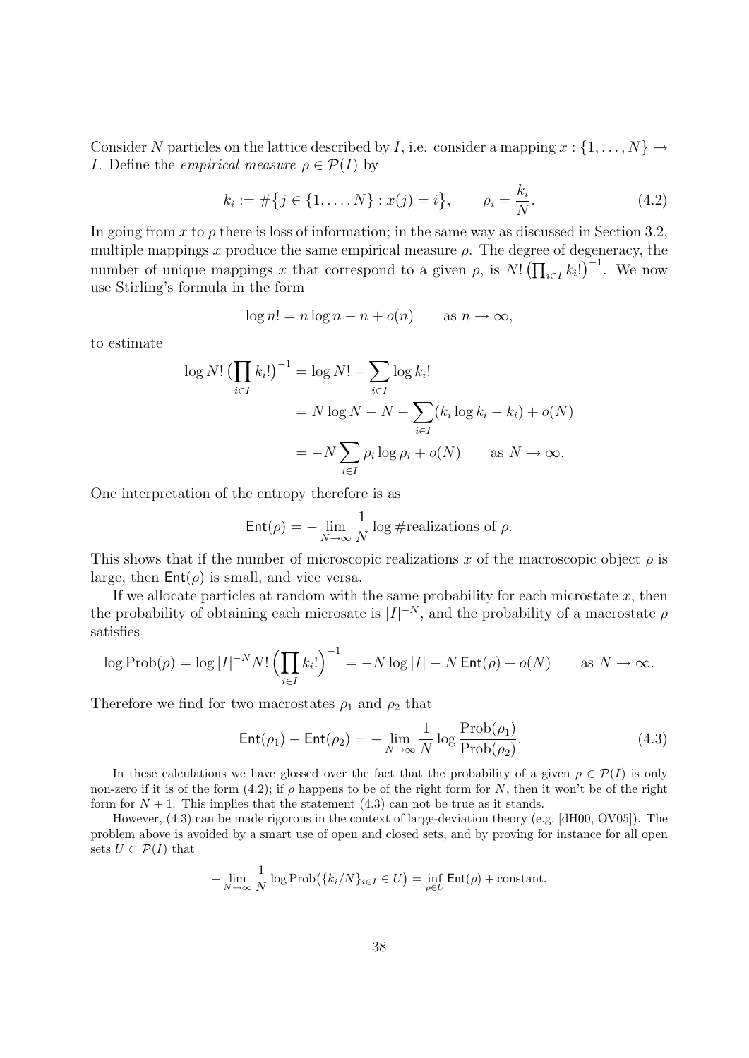Consider $N$ particles on the lattice described by $I$, i.e. consider a mapping $x : \{1, \ldots, N\} \to I$. Define the *empirical measure* $\rho \in \mathcal{P}(I)$ by

$$k_i := \#\{j \in \{1, \ldots, N\} : x(j) = i\}, \qquad \rho_i = \frac{k_i}{N}. \tag{4.2}$$

In going from $x$ to $\rho$ there is loss of information; in the same way as discussed in Section 3.2, multiple mappings $x$ produce the same empirical measure $\rho$. The degree of degeneracy, the number of unique mappings $x$ that correspond to a given $\rho$, is $N! \left(\prod_{i \in I} k_i!\right)^{-1}$. We now use Stirling's formula in the form

$$\log n! = n \log n - n + o(n) \qquad \text{as } n \to \infty,$$

to estimate

$$\begin{aligned}
\log N! \left(\prod_{i \in I} k_i!\right)^{-1} &= \log N! - \sum_{i \in I} \log k_i! \\
&= N \log N - N - \sum_{i \in I} (k_i \log k_i - k_i) + o(N) \\
&= -N \sum_{i \in I} \rho_i \log \rho_i + o(N) \qquad \text{as } N \to \infty.
\end{aligned}$$

One interpretation of the entropy therefore is as

$$\mathsf{Ent}(\rho) = -\lim_{N \to \infty} \frac{1}{N} \log \#\text{realizations of } \rho.$$

This shows that if the number of microscopic realizations $x$ of the macroscopic object $\rho$ is large, then $\mathsf{Ent}(\rho)$ is small, and vice versa.

If we allocate particles at random with the same probability for each microstate $x$, then the probability of obtaining each microsate is $|I|^{-N}$, and the probability of a macrostate $\rho$ satisfies

$$\log \text{Prob}(\rho) = \log |I|^{-N} N! \left(\prod_{i \in I} k_i!\right)^{-1} = -N \log |I| - N \,\mathsf{Ent}(\rho) + o(N) \qquad \text{as } N \to \infty.$$

Therefore we find for two macrostates $\rho_1$ and $\rho_2$ that

$$\mathsf{Ent}(\rho_1) - \mathsf{Ent}(\rho_2) = -\lim_{N \to \infty} \frac{1}{N} \log \frac{\text{Prob}(\rho_1)}{\text{Prob}(\rho_2)}. \tag{4.3}$$

In these calculations we have glossed over the fact that the probability of a given $\rho \in \mathcal{P}(I)$ is only non-zero if it is of the form (4.2); if $\rho$ happens to be of the right form for $N$, then it won't be of the right form for $N + 1$. This implies that the statement (4.3) can not be true as it stands.

However, (4.3) can be made rigorous in the context of large-deviation theory (e.g. [dH00, OV05]). The problem above is avoided by a smart use of open and closed sets, and by proving for instance for all open sets $U \subset \mathcal{P}(I)$ that

$$-\lim_{N \to \infty} \frac{1}{N} \log \text{Prob}\left(\{k_i/N\}_{i \in I} \in U\right) = \inf_{\rho \in U} \mathsf{Ent}(\rho) + \text{constant}.$$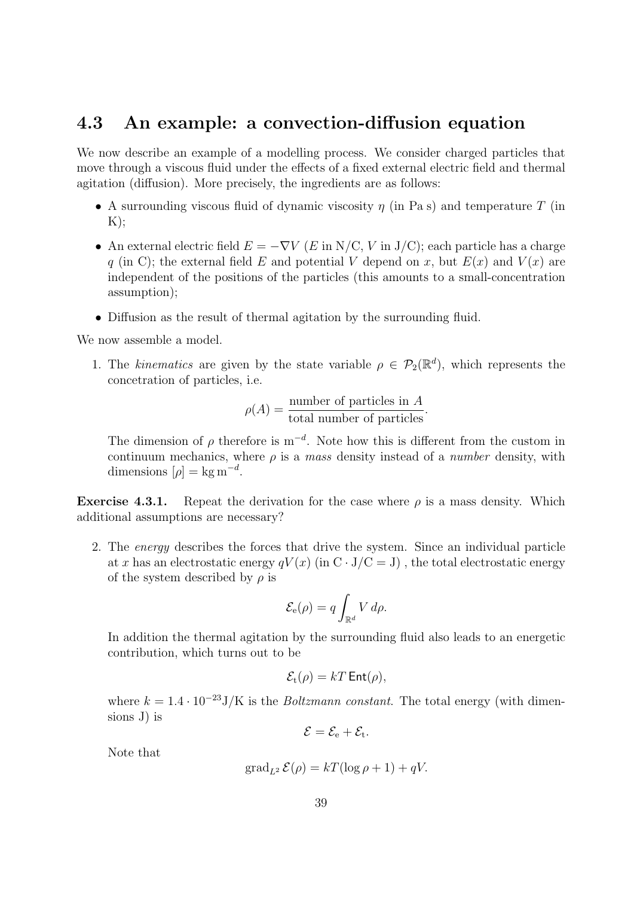## 4.3 An example: a convection-diffusion equation

We now describe an example of a modelling process. We consider charged particles that move through a viscous fluid under the effects of a fixed external electric field and thermal agitation (diffusion). More precisely, the ingredients are as follows:

- A surrounding viscous fluid of dynamic viscosity $\eta$ (in Pa s) and temperature $T$ (in K);
- An external electric field $E = -\nabla V$ ($E$ in N/C, $V$ in J/C); each particle has a charge $q$ (in C); the external field $E$ and potential $V$ depend on $x$, but $E(x)$ and $V(x)$ are independent of the positions of the particles (this amounts to a small-concentration assumption);
- Diffusion as the result of thermal agitation by the surrounding fluid.

We now assemble a model.

1. The *kinematics* are given by the state variable $\rho \in \mathcal{P}_2(\mathbb{R}^d)$, which represents the concetration of particles, i.e.

$$\rho(A) = \frac{\text{number of particles in } A}{\text{total number of particles}}.$$

The dimension of $\rho$ therefore is $\mathrm{m}^{-d}$. Note how this is different from the custom in continuum mechanics, where $\rho$ is a *mass* density instead of a *number* density, with dimensions $[\rho] = \mathrm{kg\,m}^{-d}$.

**Exercise 4.3.1.** Repeat the derivation for the case where $\rho$ is a mass density. Which additional assumptions are necessary?

2. The *energy* describes the forces that drive the system. Since an individual particle at $x$ has an electrostatic energy $qV(x)$ (in $\mathrm{C} \cdot \mathrm{J/C} = \mathrm{J}$) , the total electrostatic energy of the system described by $\rho$ is

$$\mathcal{E}_{\mathrm{e}}(\rho) = q \int_{\mathbb{R}^d} V \, d\rho.$$

In addition the thermal agitation by the surrounding fluid also leads to an energetic contribution, which turns out to be

$$\mathcal{E}_{\mathrm{t}}(\rho) = kT \, \mathsf{Ent}(\rho),$$

where $k = 1.4 \cdot 10^{-23}\mathrm{J/K}$ is the *Boltzmann constant*. The total energy (with dimensions J) is

$$\mathcal{E} = \mathcal{E}_{\mathrm{e}} + \mathcal{E}_{\mathrm{t}}.$$

Note that

$$\mathrm{grad}_{L^2} \mathcal{E}(\rho) = kT(\log \rho + 1) + qV.$$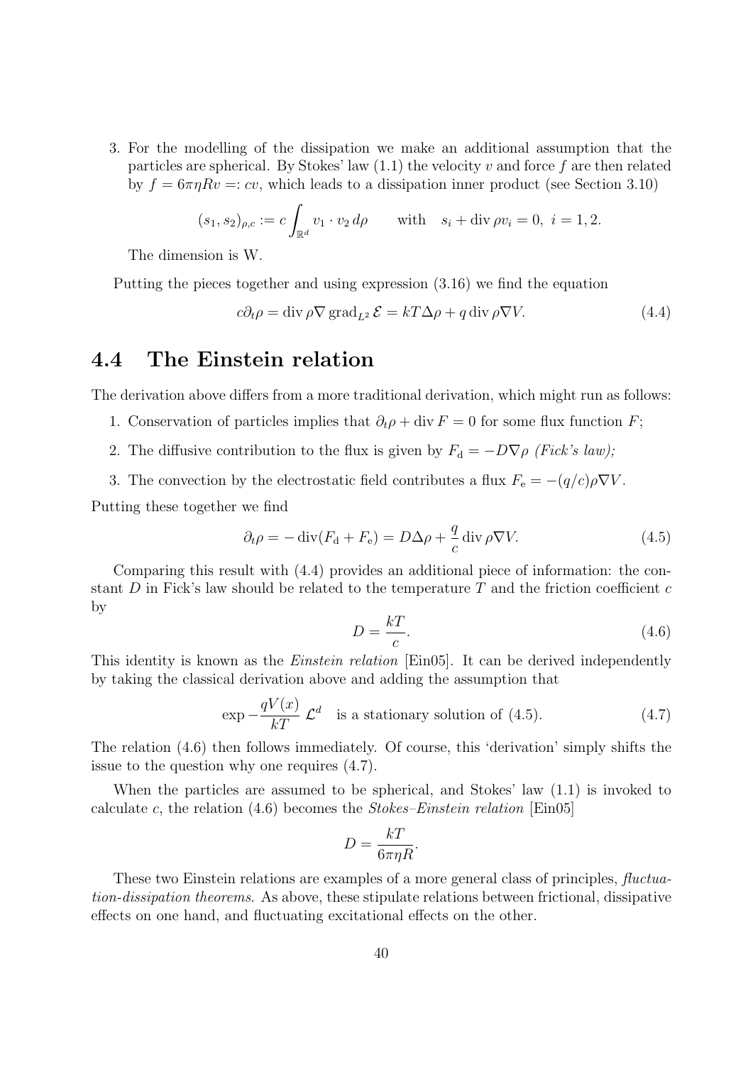3. For the modelling of the dissipation we make an additional assumption that the particles are spherical. By Stokes' law (1.1) the velocity $v$ and force $f$ are then related by $f = 6\pi\eta R v =: cv$, which leads to a dissipation inner product (see Section 3.10)

$$(s_1, s_2)_{\rho,c} := c \int_{\mathbb{R}^d} v_1 \cdot v_2 \, d\rho \qquad \text{with} \quad s_i + \operatorname{div} \rho v_i = 0, \ i = 1, 2.$$

   The dimension is W.

Putting the pieces together and using expression (3.16) we find the equation

$$c\partial_t \rho = \operatorname{div} \rho \nabla \operatorname{grad}_{L^2} \mathcal{E} = kT\Delta\rho + q \operatorname{div} \rho \nabla V. \tag{4.4}$$

## 4.4 The Einstein relation

The derivation above differs from a more traditional derivation, which might run as follows:

1. Conservation of particles implies that $\partial_t \rho + \operatorname{div} F = 0$ for some flux function $F$;
2. The diffusive contribution to the flux is given by $F_\mathrm{d} = -D\nabla\rho$ *(Fick's law)*;
3. The convection by the electrostatic field contributes a flux $F_\mathrm{e} = -(q/c)\rho\nabla V$.

Putting these together we find

$$\partial_t \rho = -\operatorname{div}(F_\mathrm{d} + F_\mathrm{e}) = D\Delta\rho + \frac{q}{c} \operatorname{div} \rho \nabla V. \tag{4.5}$$

Comparing this result with (4.4) provides an additional piece of information: the constant $D$ in Fick's law should be related to the temperature $T$ and the friction coefficient $c$ by

$$D = \frac{kT}{c}. \tag{4.6}$$

This identity is known as the *Einstein relation* [Ein05]. It can be derived independently by taking the classical derivation above and adding the assumption that

$$\exp -\frac{qV(x)}{kT} \, \mathcal{L}^d \quad \text{is a stationary solution of (4.5).} \tag{4.7}$$

The relation (4.6) then follows immediately. Of course, this 'derivation' simply shifts the issue to the question why one requires (4.7).

When the particles are assumed to be spherical, and Stokes' law (1.1) is invoked to calculate $c$, the relation (4.6) becomes the *Stokes–Einstein relation* [Ein05]

$$D = \frac{kT}{6\pi\eta R}.$$

These two Einstein relations are examples of a more general class of principles, *fluctuation-dissipation theorems*. As above, these stipulate relations between frictional, dissipative effects on one hand, and fluctuating excitational effects on the other.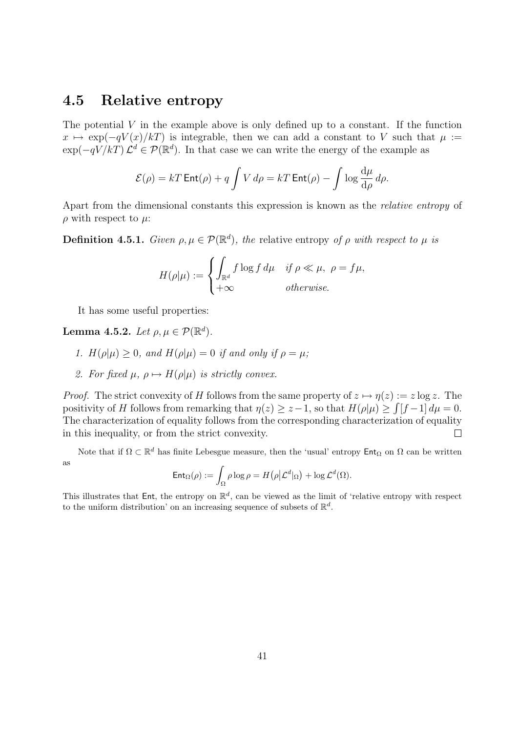## 4.5 Relative entropy

The potential $V$ in the example above is only defined up to a constant. If the function $x \mapsto \exp(-qV(x)/kT)$ is integrable, then we can add a constant to $V$ such that $\mu := \exp(-qV/kT)\,\mathcal{L}^d \in \mathcal{P}(\mathbb{R}^d)$. In that case we can write the energy of the example as

$$\mathcal{E}(\rho) = kT\,\mathsf{Ent}(\rho) + q\int V\,d\rho = kT\,\mathsf{Ent}(\rho) - \int \log\frac{\mathrm{d}\mu}{\mathrm{d}\rho}\,d\rho.$$

Apart from the dimensional constants this expression is known as the *relative entropy* of $\rho$ with respect to $\mu$:

**Definition 4.5.1.** *Given $\rho, \mu \in \mathcal{P}(\mathbb{R}^d)$, the* relative entropy *of $\rho$ with respect to $\mu$ is*

$$H(\rho|\mu) := \begin{cases} \displaystyle\int_{\mathbb{R}^d} f\log f\,d\mu & \text{if } \rho \ll \mu,\ \rho = f\mu, \\ +\infty & \text{otherwise.} \end{cases}$$

It has some useful properties:

**Lemma 4.5.2.** *Let $\rho, \mu \in \mathcal{P}(\mathbb{R}^d)$.*

1. *$H(\rho|\mu) \geq 0$, and $H(\rho|\mu) = 0$ if and only if $\rho = \mu$;*
2. *For fixed $\mu$, $\rho \mapsto H(\rho|\mu)$ is strictly convex.*

*Proof.* The strict convexity of $H$ follows from the same property of $z \mapsto \eta(z) := z\log z$. The positivity of $H$ follows from remarking that $\eta(z) \geq z-1$, so that $H(\rho|\mu) \geq \int[f-1]\,d\mu = 0$. The characterization of equality follows from the corresponding characterization of equality in this inequality, or from the strict convexity. $\square$

Note that if $\Omega \subset \mathbb{R}^d$ has finite Lebesgue measure, then the 'usual' entropy $\mathsf{Ent}_\Omega$ on $\Omega$ can be written as

$$\mathsf{Ent}_\Omega(\rho) := \int_\Omega \rho\log\rho = H\big(\rho\big|\mathcal{L}^d|_\Omega\big) + \log\mathcal{L}^d(\Omega).$$

This illustrates that $\mathsf{Ent}$, the entropy on $\mathbb{R}^d$, can be viewed as the limit of 'relative entropy with respect to the uniform distribution' on an increasing sequence of subsets of $\mathbb{R}^d$.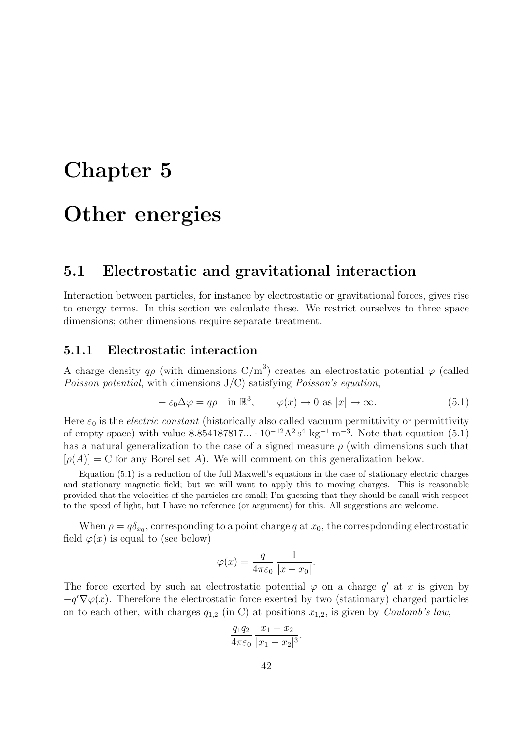# Chapter 5

# Other energies

## 5.1 Electrostatic and gravitational interaction

Interaction between particles, for instance by electrostatic or gravitational forces, gives rise to energy terms. In this section we calculate these. We restrict ourselves to three space dimensions; other dimensions require separate treatment.

### 5.1.1 Electrostatic interaction

A charge density $q\rho$ (with dimensions $\mathrm{C/m^3}$) creates an electrostatic potential $\varphi$ (called *Poisson potential*, with dimensions J/C) satisfying *Poisson's equation*,

$$-\varepsilon_0 \Delta\varphi = q\rho \quad \text{in } \mathbb{R}^3, \qquad \varphi(x) \to 0 \text{ as } |x| \to \infty. \tag{5.1}$$

Here $\varepsilon_0$ is the *electric constant* (historically also called vacuum permittivity or permittivity of empty space) with value $8.854187817... \cdot 10^{-12} \mathrm{A^2\, s^4\ kg^{-1}\, m^{-3}}$. Note that equation (5.1) has a natural generalization to the case of a signed measure $\rho$ (with dimensions such that $[\rho(A)] = \mathrm{C}$ for any Borel set $A$). We will comment on this generalization below.

Equation (5.1) is a reduction of the full Maxwell's equations in the case of stationary electric charges and stationary magnetic field; but we will want to apply this to moving charges. This is reasonable provided that the velocities of the particles are small; I'm guessing that they should be small with respect to the speed of light, but I have no reference (or argument) for this. All suggestions are welcome.

When $\rho = q\delta_{x_0}$, corresponding to a point charge $q$ at $x_0$, the correspdonding electrostatic field $\varphi(x)$ is equal to (see below)

$$\varphi(x) = \frac{q}{4\pi\varepsilon_0} \frac{1}{|x - x_0|}.$$

The force exerted by such an electrostatic potential $\varphi$ on a charge $q'$ at $x$ is given by $-q'\nabla\varphi(x)$. Therefore the electrostatic force exerted by two (stationary) charged particles on to each other, with charges $q_{1,2}$ (in C) at positions $x_{1,2}$, is given by *Coulomb's law*,

$$\frac{q_1 q_2}{4\pi\varepsilon_0} \frac{x_1 - x_2}{|x_1 - x_2|^3}.$$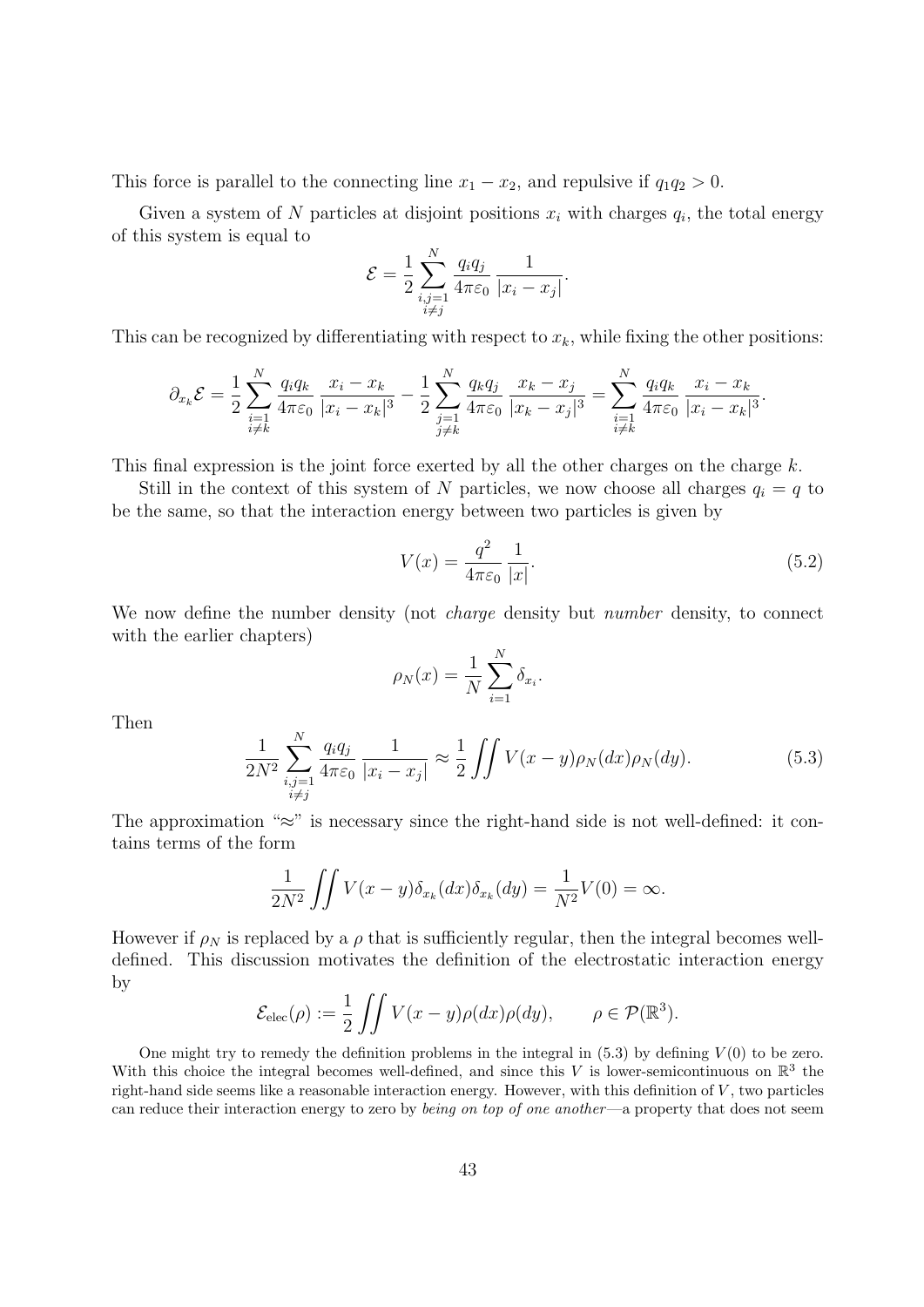This force is parallel to the connecting line $x_1 - x_2$, and repulsive if $q_1 q_2 > 0$.

Given a system of $N$ particles at disjoint positions $x_i$ with charges $q_i$, the total energy of this system is equal to

$$\mathcal{E} = \frac{1}{2} \sum_{\substack{i,j=1 \\ i \neq j}}^{N} \frac{q_i q_j}{4\pi\varepsilon_0} \frac{1}{|x_i - x_j|}.$$

This can be recognized by differentiating with respect to $x_k$, while fixing the other positions:

$$\partial_{x_k} \mathcal{E} = \frac{1}{2} \sum_{\substack{i=1 \\ i \neq k}}^{N} \frac{q_i q_k}{4\pi\varepsilon_0} \frac{x_i - x_k}{|x_i - x_k|^3} - \frac{1}{2} \sum_{\substack{j=1 \\ j \neq k}}^{N} \frac{q_k q_j}{4\pi\varepsilon_0} \frac{x_k - x_j}{|x_k - x_j|^3} = \sum_{\substack{i=1 \\ i \neq k}}^{N} \frac{q_i q_k}{4\pi\varepsilon_0} \frac{x_i - x_k}{|x_i - x_k|^3}.$$

This final expression is the joint force exerted by all the other charges on the charge $k$.

Still in the context of this system of $N$ particles, we now choose all charges $q_i = q$ to be the same, so that the interaction energy between two particles is given by

$$V(x) = \frac{q^2}{4\pi\varepsilon_0} \frac{1}{|x|}. \tag{5.2}$$

We now define the number density (not *charge* density but *number* density, to connect with the earlier chapters)

$$\rho_N(x) = \frac{1}{N} \sum_{i=1}^{N} \delta_{x_i}.$$

Then

$$\frac{1}{2N^2} \sum_{\substack{i,j=1 \\ i \neq j}}^{N} \frac{q_i q_j}{4\pi\varepsilon_0} \frac{1}{|x_i - x_j|} \approx \frac{1}{2} \iint V(x-y) \rho_N(dx) \rho_N(dy). \tag{5.3}$$

The approximation "$\approx$" is necessary since the right-hand side is not well-defined: it contains terms of the form

$$\frac{1}{2N^2} \iint V(x-y) \delta_{x_k}(dx) \delta_{x_k}(dy) = \frac{1}{N^2} V(0) = \infty.$$

However if $\rho_N$ is replaced by a $\rho$ that is sufficiently regular, then the integral becomes well-defined. This discussion motivates the definition of the electrostatic interaction energy by

$$\mathcal{E}_{\mathrm{elec}}(\rho) := \frac{1}{2} \iint V(x-y) \rho(dx) \rho(dy), \qquad \rho \in \mathcal{P}(\mathbb{R}^3).$$

One might try to remedy the definition problems in the integral in (5.3) by defining $V(0)$ to be zero. With this choice the integral becomes well-defined, and since this $V$ is lower-semicontinuous on $\mathbb{R}^3$ the right-hand side seems like a reasonable interaction energy. However, with this definition of $V$, two particles can reduce their interaction energy to zero by *being on top of one another*—a property that does not seem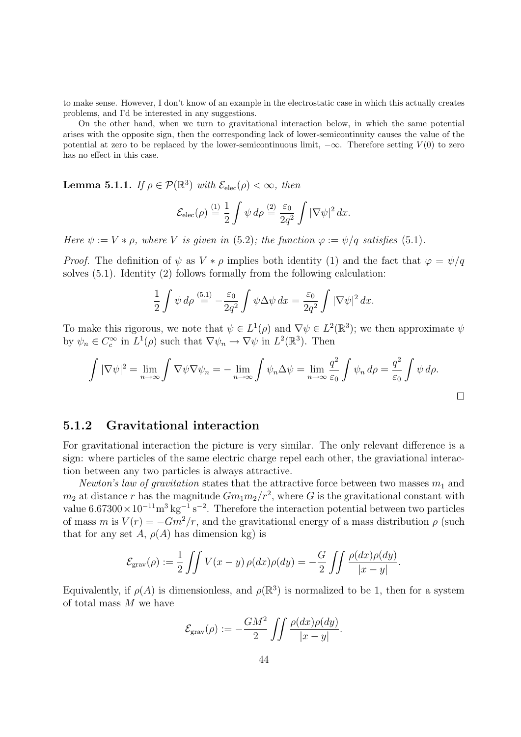to make sense. However, I don't know of an example in the electrostatic case in which this actually creates problems, and I'd be interested in any suggestions.

On the other hand, when we turn to gravitational interaction below, in which the same potential arises with the opposite sign, then the corresponding lack of lower-semicontinuity causes the value of the potential at zero to be replaced by the lower-semicontinuous limit, $-\infty$. Therefore setting $V(0)$ to zero has no effect in this case.

**Lemma 5.1.1.** *If $\rho \in \mathcal{P}(\mathbb{R}^3)$ with $\mathcal{E}_{\text{elec}}(\rho) < \infty$, then*

$$\mathcal{E}_{\text{elec}}(\rho) \overset{(1)}{=} \frac{1}{2} \int \psi \, d\rho \overset{(2)}{=} \frac{\varepsilon_0}{2q^2} \int |\nabla \psi|^2 \, dx.$$

*Here $\psi := V * \rho$, where $V$ is given in* (5.2)*; the function $\varphi := \psi/q$ satisfies* (5.1)*.*

*Proof.* The definition of $\psi$ as $V * \rho$ implies both identity (1) and the fact that $\varphi = \psi/q$ solves (5.1). Identity (2) follows formally from the following calculation:

$$\frac{1}{2} \int \psi \, d\rho \overset{(5.1)}{=} -\frac{\varepsilon_0}{2q^2} \int \psi \Delta \psi \, dx = \frac{\varepsilon_0}{2q^2} \int |\nabla \psi|^2 \, dx.$$

To make this rigorous, we note that $\psi \in L^1(\rho)$ and $\nabla \psi \in L^2(\mathbb{R}^3)$; we then approximate $\psi$ by $\psi_n \in C_c^\infty$ in $L^1(\rho)$ such that $\nabla \psi_n \to \nabla \psi$ in $L^2(\mathbb{R}^3)$. Then

$$\int |\nabla \psi|^2 = \lim_{n \to \infty} \int \nabla \psi \nabla \psi_n = -\lim_{n \to \infty} \int \psi_n \Delta \psi = \lim_{n \to \infty} \frac{q^2}{\varepsilon_0} \int \psi_n \, d\rho = \frac{q^2}{\varepsilon_0} \int \psi \, d\rho.$$

□

### 5.1.2 Gravitational interaction

For gravitational interaction the picture is very similar. The only relevant difference is a sign: where particles of the same electric charge repel each other, the graviational interaction between any two particles is always attractive.

*Newton's law of gravitation* states that the attractive force between two masses $m_1$ and $m_2$ at distance $r$ has the magnitude $Gm_1m_2/r^2$, where $G$ is the gravitational constant with value $6.67300 \times 10^{-11} \text{m}^3 \, \text{kg}^{-1} \, \text{s}^{-2}$. Therefore the interaction potential between two particles of mass $m$ is $V(r) = -Gm^2/r$, and the gravitational energy of a mass distribution $\rho$ (such that for any set $A$, $\rho(A)$ has dimension kg) is

$$\mathcal{E}_{\text{grav}}(\rho) := \frac{1}{2} \iint V(x-y) \, \rho(dx)\rho(dy) = -\frac{G}{2} \iint \frac{\rho(dx)\rho(dy)}{|x-y|}.$$

Equivalently, if $\rho(A)$ is dimensionless, and $\rho(\mathbb{R}^3)$ is normalized to be 1, then for a system of total mass $M$ we have

$$\mathcal{E}_{\text{grav}}(\rho) := -\frac{GM^2}{2} \iint \frac{\rho(dx)\rho(dy)}{|x-y|}.$$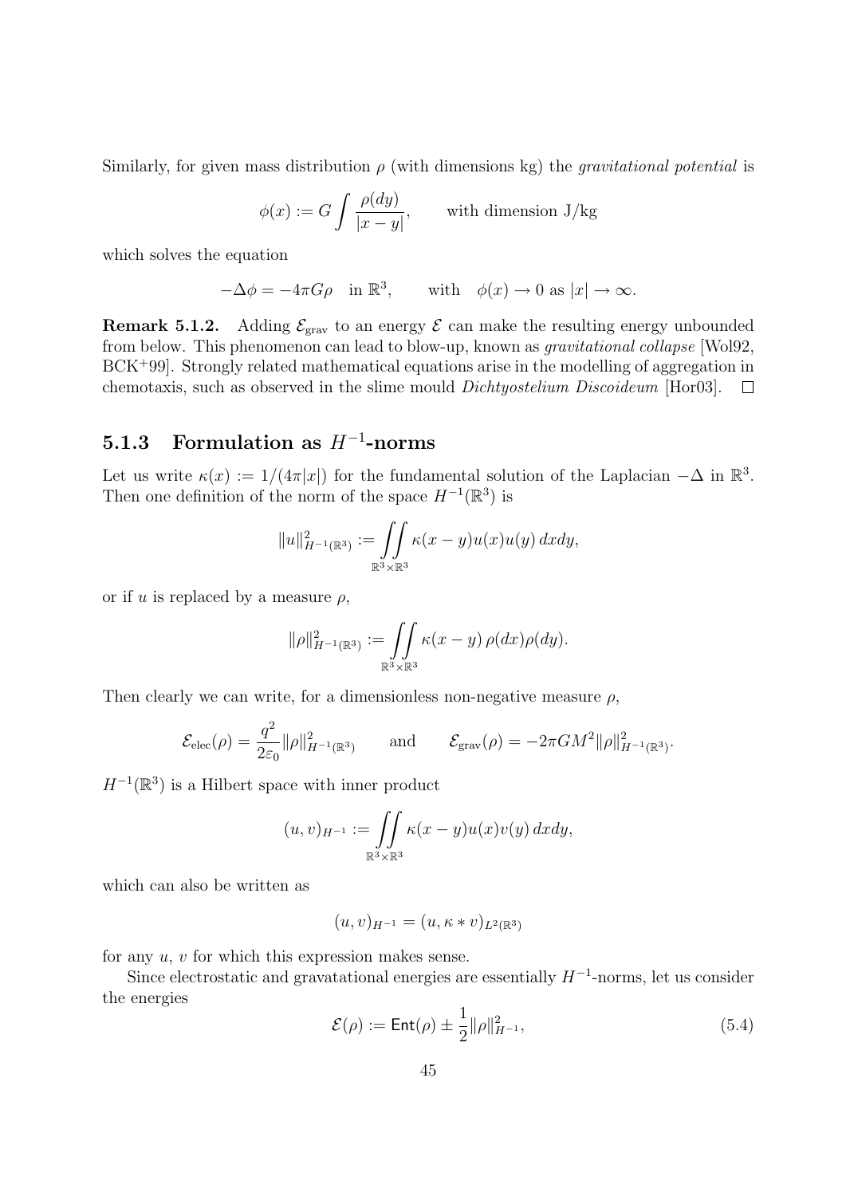Similarly, for given mass distribution $\rho$ (with dimensions kg) the *gravitational potential* is

$$\phi(x) := G \int \frac{\rho(dy)}{|x-y|}, \qquad \text{with dimension J/kg}$$

which solves the equation

$$-\Delta\phi = -4\pi G\rho \quad \text{in } \mathbb{R}^3, \qquad \text{with} \quad \phi(x) \to 0 \text{ as } |x| \to \infty.$$

**Remark 5.1.2.** Adding $\mathcal{E}_{\text{grav}}$ to an energy $\mathcal{E}$ can make the resulting energy unbounded from below. This phenomenon can lead to blow-up, known as *gravitational collapse* [Wol92, BCK+99]. Strongly related mathematical equations arise in the modelling of aggregation in chemotaxis, such as observed in the slime mould *Dichtyostelium Discoideum* [Hor03]. □

### 5.1.3 Formulation as $H^{-1}$-norms

Let us write $\kappa(x) := 1/(4\pi|x|)$ for the fundamental solution of the Laplacian $-\Delta$ in $\mathbb{R}^3$. Then one definition of the norm of the space $H^{-1}(\mathbb{R}^3)$ is

$$\|u\|^2_{H^{-1}(\mathbb{R}^3)} := \iint\limits_{\mathbb{R}^3\times\mathbb{R}^3} \kappa(x-y)u(x)u(y)\,dxdy,$$

or if $u$ is replaced by a measure $\rho$,

$$\|\rho\|^2_{H^{-1}(\mathbb{R}^3)} := \iint\limits_{\mathbb{R}^3\times\mathbb{R}^3} \kappa(x-y)\,\rho(dx)\rho(dy).$$

Then clearly we can write, for a dimensionless non-negative measure $\rho$,

$$\mathcal{E}_{\text{elec}}(\rho) = \frac{q^2}{2\varepsilon_0}\|\rho\|^2_{H^{-1}(\mathbb{R}^3)} \qquad \text{and} \qquad \mathcal{E}_{\text{grav}}(\rho) = -2\pi G M^2 \|\rho\|^2_{H^{-1}(\mathbb{R}^3)}.$$

$H^{-1}(\mathbb{R}^3)$ is a Hilbert space with inner product

$$(u,v)_{H^{-1}} := \iint\limits_{\mathbb{R}^3\times\mathbb{R}^3} \kappa(x-y)u(x)v(y)\,dxdy,$$

which can also be written as

$$(u,v)_{H^{-1}} = (u, \kappa * v)_{L^2(\mathbb{R}^3)}$$

for any $u$, $v$ for which this expression makes sense.

Since electrostatic and gravatational energies are essentially $H^{-1}$-norms, let us consider the energies

$$\mathcal{E}(\rho) := \mathsf{Ent}(\rho) \pm \frac{1}{2}\|\rho\|^2_{H^{-1}}, \tag{5.4}$$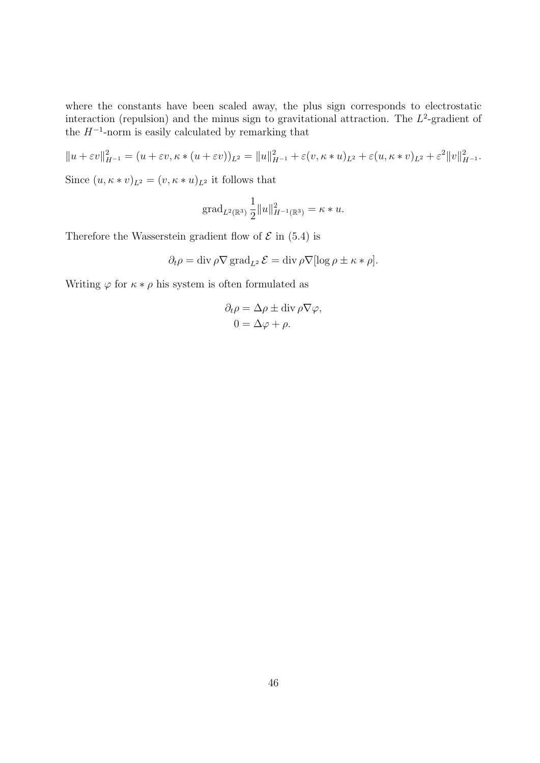where the constants have been scaled away, the plus sign corresponds to electrostatic interaction (repulsion) and the minus sign to gravitational attraction. The $L^2$-gradient of the $H^{-1}$-norm is easily calculated by remarking that

$$\|u+\varepsilon v\|_{H^{-1}}^2 = (u+\varepsilon v, \kappa * (u+\varepsilon v))_{L^2} = \|u\|_{H^{-1}}^2 + \varepsilon (v, \kappa * u)_{L^2} + \varepsilon (u, \kappa * v)_{L^2} + \varepsilon^2 \|v\|_{H^{-1}}^2.$$

Since $(u, \kappa * v)_{L^2} = (v, \kappa * u)_{L^2}$ it follows that

$$\operatorname{grad}_{L^2(\mathbb{R}^3)} \frac{1}{2}\|u\|_{H^{-1}(\mathbb{R}^3)}^2 = \kappa * u.$$

Therefore the Wasserstein gradient flow of $\mathcal{E}$ in (5.4) is

$$\partial_t \rho = \operatorname{div} \rho \nabla \operatorname{grad}_{L^2} \mathcal{E} = \operatorname{div} \rho \nabla [\log \rho \pm \kappa * \rho].$$

Writing $\varphi$ for $\kappa * \rho$ his system is often formulated as

$$\begin{aligned}
\partial_t \rho &= \Delta \rho \pm \operatorname{div} \rho \nabla \varphi, \\
0 &= \Delta \varphi + \rho.
\end{aligned}$$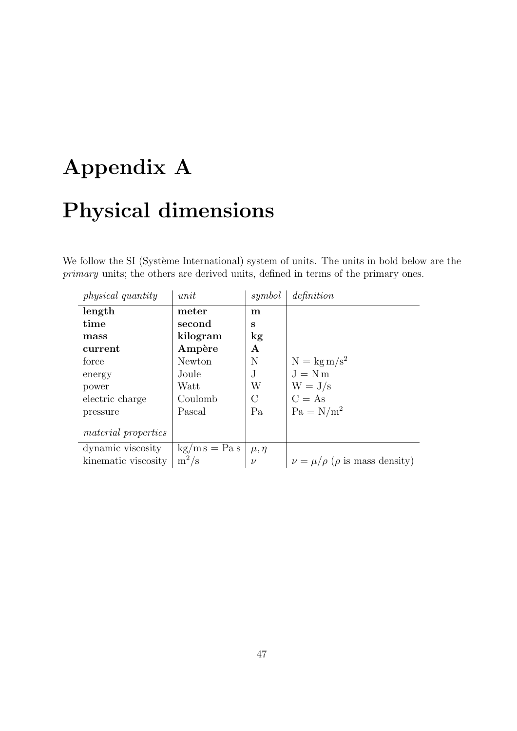# Appendix A

# Physical dimensions

We follow the SI (Système International) system of units. The units in bold below are the *primary* units; the others are derived units, defined in terms of the primary ones.

| *physical quantity* | *unit* | *symbol* | *definition* |
|---|---|---|---|
| **length** | **meter** | **m** | |
| **time** | **second** | **s** | |
| **mass** | **kilogram** | **kg** | |
| **current** | **Ampère** | **A** | |
| force | Newton | N | $\mathrm{N} = \mathrm{kg\,m/s^2}$ |
| energy | Joule | J | $\mathrm{J} = \mathrm{N\,m}$ |
| power | Watt | W | $\mathrm{W} = \mathrm{J/s}$ |
| electric charge | Coulomb | C | $\mathrm{C} = \mathrm{As}$ |
| pressure | Pascal | Pa | $\mathrm{Pa} = \mathrm{N/m^2}$ |
| *material properties* | | | |
| dynamic viscosity | $\mathrm{kg/m\,s} = \mathrm{Pa\ s}$ | $\mu, \eta$ | |
| kinematic viscosity | $\mathrm{m^2/s}$ | $\nu$ | $\nu = \mu/\rho$ ($\rho$ is mass density) |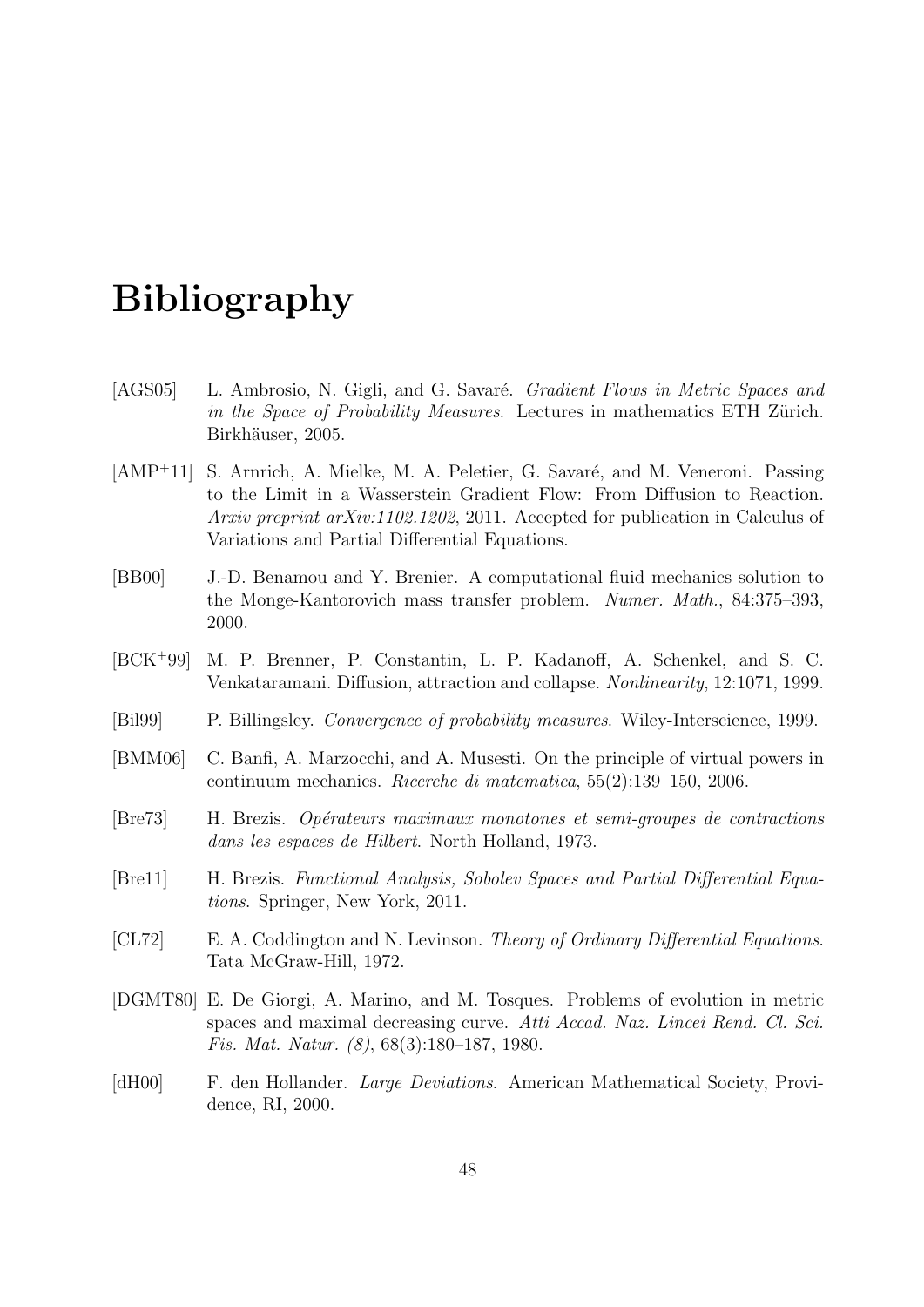# Bibliography

[AGS05] L. Ambrosio, N. Gigli, and G. Savaré. *Gradient Flows in Metric Spaces and in the Space of Probability Measures*. Lectures in mathematics ETH Zürich. Birkhäuser, 2005.

[AMP+11] S. Arnrich, A. Mielke, M. A. Peletier, G. Savaré, and M. Veneroni. Passing to the Limit in a Wasserstein Gradient Flow: From Diffusion to Reaction. *Arxiv preprint arXiv:1102.1202*, 2011. Accepted for publication in Calculus of Variations and Partial Differential Equations.

[BB00] J.-D. Benamou and Y. Brenier. A computational fluid mechanics solution to the Monge-Kantorovich mass transfer problem. *Numer. Math.*, 84:375–393, 2000.

[BCK+99] M. P. Brenner, P. Constantin, L. P. Kadanoff, A. Schenkel, and S. C. Venkataramani. Diffusion, attraction and collapse. *Nonlinearity*, 12:1071, 1999.

[Bil99] P. Billingsley. *Convergence of probability measures*. Wiley-Interscience, 1999.

[BMM06] C. Banfi, A. Marzocchi, and A. Musesti. On the principle of virtual powers in continuum mechanics. *Ricerche di matematica*, 55(2):139–150, 2006.

[Bre73] H. Brezis. *Opérateurs maximaux monotones et semi-groupes de contractions dans les espaces de Hilbert*. North Holland, 1973.

[Bre11] H. Brezis. *Functional Analysis, Sobolev Spaces and Partial Differential Equations*. Springer, New York, 2011.

[CL72] E. A. Coddington and N. Levinson. *Theory of Ordinary Differential Equations*. Tata McGraw-Hill, 1972.

[DGMT80] E. De Giorgi, A. Marino, and M. Tosques. Problems of evolution in metric spaces and maximal decreasing curve. *Atti Accad. Naz. Lincei Rend. Cl. Sci. Fis. Mat. Natur. (8)*, 68(3):180–187, 1980.

[dH00] F. den Hollander. *Large Deviations*. American Mathematical Society, Providence, RI, 2000.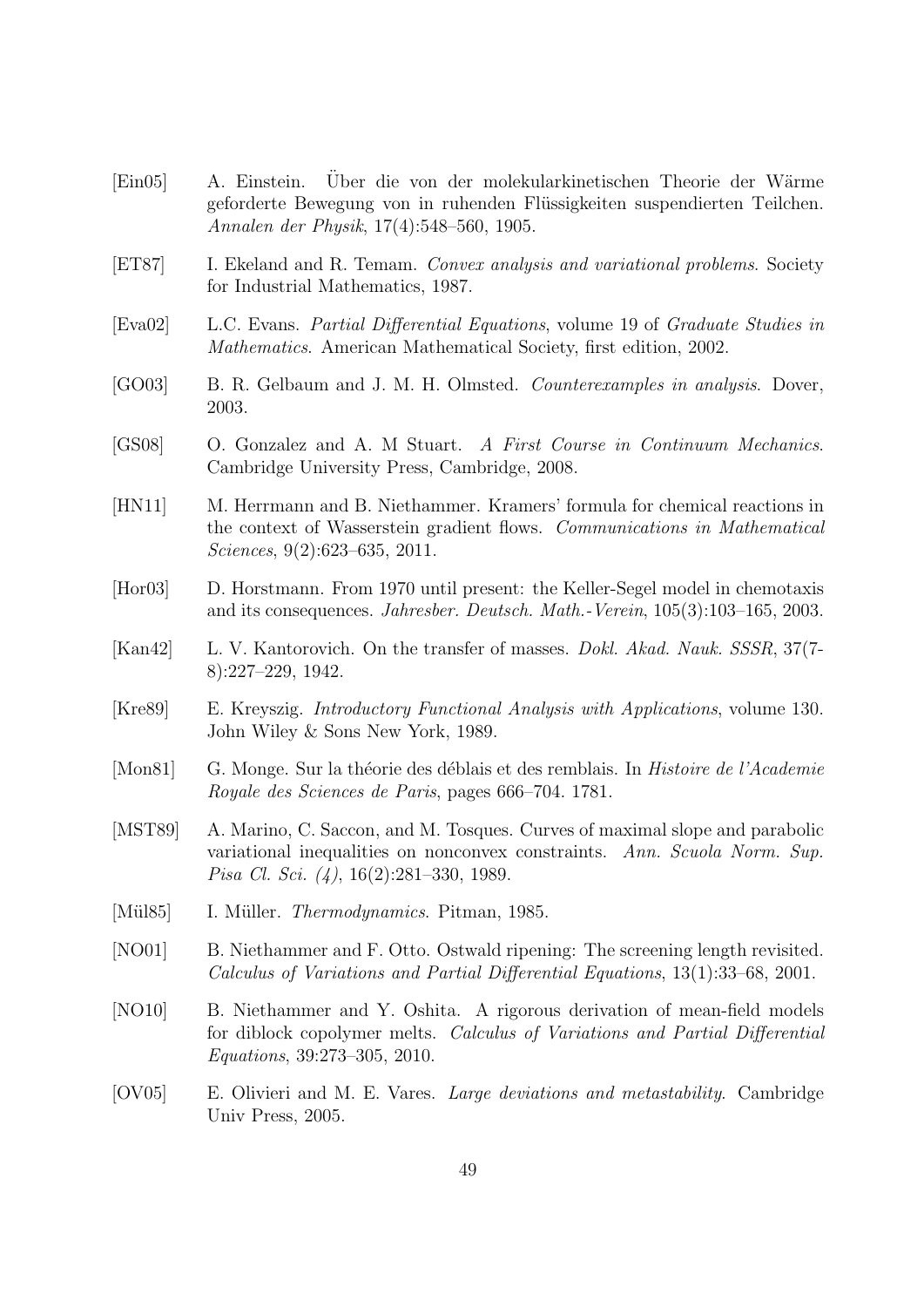[Ein05] A. Einstein. Über die von der molekularkinetischen Theorie der Wärme geforderte Bewegung von in ruhenden Flüssigkeiten suspendierten Teilchen. *Annalen der Physik*, 17(4):548–560, 1905.

[ET87] I. Ekeland and R. Temam. *Convex analysis and variational problems*. Society for Industrial Mathematics, 1987.

[Eva02] L.C. Evans. *Partial Differential Equations*, volume 19 of *Graduate Studies in Mathematics*. American Mathematical Society, first edition, 2002.

[GO03] B. R. Gelbaum and J. M. H. Olmsted. *Counterexamples in analysis*. Dover, 2003.

[GS08] O. Gonzalez and A. M Stuart. *A First Course in Continuum Mechanics*. Cambridge University Press, Cambridge, 2008.

[HN11] M. Herrmann and B. Niethammer. Kramers' formula for chemical reactions in the context of Wasserstein gradient flows. *Communications in Mathematical Sciences*, 9(2):623–635, 2011.

[Hor03] D. Horstmann. From 1970 until present: the Keller-Segel model in chemotaxis and its consequences. *Jahresber. Deutsch. Math.-Verein*, 105(3):103–165, 2003.

[Kan42] L. V. Kantorovich. On the transfer of masses. *Dokl. Akad. Nauk. SSSR*, 37(7-8):227–229, 1942.

[Kre89] E. Kreyszig. *Introductory Functional Analysis with Applications*, volume 130. John Wiley & Sons New York, 1989.

[Mon81] G. Monge. Sur la théorie des déblais et des remblais. In *Histoire de l'Academie Royale des Sciences de Paris*, pages 666–704. 1781.

[MST89] A. Marino, C. Saccon, and M. Tosques. Curves of maximal slope and parabolic variational inequalities on nonconvex constraints. *Ann. Scuola Norm. Sup. Pisa Cl. Sci. (4)*, 16(2):281–330, 1989.

[Mül85] I. Müller. *Thermodynamics*. Pitman, 1985.

[NO01] B. Niethammer and F. Otto. Ostwald ripening: The screening length revisited. *Calculus of Variations and Partial Differential Equations*, 13(1):33–68, 2001.

[NO10] B. Niethammer and Y. Oshita. A rigorous derivation of mean-field models for diblock copolymer melts. *Calculus of Variations and Partial Differential Equations*, 39:273–305, 2010.

[OV05] E. Olivieri and M. E. Vares. *Large deviations and metastability*. Cambridge Univ Press, 2005.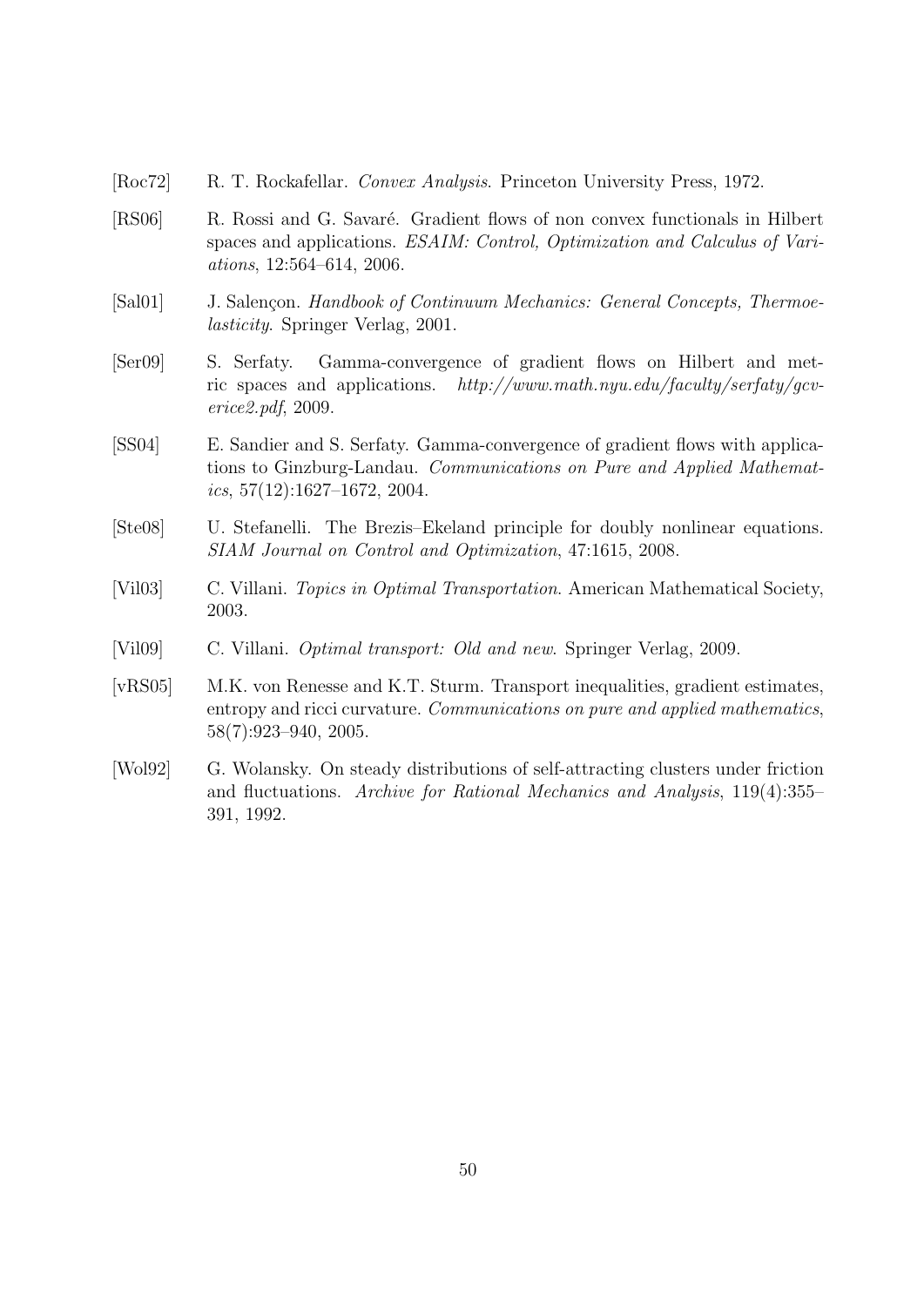[Roc72] R. T. Rockafellar. *Convex Analysis*. Princeton University Press, 1972.

[RS06] R. Rossi and G. Savaré. Gradient flows of non convex functionals in Hilbert spaces and applications. *ESAIM: Control, Optimization and Calculus of Variations*, 12:564–614, 2006.

[Sal01] J. Salençon. *Handbook of Continuum Mechanics: General Concepts, Thermoelasticity*. Springer Verlag, 2001.

[Ser09] S. Serfaty. Gamma-convergence of gradient flows on Hilbert and metric spaces and applications. *http://www.math.nyu.edu/faculty/serfaty/gcv-erice2.pdf*, 2009.

[SS04] E. Sandier and S. Serfaty. Gamma-convergence of gradient flows with applications to Ginzburg-Landau. *Communications on Pure and Applied Mathematics*, 57(12):1627–1672, 2004.

[Ste08] U. Stefanelli. The Brezis–Ekeland principle for doubly nonlinear equations. *SIAM Journal on Control and Optimization*, 47:1615, 2008.

[Vil03] C. Villani. *Topics in Optimal Transportation*. American Mathematical Society, 2003.

[Vil09] C. Villani. *Optimal transport: Old and new*. Springer Verlag, 2009.

[vRS05] M.K. von Renesse and K.T. Sturm. Transport inequalities, gradient estimates, entropy and ricci curvature. *Communications on pure and applied mathematics*, 58(7):923–940, 2005.

[Wol92] G. Wolansky. On steady distributions of self-attracting clusters under friction and fluctuations. *Archive for Rational Mechanics and Analysis*, 119(4):355–391, 1992.